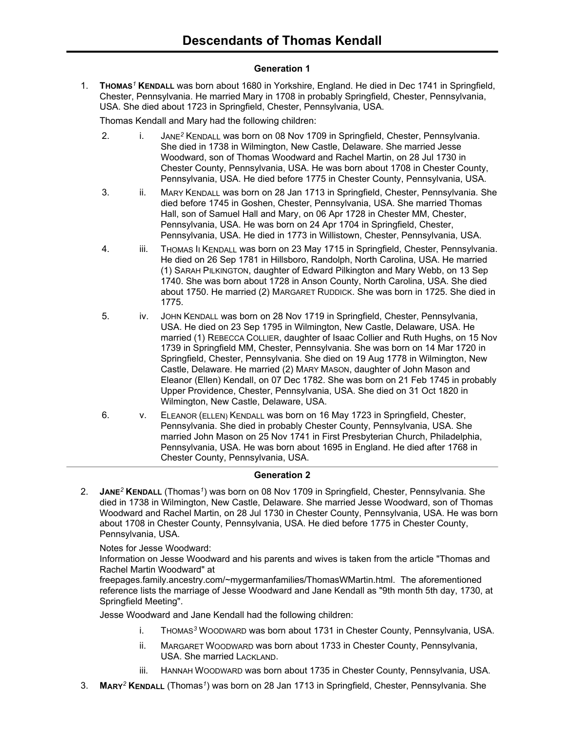# Descendants of Thomas Kendall

## Generation 1

1. **THOMAS[1] KENDALL** was born about 1680 in Yorkshire, England. He died in Dec 1741 in Springfield, Chester, Pennsylvania. He married Mary in 1708 in probably Springfield, Chester, Pennsylvania, USA. She died about 1723 in Springfield, Chester, Pennsylvania, USA.

   Thomas Kendall and Mary had the following children:

   2. i. JANE[2] KENDALL was born on 08 Nov 1709 in Springfield, Chester, Pennsylvania. She died in 1738 in Wilmington, New Castle, Delaware. She married Jesse Woodward, son of Thomas Woodward and Rachel Martin, on 28 Jul 1730 in Chester County, Pennsylvania, USA. He was born about 1708 in Chester County, Pennsylvania, USA. He died before 1775 in Chester County, Pennsylvania, USA.
   3. ii. MARY KENDALL was born on 28 Jan 1713 in Springfield, Chester, Pennsylvania. She died before 1745 in Goshen, Chester, Pennsylvania, USA. She married Thomas Hall, son of Samuel Hall and Mary, on 06 Apr 1728 in Chester MM, Chester, Pennsylvania, USA. He was born on 24 Apr 1704 in Springfield, Chester, Pennsylvania, USA. He died in 1773 in Willistown, Chester, Pennsylvania, USA.
   4. iii. THOMAS II KENDALL was born on 23 May 1715 in Springfield, Chester, Pennsylvania. He died on 26 Sep 1781 in Hillsboro, Randolph, North Carolina, USA. He married (1) SARAH PILKINGTON, daughter of Edward Pilkington and Mary Webb, on 13 Sep 1740. She was born about 1728 in Anson County, North Carolina, USA. She died about 1750. He married (2) MARGARET RUDDICK. She was born in 1725. She died in 1775.
   5. iv. JOHN KENDALL was born on 28 Nov 1719 in Springfield, Chester, Pennsylvania, USA. He died on 23 Sep 1795 in Wilmington, New Castle, Delaware, USA. He married (1) REBECCA COLLIER, daughter of Isaac Collier and Ruth Hughs, on 15 Nov 1739 in Springfield MM, Chester, Pennsylvania. She was born on 14 Mar 1720 in Springfield, Chester, Pennsylvania. She died on 19 Aug 1778 in Wilmington, New Castle, Delaware. He married (2) MARY MASON, daughter of John Mason and Eleanor (Ellen) Kendall, on 07 Dec 1782. She was born on 21 Feb 1745 in probably Upper Providence, Chester, Pennsylvania, USA. She died on 31 Oct 1820 in Wilmington, New Castle, Delaware, USA.
   6. v. ELEANOR (ELLEN) KENDALL was born on 16 May 1723 in Springfield, Chester, Pennsylvania. She died in probably Chester County, Pennsylvania, USA. She married John Mason on 25 Nov 1741 in First Presbyterian Church, Philadelphia, Pennsylvania, USA. He was born about 1695 in England. He died after 1768 in Chester County, Pennsylvania, USA.

---

## Generation 2

2. **JANE[2] KENDALL** (Thomas[1]) was born on 08 Nov 1709 in Springfield, Chester, Pennsylvania. She died in 1738 in Wilmington, New Castle, Delaware. She married Jesse Woodward, son of Thomas Woodward and Rachel Martin, on 28 Jul 1730 in Chester County, Pennsylvania, USA. He was born about 1708 in Chester County, Pennsylvania, USA. He died before 1775 in Chester County, Pennsylvania, USA.

   Notes for Jesse Woodward:
   Information on Jesse Woodward and his parents and wives is taken from the article "Thomas and Rachel Martin Woodward" at freepages.family.ancestry.com/~mygermanfamilies/ThomasWMartin.html. The aforementioned reference lists the marriage of Jesse Woodward and Jane Kendall as "9th month 5th day, 1730, at Springfield Meeting".

   Jesse Woodward and Jane Kendall had the following children:

   i. THOMAS[3] WOODWARD was born about 1731 in Chester County, Pennsylvania, USA.

   ii. MARGARET WOODWARD was born about 1733 in Chester County, Pennsylvania, USA. She married LACKLAND.

   iii. HANNAH WOODWARD was born about 1735 in Chester County, Pennsylvania, USA.

3. **MARY[2] KENDALL** (Thomas[1]) was born on 28 Jan 1713 in Springfield, Chester, Pennsylvania. She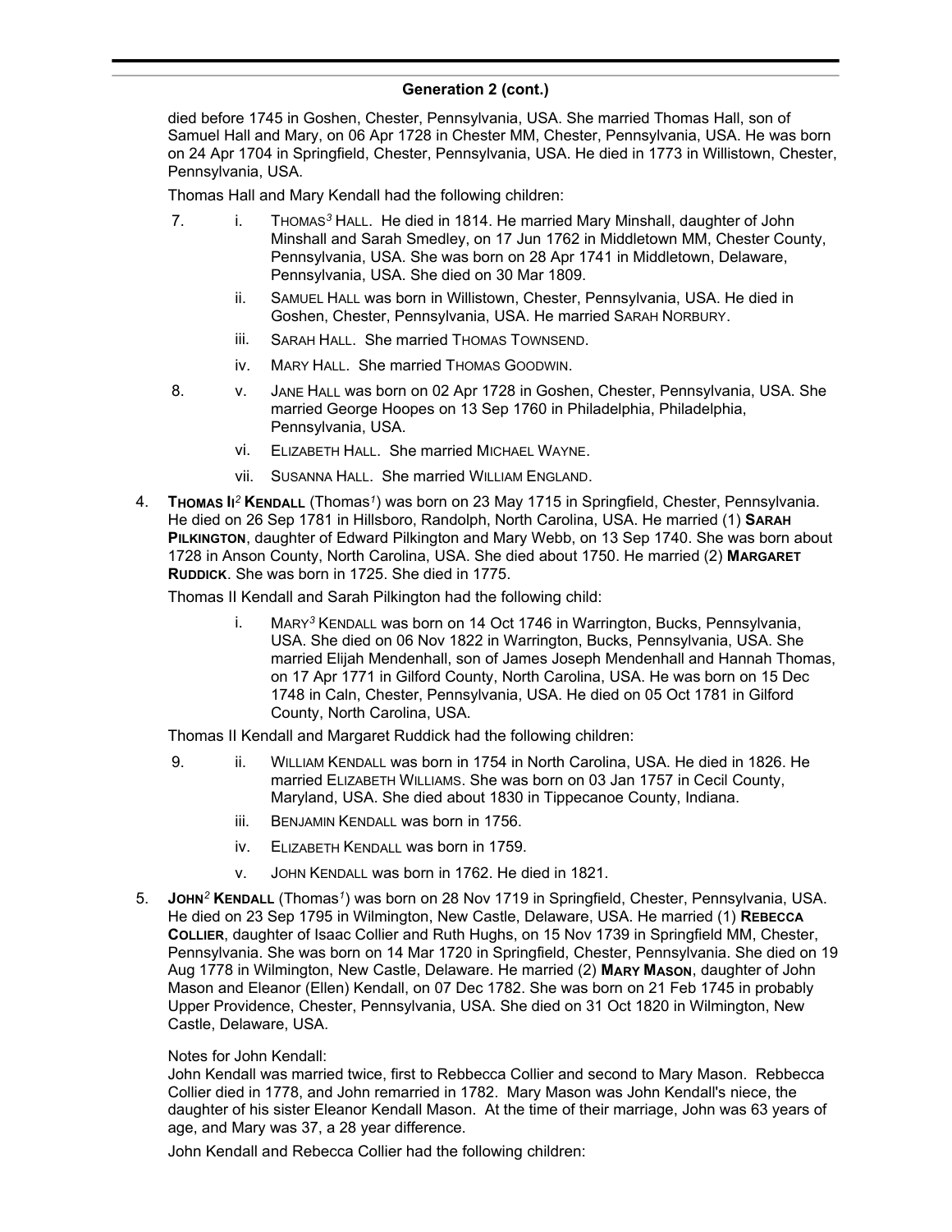## Generation 2 (cont.)

died before 1745 in Goshen, Chester, Pennsylvania, USA. She married Thomas Hall, son of Samuel Hall and Mary, on 06 Apr 1728 in Chester MM, Chester, Pennsylvania, USA. He was born on 24 Apr 1704 in Springfield, Chester, Pennsylvania, USA. He died in 1773 in Willistown, Chester, Pennsylvania, USA.

Thomas Hall and Mary Kendall had the following children:

7. i. THOMAS[3] HALL. He died in 1814. He married Mary Minshall, daughter of John Minshall and Sarah Smedley, on 17 Jun 1762 in Middletown MM, Chester County, Pennsylvania, USA. She was born on 28 Apr 1741 in Middletown, Delaware, Pennsylvania, USA. She died on 30 Mar 1809.

   ii. SAMUEL HALL was born in Willistown, Chester, Pennsylvania, USA. He died in Goshen, Chester, Pennsylvania, USA. He married SARAH NORBURY.

   iii. SARAH HALL. She married THOMAS TOWNSEND.

   iv. MARY HALL. She married THOMAS GOODWIN.

8. v. JANE HALL was born on 02 Apr 1728 in Goshen, Chester, Pennsylvania, USA. She married George Hoopes on 13 Sep 1760 in Philadelphia, Philadelphia, Pennsylvania, USA.

   vi. ELIZABETH HALL. She married MICHAEL WAYNE.

   vii. SUSANNA HALL. She married WILLIAM ENGLAND.

4. **THOMAS II[2] KENDALL** (Thomas[1]) was born on 23 May 1715 in Springfield, Chester, Pennsylvania. He died on 26 Sep 1781 in Hillsboro, Randolph, North Carolina, USA. He married (1) **SARAH PILKINGTON**, daughter of Edward Pilkington and Mary Webb, on 13 Sep 1740. She was born about 1728 in Anson County, North Carolina, USA. She died about 1750. He married (2) **MARGARET RUDDICK**. She was born in 1725. She died in 1775.

Thomas II Kendall and Sarah Pilkington had the following child:

   i. MARY[3] KENDALL was born on 14 Oct 1746 in Warrington, Bucks, Pennsylvania, USA. She died on 06 Nov 1822 in Warrington, Bucks, Pennsylvania, USA. She married Elijah Mendenhall, son of James Joseph Mendenhall and Hannah Thomas, on 17 Apr 1771 in Gilford County, North Carolina, USA. He was born on 15 Dec 1748 in Caln, Chester, Pennsylvania, USA. He died on 05 Oct 1781 in Gilford County, North Carolina, USA.

Thomas II Kendall and Margaret Ruddick had the following children:

9. ii. WILLIAM KENDALL was born in 1754 in North Carolina, USA. He died in 1826. He married ELIZABETH WILLIAMS. She was born on 03 Jan 1757 in Cecil County, Maryland, USA. She died about 1830 in Tippecanoe County, Indiana.

   iii. BENJAMIN KENDALL was born in 1756.

   iv. ELIZABETH KENDALL was born in 1759.

   v. JOHN KENDALL was born in 1762. He died in 1821.

5. **JOHN[2] KENDALL** (Thomas[1]) was born on 28 Nov 1719 in Springfield, Chester, Pennsylvania, USA. He died on 23 Sep 1795 in Wilmington, New Castle, Delaware, USA. He married (1) **REBECCA COLLIER**, daughter of Isaac Collier and Ruth Hughs, on 15 Nov 1739 in Springfield MM, Chester, Pennsylvania. She was born on 14 Mar 1720 in Springfield, Chester, Pennsylvania. She died on 19 Aug 1778 in Wilmington, New Castle, Delaware. He married (2) **MARY MASON**, daughter of John Mason and Eleanor (Ellen) Kendall, on 07 Dec 1782. She was born on 21 Feb 1745 in probably Upper Providence, Chester, Pennsylvania, USA. She died on 31 Oct 1820 in Wilmington, New Castle, Delaware, USA.

Notes for John Kendall:
John Kendall was married twice, first to Rebbecca Collier and second to Mary Mason. Rebbecca Collier died in 1778, and John remarried in 1782. Mary Mason was John Kendall's niece, the daughter of his sister Eleanor Kendall Mason. At the time of their marriage, John was 63 years of age, and Mary was 37, a 28 year difference.

John Kendall and Rebecca Collier had the following children: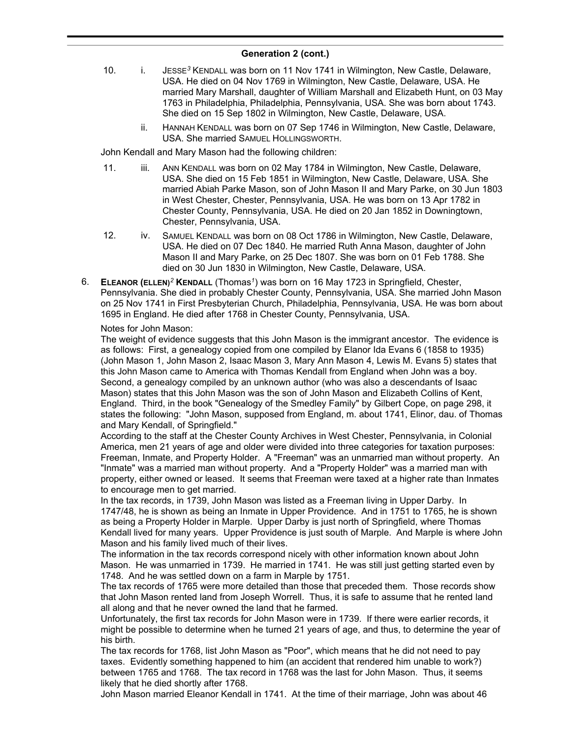## Generation 2 (cont.)

10. i. JESSE[3] KENDALL was born on 11 Nov 1741 in Wilmington, New Castle, Delaware, USA. He died on 04 Nov 1769 in Wilmington, New Castle, Delaware, USA. He married Mary Marshall, daughter of William Marshall and Elizabeth Hunt, on 03 May 1763 in Philadelphia, Philadelphia, Pennsylvania, USA. She was born about 1743. She died on 15 Sep 1802 in Wilmington, New Castle, Delaware, USA.

ii. HANNAH KENDALL was born on 07 Sep 1746 in Wilmington, New Castle, Delaware, USA. She married SAMUEL HOLLINGSWORTH.

John Kendall and Mary Mason had the following children:

11. iii. ANN KENDALL was born on 02 May 1784 in Wilmington, New Castle, Delaware, USA. She died on 15 Feb 1851 in Wilmington, New Castle, Delaware, USA. She married Abiah Parke Mason, son of John Mason II and Mary Parke, on 30 Jun 1803 in West Chester, Chester, Pennsylvania, USA. He was born on 13 Apr 1782 in Chester County, Pennsylvania, USA. He died on 20 Jan 1852 in Downingtown, Chester, Pennsylvania, USA.

12. iv. SAMUEL KENDALL was born on 08 Oct 1786 in Wilmington, New Castle, Delaware, USA. He died on 07 Dec 1840. He married Ruth Anna Mason, daughter of John Mason II and Mary Parke, on 25 Dec 1807. She was born on 01 Feb 1788. She died on 30 Jun 1830 in Wilmington, New Castle, Delaware, USA.

6. **ELEANOR (ELLEN)[2] KENDALL** (Thomas[1]) was born on 16 May 1723 in Springfield, Chester, Pennsylvania. She died in probably Chester County, Pennsylvania, USA. She married John Mason on 25 Nov 1741 in First Presbyterian Church, Philadelphia, Pennsylvania, USA. He was born about 1695 in England. He died after 1768 in Chester County, Pennsylvania, USA.

Notes for John Mason:

The weight of evidence suggests that this John Mason is the immigrant ancestor. The evidence is as follows: First, a genealogy copied from one compiled by Elanor Ida Evans 6 (1858 to 1935) (John Mason 1, John Mason 2, Isaac Mason 3, Mary Ann Mason 4, Lewis M. Evans 5) states that this John Mason came to America with Thomas Kendall from England when John was a boy. Second, a genealogy compiled by an unknown author (who was also a descendants of Isaac Mason) states that this John Mason was the son of John Mason and Elizabeth Collins of Kent, England. Third, in the book "Genealogy of the Smedley Family" by Gilbert Cope, on page 298, it states the following: "John Mason, supposed from England, m. about 1741, Elinor, dau. of Thomas and Mary Kendall, of Springfield."

According to the staff at the Chester County Archives in West Chester, Pennsylvania, in Colonial America, men 21 years of age and older were divided into three categories for taxation purposes: Freeman, Inmate, and Property Holder. A "Freeman" was an unmarried man without property. An "Inmate" was a married man without property. And a "Property Holder" was a married man with property, either owned or leased. It seems that Freeman were taxed at a higher rate than Inmates to encourage men to get married.

In the tax records, in 1739, John Mason was listed as a Freeman living in Upper Darby. In 1747/48, he is shown as being an Inmate in Upper Providence. And in 1751 to 1765, he is shown as being a Property Holder in Marple. Upper Darby is just north of Springfield, where Thomas Kendall lived for many years. Upper Providence is just south of Marple. And Marple is where John Mason and his family lived much of their lives.

The information in the tax records correspond nicely with other information known about John Mason. He was unmarried in 1739. He married in 1741. He was still just getting started even by 1748. And he was settled down on a farm in Marple by 1751.

The tax records of 1765 were more detailed than those that preceded them. Those records show that John Mason rented land from Joseph Worrell. Thus, it is safe to assume that he rented land all along and that he never owned the land that he farmed.

Unfortunately, the first tax records for John Mason were in 1739. If there were earlier records, it might be possible to determine when he turned 21 years of age, and thus, to determine the year of his birth.

The tax records for 1768, list John Mason as "Poor", which means that he did not need to pay taxes. Evidently something happened to him (an accident that rendered him unable to work?) between 1765 and 1768. The tax record in 1768 was the last for John Mason. Thus, it seems likely that he died shortly after 1768.

John Mason married Eleanor Kendall in 1741. At the time of their marriage, John was about 46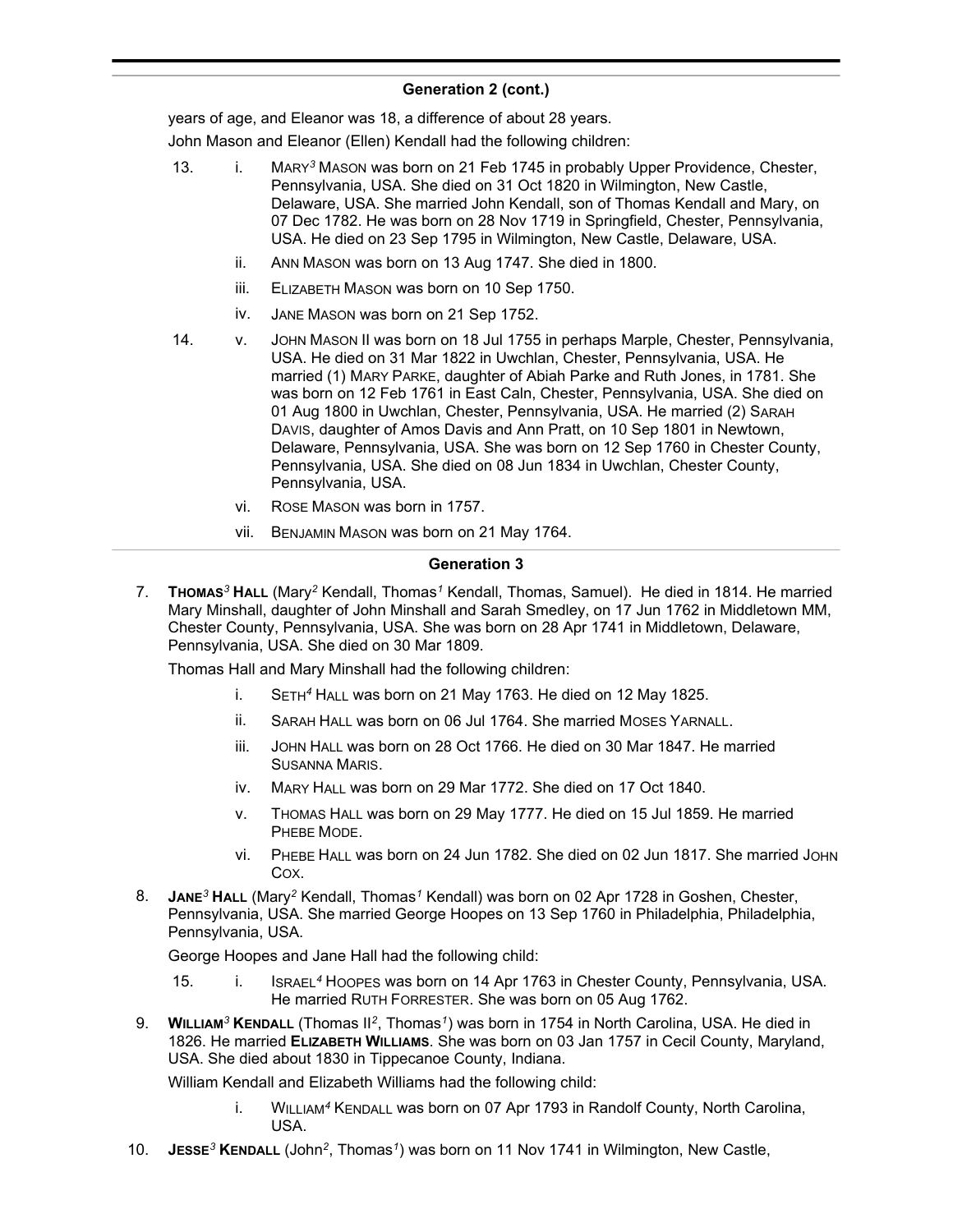## Generation 2 (cont.)

years of age, and Eleanor was 18, a difference of about 28 years.

John Mason and Eleanor (Ellen) Kendall had the following children:

13. i. MARY[3] MASON was born on 21 Feb 1745 in probably Upper Providence, Chester, Pennsylvania, USA. She died on 31 Oct 1820 in Wilmington, New Castle, Delaware, USA. She married John Kendall, son of Thomas Kendall and Mary, on 07 Dec 1782. He was born on 28 Nov 1719 in Springfield, Chester, Pennsylvania, USA. He died on 23 Sep 1795 in Wilmington, New Castle, Delaware, USA.

ii. ANN MASON was born on 13 Aug 1747. She died in 1800.

iii. ELIZABETH MASON was born on 10 Sep 1750.

iv. JANE MASON was born on 21 Sep 1752.

14. v. JOHN MASON II was born on 18 Jul 1755 in perhaps Marple, Chester, Pennsylvania, USA. He died on 31 Mar 1822 in Uwchlan, Chester, Pennsylvania, USA. He married (1) MARY PARKE, daughter of Abiah Parke and Ruth Jones, in 1781. She was born on 12 Feb 1761 in East Caln, Chester, Pennsylvania, USA. She died on 01 Aug 1800 in Uwchlan, Chester, Pennsylvania, USA. He married (2) SARAH DAVIS, daughter of Amos Davis and Ann Pratt, on 10 Sep 1801 in Newtown, Delaware, Pennsylvania, USA. She was born on 12 Sep 1760 in Chester County, Pennsylvania, USA. She died on 08 Jun 1834 in Uwchlan, Chester County, Pennsylvania, USA.

vi. ROSE MASON was born in 1757.

vii. BENJAMIN MASON was born on 21 May 1764.

## Generation 3

7. **THOMAS[3] HALL** (Mary[2] Kendall, Thomas[1] Kendall, Thomas, Samuel). He died in 1814. He married Mary Minshall, daughter of John Minshall and Sarah Smedley, on 17 Jun 1762 in Middletown MM, Chester County, Pennsylvania, USA. She was born on 28 Apr 1741 in Middletown, Delaware, Pennsylvania, USA. She died on 30 Mar 1809.

Thomas Hall and Mary Minshall had the following children:

i. SETH[4] HALL was born on 21 May 1763. He died on 12 May 1825.

ii. SARAH HALL was born on 06 Jul 1764. She married MOSES YARNALL.

iii. JOHN HALL was born on 28 Oct 1766. He died on 30 Mar 1847. He married SUSANNA MARIS.

iv. MARY HALL was born on 29 Mar 1772. She died on 17 Oct 1840.

v. THOMAS HALL was born on 29 May 1777. He died on 15 Jul 1859. He married PHEBE MODE.

vi. PHEBE HALL was born on 24 Jun 1782. She died on 02 Jun 1817. She married JOHN COX.

8. **JANE[3] HALL** (Mary[2] Kendall, Thomas[1] Kendall) was born on 02 Apr 1728 in Goshen, Chester, Pennsylvania, USA. She married George Hoopes on 13 Sep 1760 in Philadelphia, Philadelphia, Pennsylvania, USA.

George Hoopes and Jane Hall had the following child:

15. i. ISRAEL[4] HOOPES was born on 14 Apr 1763 in Chester County, Pennsylvania, USA. He married RUTH FORRESTER. She was born on 05 Aug 1762.

9. **WILLIAM[3] KENDALL** (Thomas II[2], Thomas[1]) was born in 1754 in North Carolina, USA. He died in 1826. He married **ELIZABETH WILLIAMS**. She was born on 03 Jan 1757 in Cecil County, Maryland, USA. She died about 1830 in Tippecanoe County, Indiana.

William Kendall and Elizabeth Williams had the following child:

i. WILLIAM[4] KENDALL was born on 07 Apr 1793 in Randolf County, North Carolina, USA.

10. **JESSE[3] KENDALL** (John[2], Thomas[1]) was born on 11 Nov 1741 in Wilmington, New Castle,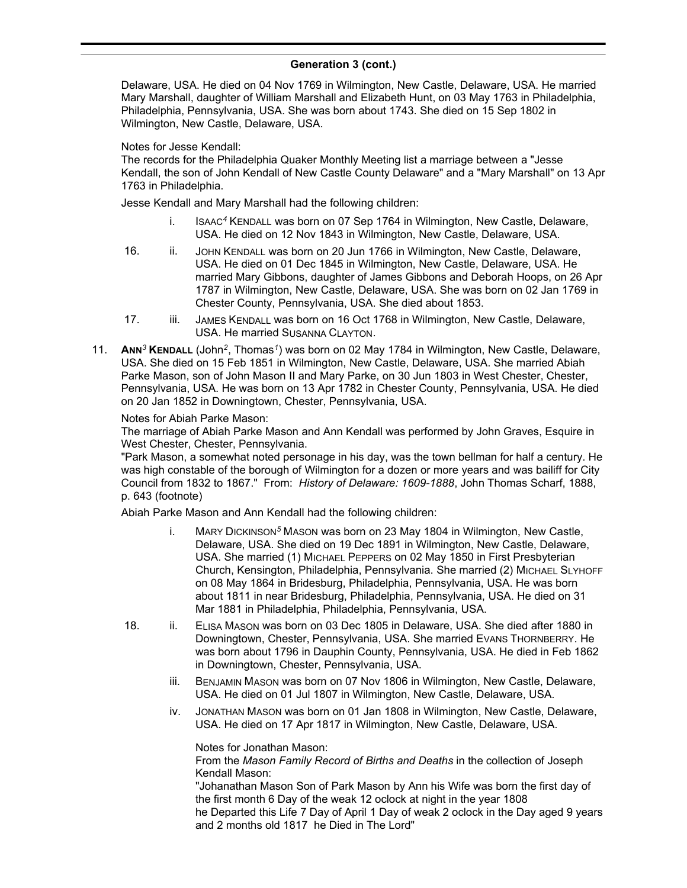## Generation 3 (cont.)

Delaware, USA. He died on 04 Nov 1769 in Wilmington, New Castle, Delaware, USA. He married Mary Marshall, daughter of William Marshall and Elizabeth Hunt, on 03 May 1763 in Philadelphia, Philadelphia, Pennsylvania, USA. She was born about 1743. She died on 15 Sep 1802 in Wilmington, New Castle, Delaware, USA.

Notes for Jesse Kendall:
The records for the Philadelphia Quaker Monthly Meeting list a marriage between a "Jesse Kendall, the son of John Kendall of New Castle County Delaware" and a "Mary Marshall" on 13 Apr 1763 in Philadelphia.

Jesse Kendall and Mary Marshall had the following children:

- i. ISAAC[4] KENDALL was born on 07 Sep 1764 in Wilmington, New Castle, Delaware, USA. He died on 12 Nov 1843 in Wilmington, New Castle, Delaware, USA.
- 16. ii. JOHN KENDALL was born on 20 Jun 1766 in Wilmington, New Castle, Delaware, USA. He died on 01 Dec 1845 in Wilmington, New Castle, Delaware, USA. He married Mary Gibbons, daughter of James Gibbons and Deborah Hoops, on 26 Apr 1787 in Wilmington, New Castle, Delaware, USA. She was born on 02 Jan 1769 in Chester County, Pennsylvania, USA. She died about 1853.
- 17. iii. JAMES KENDALL was born on 16 Oct 1768 in Wilmington, New Castle, Delaware, USA. He married SUSANNA CLAYTON.

11. **ANN[3] KENDALL** (John[2], Thomas[1]) was born on 02 May 1784 in Wilmington, New Castle, Delaware, USA. She died on 15 Feb 1851 in Wilmington, New Castle, Delaware, USA. She married Abiah Parke Mason, son of John Mason II and Mary Parke, on 30 Jun 1803 in West Chester, Chester, Pennsylvania, USA. He was born on 13 Apr 1782 in Chester County, Pennsylvania, USA. He died on 20 Jan 1852 in Downingtown, Chester, Pennsylvania, USA.

Notes for Abiah Parke Mason:
The marriage of Abiah Parke Mason and Ann Kendall was performed by John Graves, Esquire in West Chester, Chester, Pennsylvania.
"Park Mason, a somewhat noted personage in his day, was the town bellman for half a century. He was high constable of the borough of Wilmington for a dozen or more years and was bailiff for City Council from 1832 to 1867." From: *History of Delaware: 1609-1888*, John Thomas Scharf, 1888, p. 643 (footnote)

Abiah Parke Mason and Ann Kendall had the following children:

- i. MARY DICKINSON[5] MASON was born on 23 May 1804 in Wilmington, New Castle, Delaware, USA. She died on 19 Dec 1891 in Wilmington, New Castle, Delaware, USA. She married (1) MICHAEL PEPPERS on 02 May 1850 in First Presbyterian Church, Kensington, Philadelphia, Pennsylvania. She married (2) MICHAEL SLYHOFF on 08 May 1864 in Bridesburg, Philadelphia, Pennsylvania, USA. He was born about 1811 in near Bridesburg, Philadelphia, Pennsylvania, USA. He died on 31 Mar 1881 in Philadelphia, Philadelphia, Pennsylvania, USA.
- 18. ii. ELISA MASON was born on 03 Dec 1805 in Delaware, USA. She died after 1880 in Downingtown, Chester, Pennsylvania, USA. She married EVANS THORNBERRY. He was born about 1796 in Dauphin County, Pennsylvania, USA. He died in Feb 1862 in Downingtown, Chester, Pennsylvania, USA.
- iii. BENJAMIN MASON was born on 07 Nov 1806 in Wilmington, New Castle, Delaware, USA. He died on 01 Jul 1807 in Wilmington, New Castle, Delaware, USA.
- iv. JONATHAN MASON was born on 01 Jan 1808 in Wilmington, New Castle, Delaware, USA. He died on 17 Apr 1817 in Wilmington, New Castle, Delaware, USA.

  Notes for Jonathan Mason:
  From the *Mason Family Record of Births and Deaths* in the collection of Joseph Kendall Mason:
  "Johanathan Mason Son of Park Mason by Ann his Wife was born the first day of the first month 6 Day of the weak 12 oclock at night in the year 1808
  he Departed this Life 7 Day of April 1 Day of weak 2 oclock in the Day aged 9 years and 2 months old 1817 he Died in The Lord"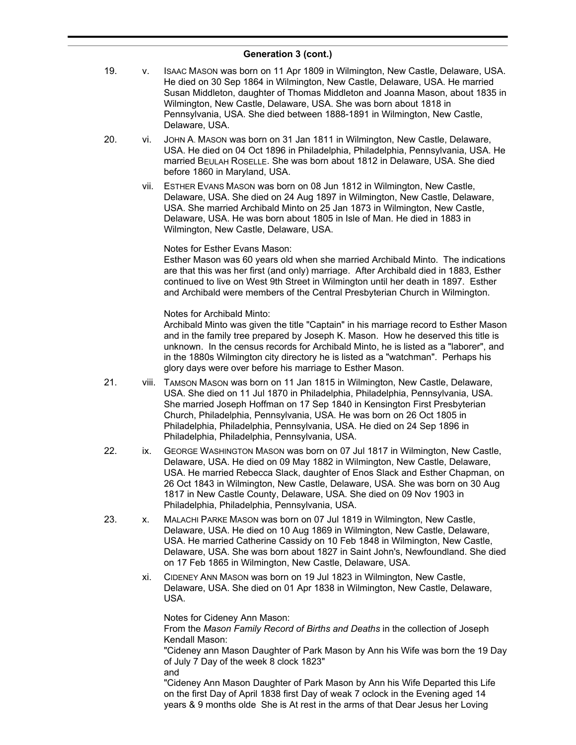### Generation 3 (cont.)

19. v. ISAAC MASON was born on 11 Apr 1809 in Wilmington, New Castle, Delaware, USA. He died on 30 Sep 1864 in Wilmington, New Castle, Delaware, USA. He married Susan Middleton, daughter of Thomas Middleton and Joanna Mason, about 1835 in Wilmington, New Castle, Delaware, USA. She was born about 1818 in Pennsylvania, USA. She died between 1888-1891 in Wilmington, New Castle, Delaware, USA.

20. vi. JOHN A. MASON was born on 31 Jan 1811 in Wilmington, New Castle, Delaware, USA. He died on 04 Oct 1896 in Philadelphia, Philadelphia, Pennsylvania, USA. He married BEULAH ROSELLE. She was born about 1812 in Delaware, USA. She died before 1860 in Maryland, USA.

vii. ESTHER EVANS MASON was born on 08 Jun 1812 in Wilmington, New Castle, Delaware, USA. She died on 24 Aug 1897 in Wilmington, New Castle, Delaware, USA. She married Archibald Minto on 25 Jan 1873 in Wilmington, New Castle, Delaware, USA. He was born about 1805 in Isle of Man. He died in 1883 in Wilmington, New Castle, Delaware, USA.

Notes for Esther Evans Mason:
Esther Mason was 60 years old when she married Archibald Minto. The indications are that this was her first (and only) marriage. After Archibald died in 1883, Esther continued to live on West 9th Street in Wilmington until her death in 1897. Esther and Archibald were members of the Central Presbyterian Church in Wilmington.

Notes for Archibald Minto:
Archibald Minto was given the title "Captain" in his marriage record to Esther Mason and in the family tree prepared by Joseph K. Mason. How he deserved this title is unknown. In the census records for Archibald Minto, he is listed as a "laborer", and in the 1880s Wilmington city directory he is listed as a "watchman". Perhaps his glory days were over before his marriage to Esther Mason.

21. viii. TAMSON MASON was born on 11 Jan 1815 in Wilmington, New Castle, Delaware, USA. She died on 11 Jul 1870 in Philadelphia, Philadelphia, Pennsylvania, USA. She married Joseph Hoffman on 17 Sep 1840 in Kensington First Presbyterian Church, Philadelphia, Pennsylvania, USA. He was born on 26 Oct 1805 in Philadelphia, Philadelphia, Pennsylvania, USA. He died on 24 Sep 1896 in Philadelphia, Philadelphia, Pennsylvania, USA.

22. ix. GEORGE WASHINGTON MASON was born on 07 Jul 1817 in Wilmington, New Castle, Delaware, USA. He died on 09 May 1882 in Wilmington, New Castle, Delaware, USA. He married Rebecca Slack, daughter of Enos Slack and Esther Chapman, on 26 Oct 1843 in Wilmington, New Castle, Delaware, USA. She was born on 30 Aug 1817 in New Castle County, Delaware, USA. She died on 09 Nov 1903 in Philadelphia, Philadelphia, Pennsylvania, USA.

23. x. MALACHI PARKE MASON was born on 07 Jul 1819 in Wilmington, New Castle, Delaware, USA. He died on 10 Aug 1869 in Wilmington, New Castle, Delaware, USA. He married Catherine Cassidy on 10 Feb 1848 in Wilmington, New Castle, Delaware, USA. She was born about 1827 in Saint John's, Newfoundland. She died on 17 Feb 1865 in Wilmington, New Castle, Delaware, USA.

xi. CIDENEY ANN MASON was born on 19 Jul 1823 in Wilmington, New Castle, Delaware, USA. She died on 01 Apr 1838 in Wilmington, New Castle, Delaware, USA.

Notes for Cideney Ann Mason:
From the *Mason Family Record of Births and Deaths* in the collection of Joseph Kendall Mason:
"Cideney ann Mason Daughter of Park Mason by Ann his Wife was born the 19 Day of July 7 Day of the week 8 clock 1823"
and
"Cideney Ann Mason Daughter of Park Mason by Ann his Wife Departed this Life on the first Day of April 1838 first Day of weak 7 oclock in the Evening aged 14 years & 9 months olde She is At rest in the arms of that Dear Jesus her Loving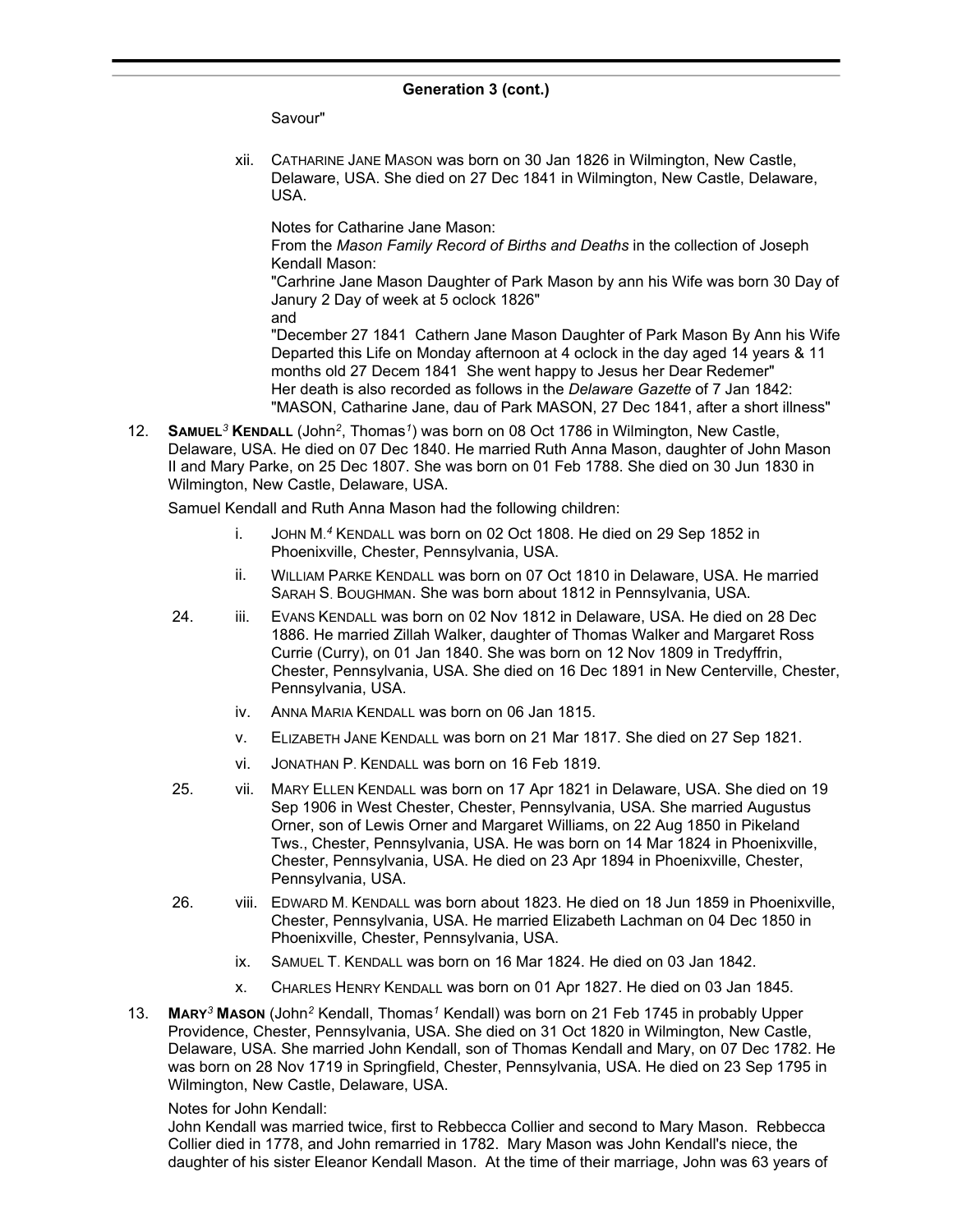## Generation 3 (cont.)

Savour"

xii. CATHARINE JANE MASON was born on 30 Jan 1826 in Wilmington, New Castle, Delaware, USA. She died on 27 Dec 1841 in Wilmington, New Castle, Delaware, USA.

Notes for Catharine Jane Mason:
From the *Mason Family Record of Births and Deaths* in the collection of Joseph Kendall Mason:
"Carhrine Jane Mason Daughter of Park Mason by ann his Wife was born 30 Day of Janury 2 Day of week at 5 oclock 1826"
and
"December 27 1841 Cathern Jane Mason Daughter of Park Mason By Ann his Wife Departed this Life on Monday afternoon at 4 oclock in the day aged 14 years & 11 months old 27 Decem 1841 She went happy to Jesus her Dear Redemer"
Her death is also recorded as follows in the *Delaware Gazette* of 7 Jan 1842:
"MASON, Catharine Jane, dau of Park MASON, 27 Dec 1841, after a short illness"

12. **SAMUEL[3] KENDALL** (John[2], Thomas[1]) was born on 08 Oct 1786 in Wilmington, New Castle, Delaware, USA. He died on 07 Dec 1840. He married Ruth Anna Mason, daughter of John Mason II and Mary Parke, on 25 Dec 1807. She was born on 01 Feb 1788. She died on 30 Jun 1830 in Wilmington, New Castle, Delaware, USA.

Samuel Kendall and Ruth Anna Mason had the following children:

i. JOHN M.[4] KENDALL was born on 02 Oct 1808. He died on 29 Sep 1852 in Phoenixville, Chester, Pennsylvania, USA.

ii. WILLIAM PARKE KENDALL was born on 07 Oct 1810 in Delaware, USA. He married SARAH S. BOUGHMAN. She was born about 1812 in Pennsylvania, USA.

24. iii. EVANS KENDALL was born on 02 Nov 1812 in Delaware, USA. He died on 28 Dec 1886. He married Zillah Walker, daughter of Thomas Walker and Margaret Ross Currie (Curry), on 01 Jan 1840. She was born on 12 Nov 1809 in Tredyffrin, Chester, Pennsylvania, USA. She died on 16 Dec 1891 in New Centerville, Chester, Pennsylvania, USA.

iv. ANNA MARIA KENDALL was born on 06 Jan 1815.

v. ELIZABETH JANE KENDALL was born on 21 Mar 1817. She died on 27 Sep 1821.

vi. JONATHAN P. KENDALL was born on 16 Feb 1819.

25. vii. MARY ELLEN KENDALL was born on 17 Apr 1821 in Delaware, USA. She died on 19 Sep 1906 in West Chester, Chester, Pennsylvania, USA. She married Augustus Orner, son of Lewis Orner and Margaret Williams, on 22 Aug 1850 in Pikeland Tws., Chester, Pennsylvania, USA. He was born on 14 Mar 1824 in Phoenixville, Chester, Pennsylvania, USA. He died on 23 Apr 1894 in Phoenixville, Chester, Pennsylvania, USA.

26. viii. EDWARD M. KENDALL was born about 1823. He died on 18 Jun 1859 in Phoenixville, Chester, Pennsylvania, USA. He married Elizabeth Lachman on 04 Dec 1850 in Phoenixville, Chester, Pennsylvania, USA.

ix. SAMUEL T. KENDALL was born on 16 Mar 1824. He died on 03 Jan 1842.

x. CHARLES HENRY KENDALL was born on 01 Apr 1827. He died on 03 Jan 1845.

13. **MARY[3] MASON** (John[2] Kendall, Thomas[1] Kendall) was born on 21 Feb 1745 in probably Upper Providence, Chester, Pennsylvania, USA. She died on 31 Oct 1820 in Wilmington, New Castle, Delaware, USA. She married John Kendall, son of Thomas Kendall and Mary, on 07 Dec 1782. He was born on 28 Nov 1719 in Springfield, Chester, Pennsylvania, USA. He died on 23 Sep 1795 in Wilmington, New Castle, Delaware, USA.

Notes for John Kendall:
John Kendall was married twice, first to Rebbecca Collier and second to Mary Mason. Rebbecca Collier died in 1778, and John remarried in 1782. Mary Mason was John Kendall's niece, the daughter of his sister Eleanor Kendall Mason. At the time of their marriage, John was 63 years of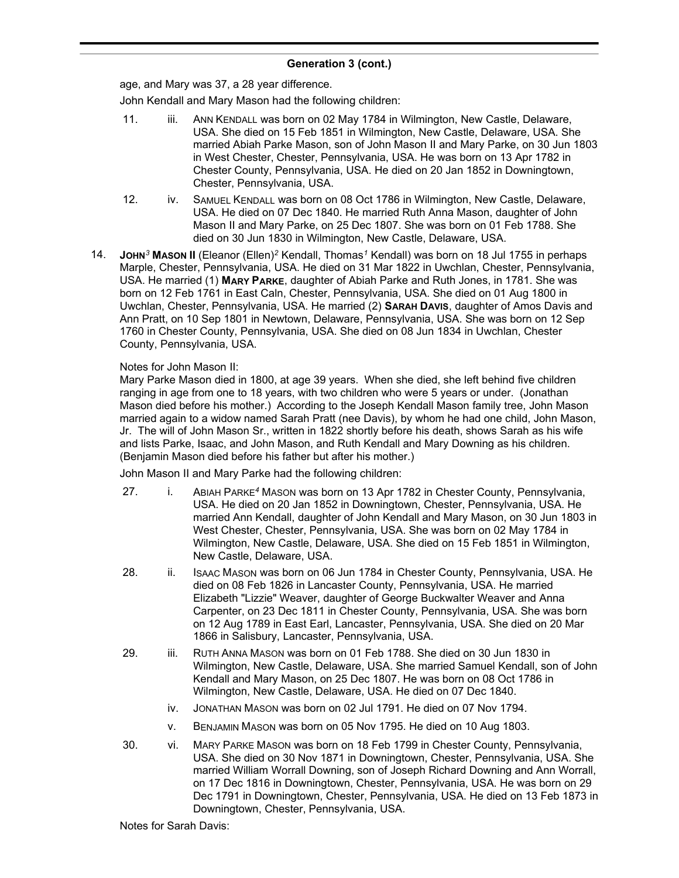## Generation 3 (cont.)

age, and Mary was 37, a 28 year difference.

John Kendall and Mary Mason had the following children:

11. iii. ANN KENDALL was born on 02 May 1784 in Wilmington, New Castle, Delaware, USA. She died on 15 Feb 1851 in Wilmington, New Castle, Delaware, USA. She married Abiah Parke Mason, son of John Mason II and Mary Parke, on 30 Jun 1803 in West Chester, Chester, Pennsylvania, USA. He was born on 13 Apr 1782 in Chester County, Pennsylvania, USA. He died on 20 Jan 1852 in Downingtown, Chester, Pennsylvania, USA.

12. iv. SAMUEL KENDALL was born on 08 Oct 1786 in Wilmington, New Castle, Delaware, USA. He died on 07 Dec 1840. He married Ruth Anna Mason, daughter of John Mason II and Mary Parke, on 25 Dec 1807. She was born on 01 Feb 1788. She died on 30 Jun 1830 in Wilmington, New Castle, Delaware, USA.

14. **JOHN*3* MASON II** (Eleanor (Ellen)*2* Kendall, Thomas*1* Kendall) was born on 18 Jul 1755 in perhaps Marple, Chester, Pennsylvania, USA. He died on 31 Mar 1822 in Uwchlan, Chester, Pennsylvania, USA. He married (1) **MARY PARKE**, daughter of Abiah Parke and Ruth Jones, in 1781. She was born on 12 Feb 1761 in East Caln, Chester, Pennsylvania, USA. She died on 01 Aug 1800 in Uwchlan, Chester, Pennsylvania, USA. He married (2) **SARAH DAVIS**, daughter of Amos Davis and Ann Pratt, on 10 Sep 1801 in Newtown, Delaware, Pennsylvania, USA. She was born on 12 Sep 1760 in Chester County, Pennsylvania, USA. She died on 08 Jun 1834 in Uwchlan, Chester County, Pennsylvania, USA.

Notes for John Mason II:

Mary Parke Mason died in 1800, at age 39 years. When she died, she left behind five children ranging in age from one to 18 years, with two children who were 5 years or under. (Jonathan Mason died before his mother.) According to the Joseph Kendall Mason family tree, John Mason married again to a widow named Sarah Pratt (nee Davis), by whom he had one child, John Mason, Jr. The will of John Mason Sr., written in 1822 shortly before his death, shows Sarah as his wife and lists Parke, Isaac, and John Mason, and Ruth Kendall and Mary Downing as his children. (Benjamin Mason died before his father but after his mother.)

John Mason II and Mary Parke had the following children:

27. i. ABIAH PARKE*4* MASON was born on 13 Apr 1782 in Chester County, Pennsylvania, USA. He died on 20 Jan 1852 in Downingtown, Chester, Pennsylvania, USA. He married Ann Kendall, daughter of John Kendall and Mary Mason, on 30 Jun 1803 in West Chester, Chester, Pennsylvania, USA. She was born on 02 May 1784 in Wilmington, New Castle, Delaware, USA. She died on 15 Feb 1851 in Wilmington, New Castle, Delaware, USA.

28. ii. ISAAC MASON was born on 06 Jun 1784 in Chester County, Pennsylvania, USA. He died on 08 Feb 1826 in Lancaster County, Pennsylvania, USA. He married Elizabeth "Lizzie" Weaver, daughter of George Buckwalter Weaver and Anna Carpenter, on 23 Dec 1811 in Chester County, Pennsylvania, USA. She was born on 12 Aug 1789 in East Earl, Lancaster, Pennsylvania, USA. She died on 20 Mar 1866 in Salisbury, Lancaster, Pennsylvania, USA.

29. iii. RUTH ANNA MASON was born on 01 Feb 1788. She died on 30 Jun 1830 in Wilmington, New Castle, Delaware, USA. She married Samuel Kendall, son of John Kendall and Mary Mason, on 25 Dec 1807. He was born on 08 Oct 1786 in Wilmington, New Castle, Delaware, USA. He died on 07 Dec 1840.

iv. JONATHAN MASON was born on 02 Jul 1791. He died on 07 Nov 1794.

v. BENJAMIN MASON was born on 05 Nov 1795. He died on 10 Aug 1803.

30. vi. MARY PARKE MASON was born on 18 Feb 1799 in Chester County, Pennsylvania, USA. She died on 30 Nov 1871 in Downingtown, Chester, Pennsylvania, USA. She married William Worrall Downing, son of Joseph Richard Downing and Ann Worrall, on 17 Dec 1816 in Downingtown, Chester, Pennsylvania, USA. He was born on 29 Dec 1791 in Downingtown, Chester, Pennsylvania, USA. He died on 13 Feb 1873 in Downingtown, Chester, Pennsylvania, USA.

Notes for Sarah Davis: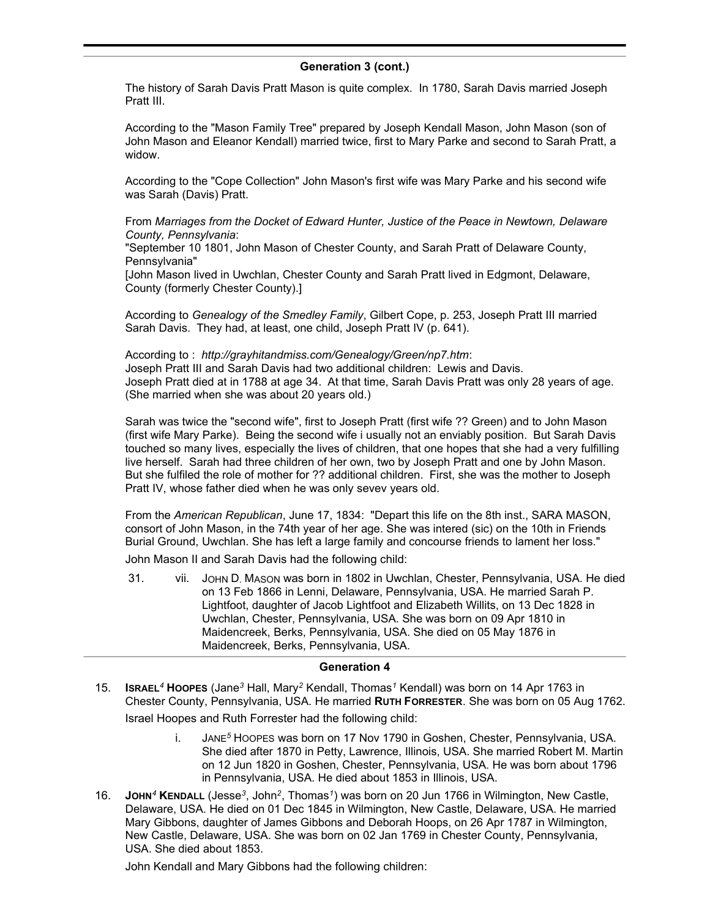## Generation 3 (cont.)

The history of Sarah Davis Pratt Mason is quite complex. In 1780, Sarah Davis married Joseph Pratt III.

According to the "Mason Family Tree" prepared by Joseph Kendall Mason, John Mason (son of John Mason and Eleanor Kendall) married twice, first to Mary Parke and second to Sarah Pratt, a widow.

According to the "Cope Collection" John Mason's first wife was Mary Parke and his second wife was Sarah (Davis) Pratt.

From *Marriages from the Docket of Edward Hunter, Justice of the Peace in Newtown, Delaware County, Pennsylvania*:
"September 10 1801, John Mason of Chester County, and Sarah Pratt of Delaware County, Pennsylvania"
[John Mason lived in Uwchlan, Chester County and Sarah Pratt lived in Edgmont, Delaware, County (formerly Chester County).]

According to *Genealogy of the Smedley Family*, Gilbert Cope, p. 253, Joseph Pratt III married Sarah Davis. They had, at least, one child, Joseph Pratt IV (p. 641).

According to : *http://grayhitandmiss.com/Genealogy/Green/np7.htm*:
Joseph Pratt III and Sarah Davis had two additional children: Lewis and Davis.
Joseph Pratt died at in 1788 at age 34. At that time, Sarah Davis Pratt was only 28 years of age. (She married when she was about 20 years old.)

Sarah was twice the "second wife", first to Joseph Pratt (first wife ?? Green) and to John Mason (first wife Mary Parke). Being the second wife i usually not an enviably position. But Sarah Davis touched so many lives, especially the lives of children, that one hopes that she had a very fulfilling live herself. Sarah had three children of her own, two by Joseph Pratt and one by John Mason. But she fulfiled the role of mother for ?? additional children. First, she was the mother to Joseph Pratt IV, whose father died when he was only sevev years old.

From the *American Republican*, June 17, 1834: "Depart this life on the 8th inst., SARA MASON, consort of John Mason, in the 74th year of her age. She was intered (sic) on the 10th in Friends Burial Ground, Uwchlan. She has left a large family and concourse friends to lament her loss."

John Mason II and Sarah Davis had the following child:

31. vii. JOHN D. MASON was born in 1802 in Uwchlan, Chester, Pennsylvania, USA. He died on 13 Feb 1866 in Lenni, Delaware, Pennsylvania, USA. He married Sarah P. Lightfoot, daughter of Jacob Lightfoot and Elizabeth Willits, on 13 Dec 1828 in Uwchlan, Chester, Pennsylvania, USA. She was born on 09 Apr 1810 in Maidencreek, Berks, Pennsylvania, USA. She died on 05 May 1876 in Maidencreek, Berks, Pennsylvania, USA.

## Generation 4

15. **ISRAEL[4] HOOPES** (Jane[3] Hall, Mary[2] Kendall, Thomas[1] Kendall) was born on 14 Apr 1763 in Chester County, Pennsylvania, USA. He married **RUTH FORRESTER**. She was born on 05 Aug 1762.

Israel Hoopes and Ruth Forrester had the following child:

i. JANE[5] HOOPES was born on 17 Nov 1790 in Goshen, Chester, Pennsylvania, USA. She died after 1870 in Petty, Lawrence, Illinois, USA. She married Robert M. Martin on 12 Jun 1820 in Goshen, Chester, Pennsylvania, USA. He was born about 1796 in Pennsylvania, USA. He died about 1853 in Illinois, USA.

16. **JOHN[4] KENDALL** (Jesse[3], John[2], Thomas[1]) was born on 20 Jun 1766 in Wilmington, New Castle, Delaware, USA. He died on 01 Dec 1845 in Wilmington, New Castle, Delaware, USA. He married Mary Gibbons, daughter of James Gibbons and Deborah Hoops, on 26 Apr 1787 in Wilmington, New Castle, Delaware, USA. She was born on 02 Jan 1769 in Chester County, Pennsylvania, USA. She died about 1853.

John Kendall and Mary Gibbons had the following children: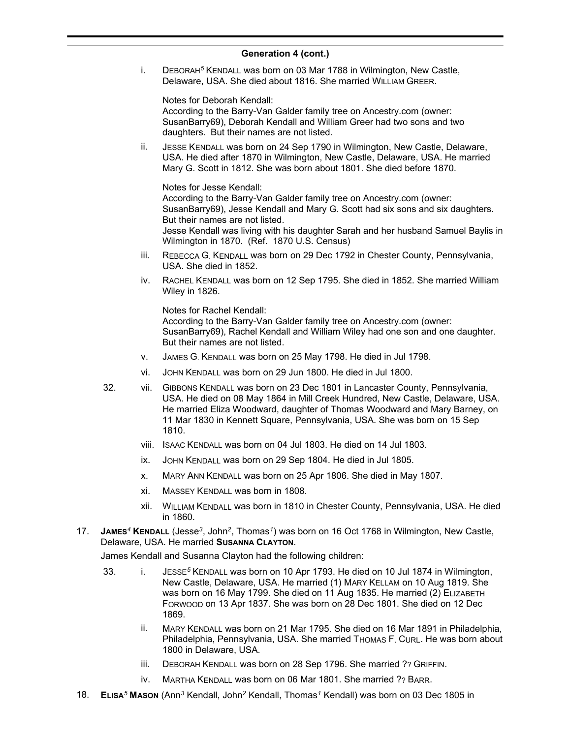## Generation 4 (cont.)

i. DEBORAH[5] KENDALL was born on 03 Mar 1788 in Wilmington, New Castle, Delaware, USA. She died about 1816. She married WILLIAM GREER.

Notes for Deborah Kendall:
According to the Barry-Van Galder family tree on Ancestry.com (owner: SusanBarry69), Deborah Kendall and William Greer had two sons and two daughters. But their names are not listed.

ii. JESSE KENDALL was born on 24 Sep 1790 in Wilmington, New Castle, Delaware, USA. He died after 1870 in Wilmington, New Castle, Delaware, USA. He married Mary G. Scott in 1812. She was born about 1801. She died before 1870.

Notes for Jesse Kendall:
According to the Barry-Van Galder family tree on Ancestry.com (owner: SusanBarry69), Jesse Kendall and Mary G. Scott had six sons and six daughters. But their names are not listed.
Jesse Kendall was living with his daughter Sarah and her husband Samuel Baylis in Wilmington in 1870. (Ref. 1870 U.S. Census)

iii. REBECCA G. KENDALL was born on 29 Dec 1792 in Chester County, Pennsylvania, USA. She died in 1852.

iv. RACHEL KENDALL was born on 12 Sep 1795. She died in 1852. She married William Wiley in 1826.

Notes for Rachel Kendall:
According to the Barry-Van Galder family tree on Ancestry.com (owner: SusanBarry69), Rachel Kendall and William Wiley had one son and one daughter. But their names are not listed.

v. JAMES G. KENDALL was born on 25 May 1798. He died in Jul 1798.

vi. JOHN KENDALL was born on 29 Jun 1800. He died in Jul 1800.

32. vii. GIBBONS KENDALL was born on 23 Dec 1801 in Lancaster County, Pennsylvania, USA. He died on 08 May 1864 in Mill Creek Hundred, New Castle, Delaware, USA. He married Eliza Woodward, daughter of Thomas Woodward and Mary Barney, on 11 Mar 1830 in Kennett Square, Pennsylvania, USA. She was born on 15 Sep 1810.

viii. ISAAC KENDALL was born on 04 Jul 1803. He died on 14 Jul 1803.

ix. JOHN KENDALL was born on 29 Sep 1804. He died in Jul 1805.

x. MARY ANN KENDALL was born on 25 Apr 1806. She died in May 1807.

xi. MASSEY KENDALL was born in 1808.

xii. WILLIAM KENDALL was born in 1810 in Chester County, Pennsylvania, USA. He died in 1860.

17. **JAMES[4] KENDALL** (Jesse[3], John[2], Thomas[1]) was born on 16 Oct 1768 in Wilmington, New Castle, Delaware, USA. He married **SUSANNA CLAYTON**.

James Kendall and Susanna Clayton had the following children:

33. i. JESSE[5] KENDALL was born on 10 Apr 1793. He died on 10 Jul 1874 in Wilmington, New Castle, Delaware, USA. He married (1) MARY KELLAM on 10 Aug 1819. She was born on 16 May 1799. She died on 11 Aug 1835. He married (2) ELIZABETH FORWOOD on 13 Apr 1837. She was born on 28 Dec 1801. She died on 12 Dec 1869.

ii. MARY KENDALL was born on 21 Mar 1795. She died on 16 Mar 1891 in Philadelphia, Philadelphia, Pennsylvania, USA. She married THOMAS F. CURL. He was born about 1800 in Delaware, USA.

iii. DEBORAH KENDALL was born on 28 Sep 1796. She married ?? GRIFFIN.

iv. MARTHA KENDALL was born on 06 Mar 1801. She married ?? BARR.

18. **ELISA[5] MASON** (Ann[3] Kendall, John[2] Kendall, Thomas[1] Kendall) was born on 03 Dec 1805 in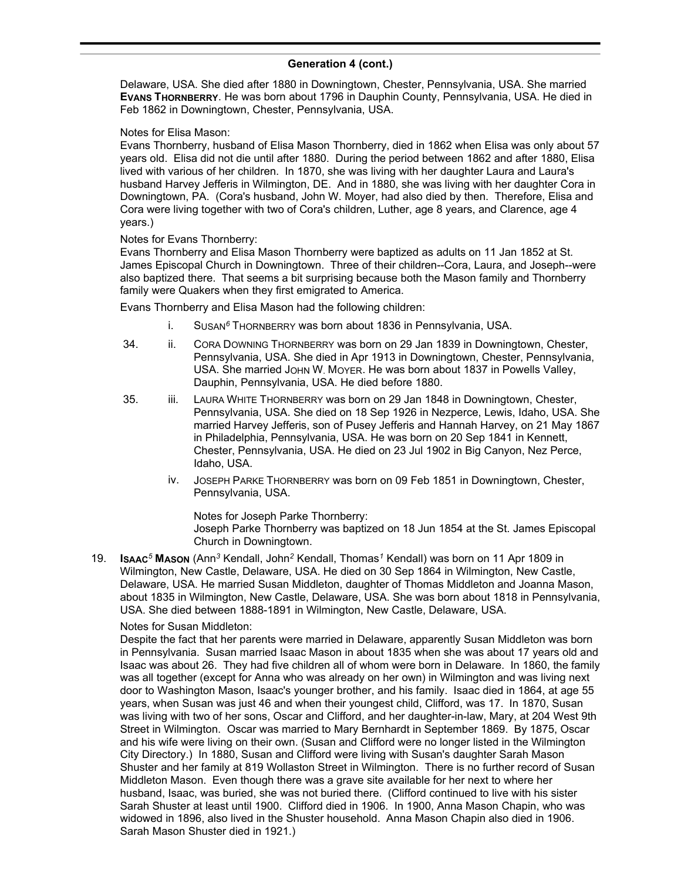## Generation 4 (cont.)

Delaware, USA. She died after 1880 in Downingtown, Chester, Pennsylvania, USA. She married **EVANS THORNBERRY**. He was born about 1796 in Dauphin County, Pennsylvania, USA. He died in Feb 1862 in Downingtown, Chester, Pennsylvania, USA.

Notes for Elisa Mason:
Evans Thornberry, husband of Elisa Mason Thornberry, died in 1862 when Elisa was only about 57 years old. Elisa did not die until after 1880. During the period between 1862 and after 1880, Elisa lived with various of her children. In 1870, she was living with her daughter Laura and Laura's husband Harvey Jefferis in Wilmington, DE. And in 1880, she was living with her daughter Cora in Downingtown, PA. (Cora's husband, John W. Moyer, had also died by then. Therefore, Elisa and Cora were living together with two of Cora's children, Luther, age 8 years, and Clarence, age 4 years.)

Notes for Evans Thornberry:
Evans Thornberry and Elisa Mason Thornberry were baptized as adults on 11 Jan 1852 at St. James Episcopal Church in Downingtown. Three of their children--Cora, Laura, and Joseph--were also baptized there. That seems a bit surprising because both the Mason family and Thornberry family were Quakers when they first emigrated to America.

Evans Thornberry and Elisa Mason had the following children:

- i. SUSAN[6] THORNBERRY was born about 1836 in Pennsylvania, USA.
- 34. ii. CORA DOWNING THORNBERRY was born on 29 Jan 1839 in Downingtown, Chester, Pennsylvania, USA. She died in Apr 1913 in Downingtown, Chester, Pennsylvania, USA. She married JOHN W. MOYER. He was born about 1837 in Powells Valley, Dauphin, Pennsylvania, USA. He died before 1880.
- 35. iii. LAURA WHITE THORNBERRY was born on 29 Jan 1848 in Downingtown, Chester, Pennsylvania, USA. She died on 18 Sep 1926 in Nezperce, Lewis, Idaho, USA. She married Harvey Jefferis, son of Pusey Jefferis and Hannah Harvey, on 21 May 1867 in Philadelphia, Pennsylvania, USA. He was born on 20 Sep 1841 in Kennett, Chester, Pennsylvania, USA. He died on 23 Jul 1902 in Big Canyon, Nez Perce, Idaho, USA.
- iv. JOSEPH PARKE THORNBERRY was born on 09 Feb 1851 in Downingtown, Chester, Pennsylvania, USA.

  Notes for Joseph Parke Thornberry:
  Joseph Parke Thornberry was baptized on 18 Jun 1854 at the St. James Episcopal Church in Downingtown.

19. **ISAAC[5] MASON** (Ann[3] Kendall, John[2] Kendall, Thomas[1] Kendall) was born on 11 Apr 1809 in Wilmington, New Castle, Delaware, USA. He died on 30 Sep 1864 in Wilmington, New Castle, Delaware, USA. He married Susan Middleton, daughter of Thomas Middleton and Joanna Mason, about 1835 in Wilmington, New Castle, Delaware, USA. She was born about 1818 in Pennsylvania, USA. She died between 1888-1891 in Wilmington, New Castle, Delaware, USA.

Notes for Susan Middleton:
Despite the fact that her parents were married in Delaware, apparently Susan Middleton was born in Pennsylvania. Susan married Isaac Mason in about 1835 when she was about 17 years old and Isaac was about 26. They had five children all of whom were born in Delaware. In 1860, the family was all together (except for Anna who was already on her own) in Wilmington and was living next door to Washington Mason, Isaac's younger brother, and his family. Isaac died in 1864, at age 55 years, when Susan was just 46 and when their youngest child, Clifford, was 17. In 1870, Susan was living with two of her sons, Oscar and Clifford, and her daughter-in-law, Mary, at 204 West 9th Street in Wilmington. Oscar was married to Mary Bernhardt in September 1869. By 1875, Oscar and his wife were living on their own. (Susan and Clifford were no longer listed in the Wilmington City Directory.) In 1880, Susan and Clifford were living with Susan's daughter Sarah Mason Shuster and her family at 819 Wollaston Street in Wilmington. There is no further record of Susan Middleton Mason. Even though there was a grave site available for her next to where her husband, Isaac, was buried, she was not buried there. (Clifford continued to live with his sister Sarah Shuster at least until 1900. Clifford died in 1906. In 1900, Anna Mason Chapin, who was widowed in 1896, also lived in the Shuster household. Anna Mason Chapin also died in 1906. Sarah Mason Shuster died in 1921.)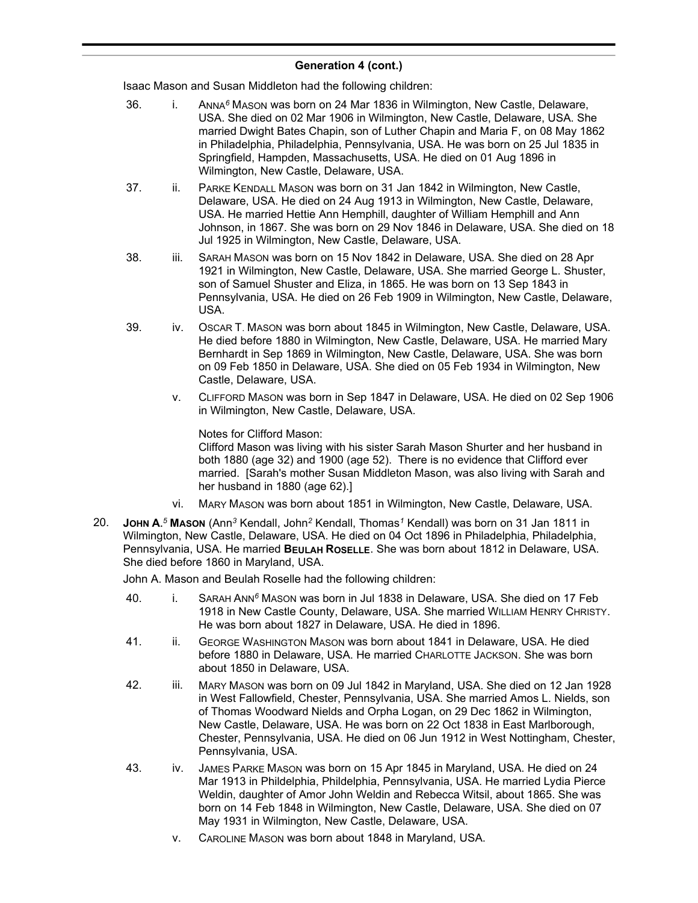## Generation 4 (cont.)

Isaac Mason and Susan Middleton had the following children:

36. i. ANNA[6] MASON was born on 24 Mar 1836 in Wilmington, New Castle, Delaware, USA. She died on 02 Mar 1906 in Wilmington, New Castle, Delaware, USA. She married Dwight Bates Chapin, son of Luther Chapin and Maria F, on 08 May 1862 in Philadelphia, Philadelphia, Pennsylvania, USA. He was born on 25 Jul 1835 in Springfield, Hampden, Massachusetts, USA. He died on 01 Aug 1896 in Wilmington, New Castle, Delaware, USA.

37. ii. PARKE KENDALL MASON was born on 31 Jan 1842 in Wilmington, New Castle, Delaware, USA. He died on 24 Aug 1913 in Wilmington, New Castle, Delaware, USA. He married Hettie Ann Hemphill, daughter of William Hemphill and Ann Johnson, in 1867. She was born on 29 Nov 1846 in Delaware, USA. She died on 18 Jul 1925 in Wilmington, New Castle, Delaware, USA.

38. iii. SARAH MASON was born on 15 Nov 1842 in Delaware, USA. She died on 28 Apr 1921 in Wilmington, New Castle, Delaware, USA. She married George L. Shuster, son of Samuel Shuster and Eliza, in 1865. He was born on 13 Sep 1843 in Pennsylvania, USA. He died on 26 Feb 1909 in Wilmington, New Castle, Delaware, USA.

39. iv. OSCAR T. MASON was born about 1845 in Wilmington, New Castle, Delaware, USA. He died before 1880 in Wilmington, New Castle, Delaware, USA. He married Mary Bernhardt in Sep 1869 in Wilmington, New Castle, Delaware, USA. She was born on 09 Feb 1850 in Delaware, USA. She died on 05 Feb 1934 in Wilmington, New Castle, Delaware, USA.

v. CLIFFORD MASON was born in Sep 1847 in Delaware, USA. He died on 02 Sep 1906 in Wilmington, New Castle, Delaware, USA.

Notes for Clifford Mason:
Clifford Mason was living with his sister Sarah Mason Shurter and her husband in both 1880 (age 32) and 1900 (age 52). There is no evidence that Clifford ever married. [Sarah's mother Susan Middleton Mason, was also living with Sarah and her husband in 1880 (age 62).]

vi. MARY MASON was born about 1851 in Wilmington, New Castle, Delaware, USA.

20. **JOHN A.[5] MASON** (Ann[3] Kendall, John[2] Kendall, Thomas[1] Kendall) was born on 31 Jan 1811 in Wilmington, New Castle, Delaware, USA. He died on 04 Oct 1896 in Philadelphia, Philadelphia, Pennsylvania, USA. He married **BEULAH ROSELLE**. She was born about 1812 in Delaware, USA. She died before 1860 in Maryland, USA.

John A. Mason and Beulah Roselle had the following children:

40. i. SARAH ANN[6] MASON was born in Jul 1838 in Delaware, USA. She died on 17 Feb 1918 in New Castle County, Delaware, USA. She married WILLIAM HENRY CHRISTY. He was born about 1827 in Delaware, USA. He died in 1896.

41. ii. GEORGE WASHINGTON MASON was born about 1841 in Delaware, USA. He died before 1880 in Delaware, USA. He married CHARLOTTE JACKSON. She was born about 1850 in Delaware, USA.

42. iii. MARY MASON was born on 09 Jul 1842 in Maryland, USA. She died on 12 Jan 1928 in West Fallowfield, Chester, Pennsylvania, USA. She married Amos L. Nields, son of Thomas Woodward Nields and Orpha Logan, on 29 Dec 1862 in Wilmington, New Castle, Delaware, USA. He was born on 22 Oct 1838 in East Marlborough, Chester, Pennsylvania, USA. He died on 06 Jun 1912 in West Nottingham, Chester, Pennsylvania, USA.

43. iv. JAMES PARKE MASON was born on 15 Apr 1845 in Maryland, USA. He died on 24 Mar 1913 in Phildelphia, Phildelphia, Pennsylvania, USA. He married Lydia Pierce Weldin, daughter of Amor John Weldin and Rebecca Witsil, about 1865. She was born on 14 Feb 1848 in Wilmington, New Castle, Delaware, USA. She died on 07 May 1931 in Wilmington, New Castle, Delaware, USA.

v. CAROLINE MASON was born about 1848 in Maryland, USA.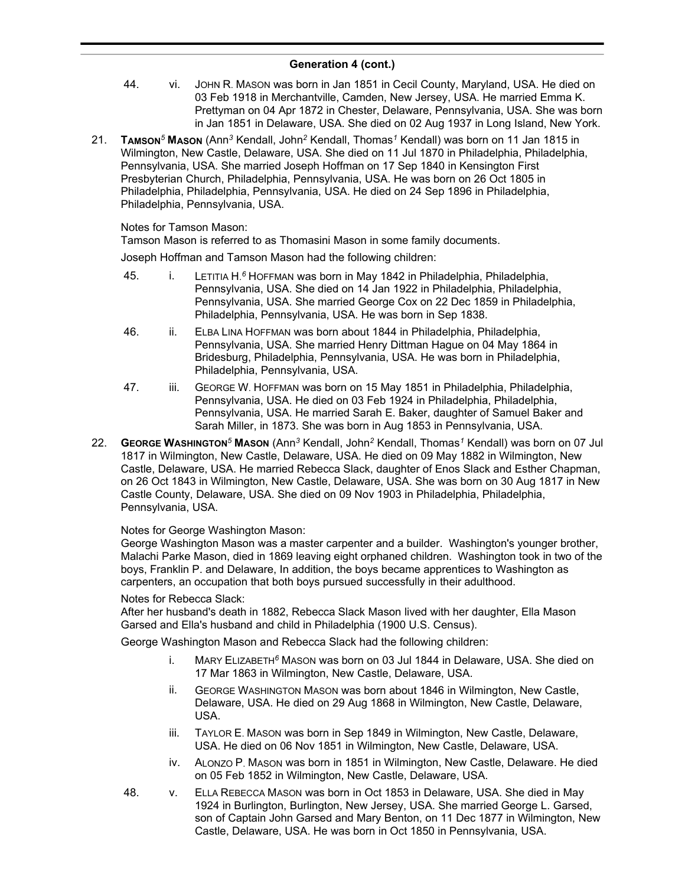## Generation 4 (cont.)

44. vi. JOHN R. MASON was born in Jan 1851 in Cecil County, Maryland, USA. He died on 03 Feb 1918 in Merchantville, Camden, New Jersey, USA. He married Emma K. Prettyman on 04 Apr 1872 in Chester, Delaware, Pennsylvania, USA. She was born in Jan 1851 in Delaware, USA. She died on 02 Aug 1937 in Long Island, New York.

21. **TAMSON[5] MASON** (Ann[3] Kendall, John[2] Kendall, Thomas[1] Kendall) was born on 11 Jan 1815 in Wilmington, New Castle, Delaware, USA. She died on 11 Jul 1870 in Philadelphia, Philadelphia, Pennsylvania, USA. She married Joseph Hoffman on 17 Sep 1840 in Kensington First Presbyterian Church, Philadelphia, Pennsylvania, USA. He was born on 26 Oct 1805 in Philadelphia, Philadelphia, Pennsylvania, USA. He died on 24 Sep 1896 in Philadelphia, Philadelphia, Pennsylvania, USA.

Notes for Tamson Mason:
Tamson Mason is referred to as Thomasini Mason in some family documents.

Joseph Hoffman and Tamson Mason had the following children:

45. i. LETITIA H.[6] HOFFMAN was born in May 1842 in Philadelphia, Philadelphia, Pennsylvania, USA. She died on 14 Jan 1922 in Philadelphia, Philadelphia, Pennsylvania, USA. She married George Cox on 22 Dec 1859 in Philadelphia, Philadelphia, Pennsylvania, USA. He was born in Sep 1838.

46. ii. ELBA LINA HOFFMAN was born about 1844 in Philadelphia, Philadelphia, Pennsylvania, USA. She married Henry Dittman Hague on 04 May 1864 in Bridesburg, Philadelphia, Pennsylvania, USA. He was born in Philadelphia, Philadelphia, Pennsylvania, USA.

47. iii. GEORGE W. HOFFMAN was born on 15 May 1851 in Philadelphia, Philadelphia, Pennsylvania, USA. He died on 03 Feb 1924 in Philadelphia, Philadelphia, Pennsylvania, USA. He married Sarah E. Baker, daughter of Samuel Baker and Sarah Miller, in 1873. She was born in Aug 1853 in Pennsylvania, USA.

22. **GEORGE WASHINGTON[5] MASON** (Ann[3] Kendall, John[2] Kendall, Thomas[1] Kendall) was born on 07 Jul 1817 in Wilmington, New Castle, Delaware, USA. He died on 09 May 1882 in Wilmington, New Castle, Delaware, USA. He married Rebecca Slack, daughter of Enos Slack and Esther Chapman, on 26 Oct 1843 in Wilmington, New Castle, Delaware, USA. She was born on 30 Aug 1817 in New Castle County, Delaware, USA. She died on 09 Nov 1903 in Philadelphia, Philadelphia, Pennsylvania, USA.

Notes for George Washington Mason:
George Washington Mason was a master carpenter and a builder. Washington's younger brother, Malachi Parke Mason, died in 1869 leaving eight orphaned children. Washington took in two of the boys, Franklin P. and Delaware, In addition, the boys became apprentices to Washington as carpenters, an occupation that both boys pursued successfully in their adulthood.

Notes for Rebecca Slack:
After her husband's death in 1882, Rebecca Slack Mason lived with her daughter, Ella Mason Garsed and Ella's husband and child in Philadelphia (1900 U.S. Census).

George Washington Mason and Rebecca Slack had the following children:

i. MARY ELIZABETH[6] MASON was born on 03 Jul 1844 in Delaware, USA. She died on 17 Mar 1863 in Wilmington, New Castle, Delaware, USA.

ii. GEORGE WASHINGTON MASON was born about 1846 in Wilmington, New Castle, Delaware, USA. He died on 29 Aug 1868 in Wilmington, New Castle, Delaware, USA.

iii. TAYLOR E. MASON was born in Sep 1849 in Wilmington, New Castle, Delaware, USA. He died on 06 Nov 1851 in Wilmington, New Castle, Delaware, USA.

iv. ALONZO P. MASON was born in 1851 in Wilmington, New Castle, Delaware. He died on 05 Feb 1852 in Wilmington, New Castle, Delaware, USA.

48. v. ELLA REBECCA MASON was born in Oct 1853 in Delaware, USA. She died in May 1924 in Burlington, Burlington, New Jersey, USA. She married George L. Garsed, son of Captain John Garsed and Mary Benton, on 11 Dec 1877 in Wilmington, New Castle, Delaware, USA. He was born in Oct 1850 in Pennsylvania, USA.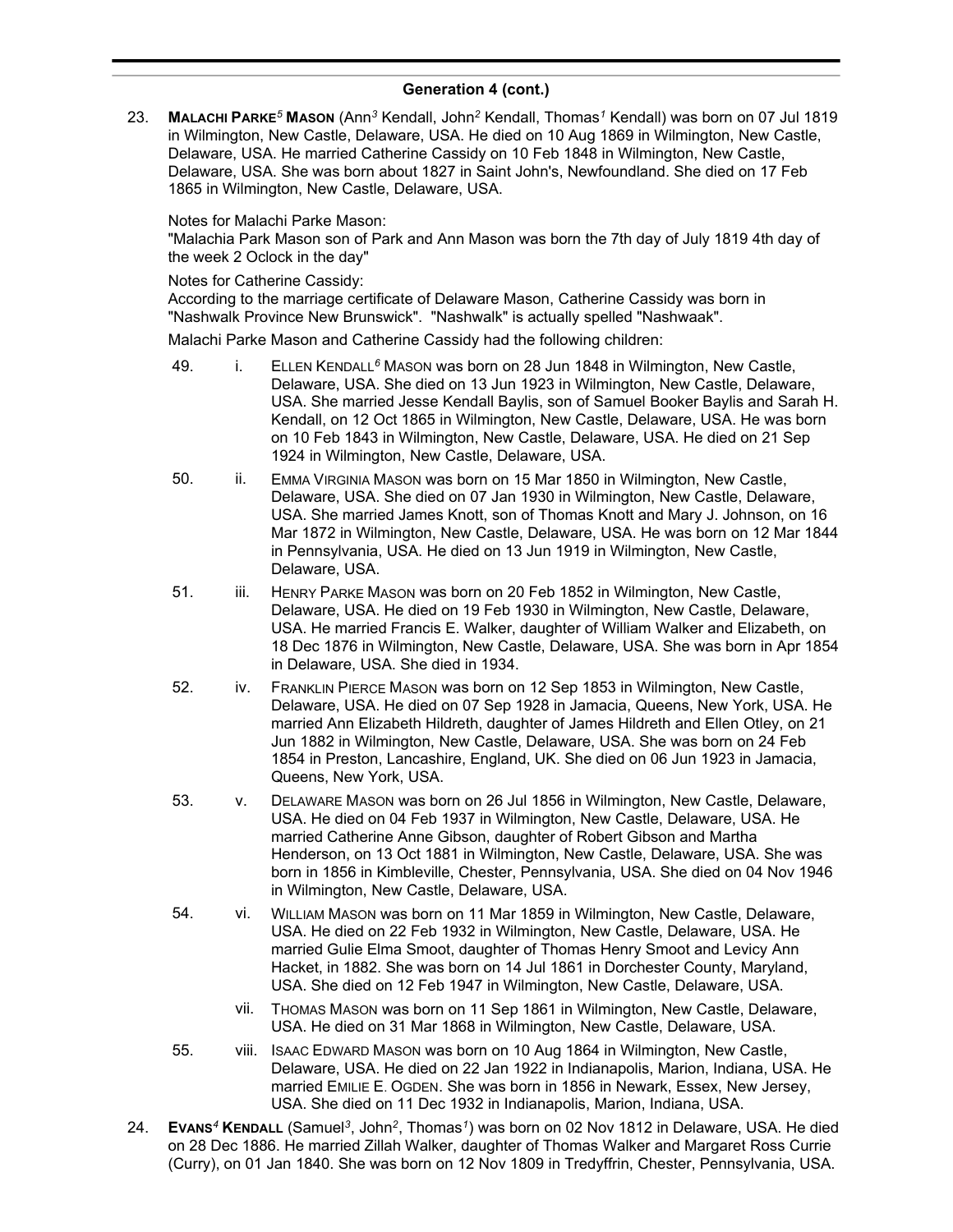## Generation 4 (cont.)

23. **MALACHI PARKE[5] MASON** (Ann[3] Kendall, John[2] Kendall, Thomas[1] Kendall) was born on 07 Jul 1819 in Wilmington, New Castle, Delaware, USA. He died on 10 Aug 1869 in Wilmington, New Castle, Delaware, USA. He married Catherine Cassidy on 10 Feb 1848 in Wilmington, New Castle, Delaware, USA. She was born about 1827 in Saint John's, Newfoundland. She died on 17 Feb 1865 in Wilmington, New Castle, Delaware, USA.

   Notes for Malachi Parke Mason:
   "Malachia Park Mason son of Park and Ann Mason was born the 7th day of July 1819 4th day of the week 2 Oclock in the day"

   Notes for Catherine Cassidy:
   According to the marriage certificate of Delaware Mason, Catherine Cassidy was born in "Nashwalk Province New Brunswick". "Nashwalk" is actually spelled "Nashwaak".

   Malachi Parke Mason and Catherine Cassidy had the following children:

   49. i. ELLEN KENDALL[6] MASON was born on 28 Jun 1848 in Wilmington, New Castle, Delaware, USA. She died on 13 Jun 1923 in Wilmington, New Castle, Delaware, USA. She married Jesse Kendall Baylis, son of Samuel Booker Baylis and Sarah H. Kendall, on 12 Oct 1865 in Wilmington, New Castle, Delaware, USA. He was born on 10 Feb 1843 in Wilmington, New Castle, Delaware, USA. He died on 21 Sep 1924 in Wilmington, New Castle, Delaware, USA.

   50. ii. EMMA VIRGINIA MASON was born on 15 Mar 1850 in Wilmington, New Castle, Delaware, USA. She died on 07 Jan 1930 in Wilmington, New Castle, Delaware, USA. She married James Knott, son of Thomas Knott and Mary J. Johnson, on 16 Mar 1872 in Wilmington, New Castle, Delaware, USA. He was born on 12 Mar 1844 in Pennsylvania, USA. He died on 13 Jun 1919 in Wilmington, New Castle, Delaware, USA.

   51. iii. HENRY PARKE MASON was born on 20 Feb 1852 in Wilmington, New Castle, Delaware, USA. He died on 19 Feb 1930 in Wilmington, New Castle, Delaware, USA. He married Francis E. Walker, daughter of William Walker and Elizabeth, on 18 Dec 1876 in Wilmington, New Castle, Delaware, USA. She was born in Apr 1854 in Delaware, USA. She died in 1934.

   52. iv. FRANKLIN PIERCE MASON was born on 12 Sep 1853 in Wilmington, New Castle, Delaware, USA. He died on 07 Sep 1928 in Jamacia, Queens, New York, USA. He married Ann Elizabeth Hildreth, daughter of James Hildreth and Ellen Otley, on 21 Jun 1882 in Wilmington, New Castle, Delaware, USA. She was born on 24 Feb 1854 in Preston, Lancashire, England, UK. She died on 06 Jun 1923 in Jamacia, Queens, New York, USA.

   53. v. DELAWARE MASON was born on 26 Jul 1856 in Wilmington, New Castle, Delaware, USA. He died on 04 Feb 1937 in Wilmington, New Castle, Delaware, USA. He married Catherine Anne Gibson, daughter of Robert Gibson and Martha Henderson, on 13 Oct 1881 in Wilmington, New Castle, Delaware, USA. She was born in 1856 in Kimbleville, Chester, Pennsylvania, USA. She died on 04 Nov 1946 in Wilmington, New Castle, Delaware, USA.

   54. vi. WILLIAM MASON was born on 11 Mar 1859 in Wilmington, New Castle, Delaware, USA. He died on 22 Feb 1932 in Wilmington, New Castle, Delaware, USA. He married Gulie Elma Smoot, daughter of Thomas Henry Smoot and Levicy Ann Hacket, in 1882. She was born on 14 Jul 1861 in Dorchester County, Maryland, USA. She died on 12 Feb 1947 in Wilmington, New Castle, Delaware, USA.

   vii. THOMAS MASON was born on 11 Sep 1861 in Wilmington, New Castle, Delaware, USA. He died on 31 Mar 1868 in Wilmington, New Castle, Delaware, USA.

   55. viii. ISAAC EDWARD MASON was born on 10 Aug 1864 in Wilmington, New Castle, Delaware, USA. He died on 22 Jan 1922 in Indianapolis, Marion, Indiana, USA. He married EMILIE E. OGDEN. She was born in 1856 in Newark, Essex, New Jersey, USA. She died on 11 Dec 1932 in Indianapolis, Marion, Indiana, USA.

24. **EVANS[4] KENDALL** (Samuel[3], John[2], Thomas[1]) was born on 02 Nov 1812 in Delaware, USA. He died on 28 Dec 1886. He married Zillah Walker, daughter of Thomas Walker and Margaret Ross Currie (Curry), on 01 Jan 1840. She was born on 12 Nov 1809 in Tredyffrin, Chester, Pennsylvania, USA.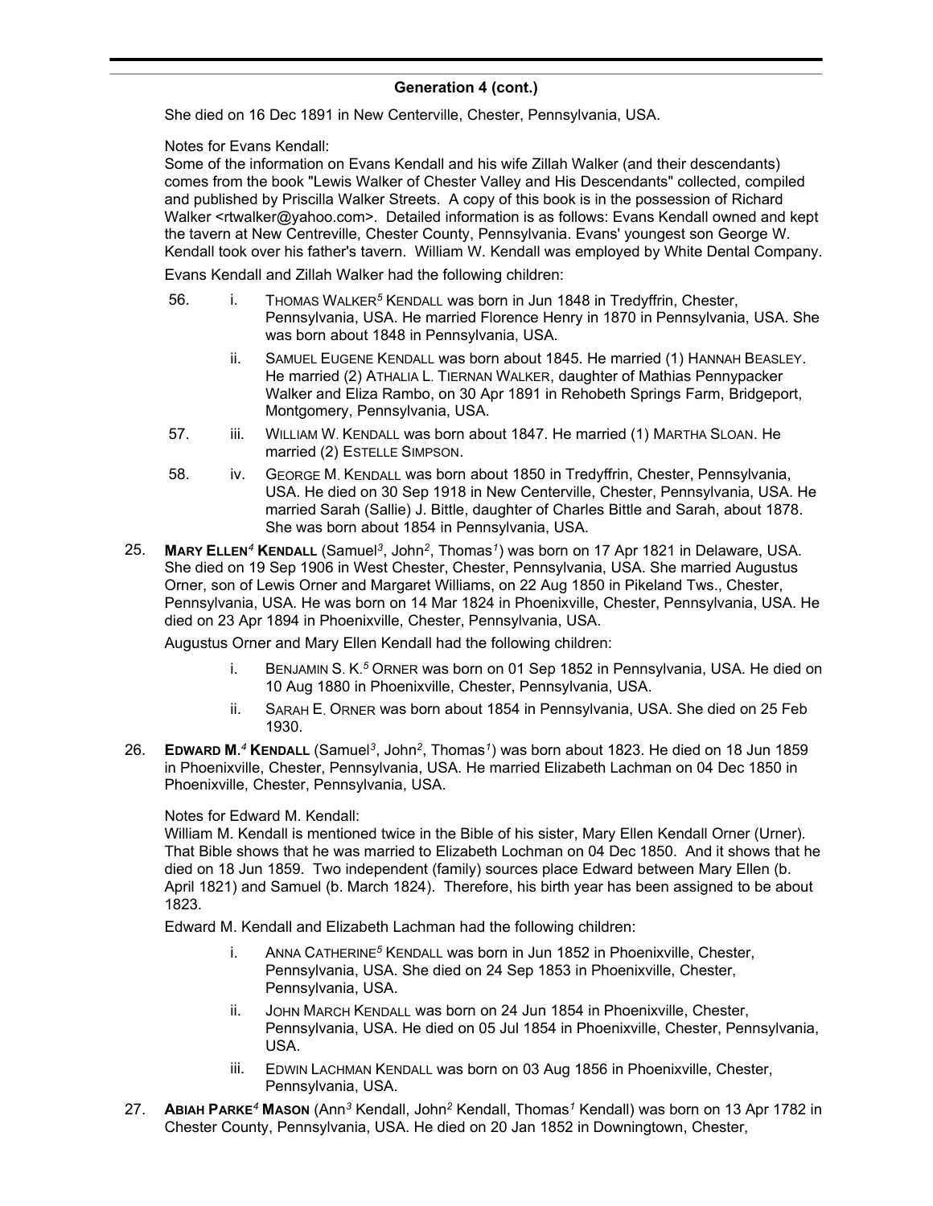## Generation 4 (cont.)

She died on 16 Dec 1891 in New Centerville, Chester, Pennsylvania, USA.

Notes for Evans Kendall:
Some of the information on Evans Kendall and his wife Zillah Walker (and their descendants) comes from the book "Lewis Walker of Chester Valley and His Descendants" collected, compiled and published by Priscilla Walker Streets. A copy of this book is in the possession of Richard Walker <rtwalker@yahoo.com>. Detailed information is as follows: Evans Kendall owned and kept the tavern at New Centreville, Chester County, Pennsylvania. Evans' youngest son George W. Kendall took over his father's tavern. William W. Kendall was employed by White Dental Company.

Evans Kendall and Zillah Walker had the following children:

56. i. THOMAS WALKER[5] KENDALL was born in Jun 1848 in Tredyffrin, Chester, Pennsylvania, USA. He married Florence Henry in 1870 in Pennsylvania, USA. She was born about 1848 in Pennsylvania, USA.

ii. SAMUEL EUGENE KENDALL was born about 1845. He married (1) HANNAH BEASLEY. He married (2) ATHALIA L. TIERNAN WALKER, daughter of Mathias Pennypacker Walker and Eliza Rambo, on 30 Apr 1891 in Rehobeth Springs Farm, Bridgeport, Montgomery, Pennsylvania, USA.

57. iii. WILLIAM W. KENDALL was born about 1847. He married (1) MARTHA SLOAN. He married (2) ESTELLE SIMPSON.

58. iv. GEORGE M. KENDALL was born about 1850 in Tredyffrin, Chester, Pennsylvania, USA. He died on 30 Sep 1918 in New Centerville, Chester, Pennsylvania, USA. He married Sarah (Sallie) J. Bittle, daughter of Charles Bittle and Sarah, about 1878. She was born about 1854 in Pennsylvania, USA.

25. **MARY ELLEN[4] KENDALL** (Samuel[3], John[2], Thomas[1]) was born on 17 Apr 1821 in Delaware, USA. She died on 19 Sep 1906 in West Chester, Chester, Pennsylvania, USA. She married Augustus Orner, son of Lewis Orner and Margaret Williams, on 22 Aug 1850 in Pikeland Tws., Chester, Pennsylvania, USA. He was born on 14 Mar 1824 in Phoenixville, Chester, Pennsylvania, USA. He died on 23 Apr 1894 in Phoenixville, Chester, Pennsylvania, USA.

Augustus Orner and Mary Ellen Kendall had the following children:

i. BENJAMIN S. K.[5] ORNER was born on 01 Sep 1852 in Pennsylvania, USA. He died on 10 Aug 1880 in Phoenixville, Chester, Pennsylvania, USA.

ii. SARAH E. ORNER was born about 1854 in Pennsylvania, USA. She died on 25 Feb 1930.

26. **EDWARD M.[4] KENDALL** (Samuel[3], John[2], Thomas[1]) was born about 1823. He died on 18 Jun 1859 in Phoenixville, Chester, Pennsylvania, USA. He married Elizabeth Lachman on 04 Dec 1850 in Phoenixville, Chester, Pennsylvania, USA.

Notes for Edward M. Kendall:
William M. Kendall is mentioned twice in the Bible of his sister, Mary Ellen Kendall Orner (Urner). That Bible shows that he was married to Elizabeth Lochman on 04 Dec 1850. And it shows that he died on 18 Jun 1859. Two independent (family) sources place Edward between Mary Ellen (b. April 1821) and Samuel (b. March 1824). Therefore, his birth year has been assigned to be about 1823.

Edward M. Kendall and Elizabeth Lachman had the following children:

i. ANNA CATHERINE[5] KENDALL was born in Jun 1852 in Phoenixville, Chester, Pennsylvania, USA. She died on 24 Sep 1853 in Phoenixville, Chester, Pennsylvania, USA.

ii. JOHN MARCH KENDALL was born on 24 Jun 1854 in Phoenixville, Chester, Pennsylvania, USA. He died on 05 Jul 1854 in Phoenixville, Chester, Pennsylvania, USA.

iii. EDWIN LACHMAN KENDALL was born on 03 Aug 1856 in Phoenixville, Chester, Pennsylvania, USA.

27. **ABIAH PARKE[4] MASON** (Ann[3] Kendall, John[2] Kendall, Thomas[1] Kendall) was born on 13 Apr 1782 in Chester County, Pennsylvania, USA. He died on 20 Jan 1852 in Downingtown, Chester,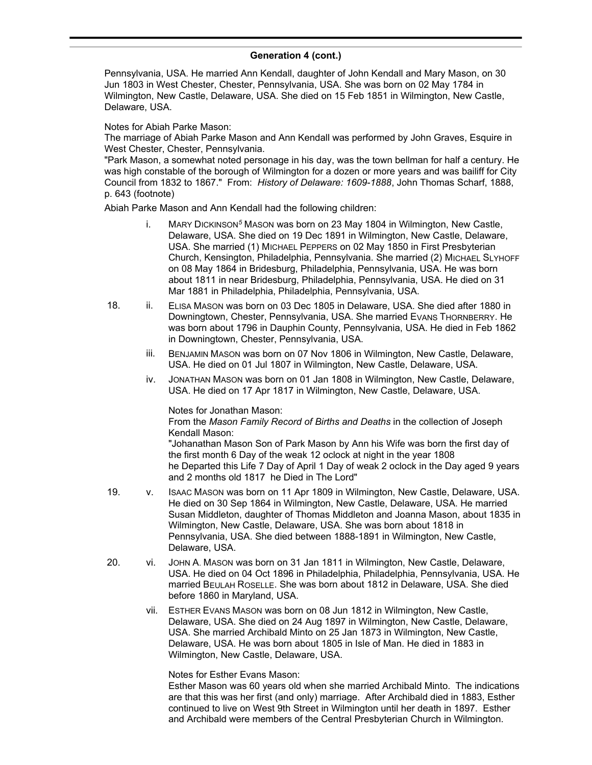## Generation 4 (cont.)

Pennsylvania, USA. He married Ann Kendall, daughter of John Kendall and Mary Mason, on 30 Jun 1803 in West Chester, Chester, Pennsylvania, USA. She was born on 02 May 1784 in Wilmington, New Castle, Delaware, USA. She died on 15 Feb 1851 in Wilmington, New Castle, Delaware, USA.

Notes for Abiah Parke Mason:
The marriage of Abiah Parke Mason and Ann Kendall was performed by John Graves, Esquire in West Chester, Chester, Pennsylvania.
"Park Mason, a somewhat noted personage in his day, was the town bellman for half a century. He was high constable of the borough of Wilmington for a dozen or more years and was bailiff for City Council from 1832 to 1867." From: *History of Delaware: 1609-1888*, John Thomas Scharf, 1888, p. 643 (footnote)

Abiah Parke Mason and Ann Kendall had the following children:

i. MARY DICKINSON[5] MASON was born on 23 May 1804 in Wilmington, New Castle, Delaware, USA. She died on 19 Dec 1891 in Wilmington, New Castle, Delaware, USA. She married (1) MICHAEL PEPPERS on 02 May 1850 in First Presbyterian Church, Kensington, Philadelphia, Pennsylvania. She married (2) MICHAEL SLYHOFF on 08 May 1864 in Bridesburg, Philadelphia, Pennsylvania, USA. He was born about 1811 in near Bridesburg, Philadelphia, Pennsylvania, USA. He died on 31 Mar 1881 in Philadelphia, Philadelphia, Pennsylvania, USA.

18. ii. ELISA MASON was born on 03 Dec 1805 in Delaware, USA. She died after 1880 in Downingtown, Chester, Pennsylvania, USA. She married EVANS THORNBERRY. He was born about 1796 in Dauphin County, Pennsylvania, USA. He died in Feb 1862 in Downingtown, Chester, Pennsylvania, USA.

iii. BENJAMIN MASON was born on 07 Nov 1806 in Wilmington, New Castle, Delaware, USA. He died on 01 Jul 1807 in Wilmington, New Castle, Delaware, USA.

iv. JONATHAN MASON was born on 01 Jan 1808 in Wilmington, New Castle, Delaware, USA. He died on 17 Apr 1817 in Wilmington, New Castle, Delaware, USA.

Notes for Jonathan Mason:
From the *Mason Family Record of Births and Deaths* in the collection of Joseph Kendall Mason:
"Johanathan Mason Son of Park Mason by Ann his Wife was born the first day of the first month 6 Day of the weak 12 oclock at night in the year 1808
he Departed this Life 7 Day of April 1 Day of weak 2 oclock in the Day aged 9 years and 2 months old 1817 he Died in The Lord"

19. v. ISAAC MASON was born on 11 Apr 1809 in Wilmington, New Castle, Delaware, USA. He died on 30 Sep 1864 in Wilmington, New Castle, Delaware, USA. He married Susan Middleton, daughter of Thomas Middleton and Joanna Mason, about 1835 in Wilmington, New Castle, Delaware, USA. She was born about 1818 in Pennsylvania, USA. She died between 1888-1891 in Wilmington, New Castle, Delaware, USA.

20. vi. JOHN A. MASON was born on 31 Jan 1811 in Wilmington, New Castle, Delaware, USA. He died on 04 Oct 1896 in Philadelphia, Philadelphia, Pennsylvania, USA. He married BEULAH ROSELLE. She was born about 1812 in Delaware, USA. She died before 1860 in Maryland, USA.

vii. ESTHER EVANS MASON was born on 08 Jun 1812 in Wilmington, New Castle, Delaware, USA. She died on 24 Aug 1897 in Wilmington, New Castle, Delaware, USA. She married Archibald Minto on 25 Jan 1873 in Wilmington, New Castle, Delaware, USA. He was born about 1805 in Isle of Man. He died in 1883 in Wilmington, New Castle, Delaware, USA.

Notes for Esther Evans Mason:
Esther Mason was 60 years old when she married Archibald Minto. The indications are that this was her first (and only) marriage. After Archibald died in 1883, Esther continued to live on West 9th Street in Wilmington until her death in 1897. Esther and Archibald were members of the Central Presbyterian Church in Wilmington.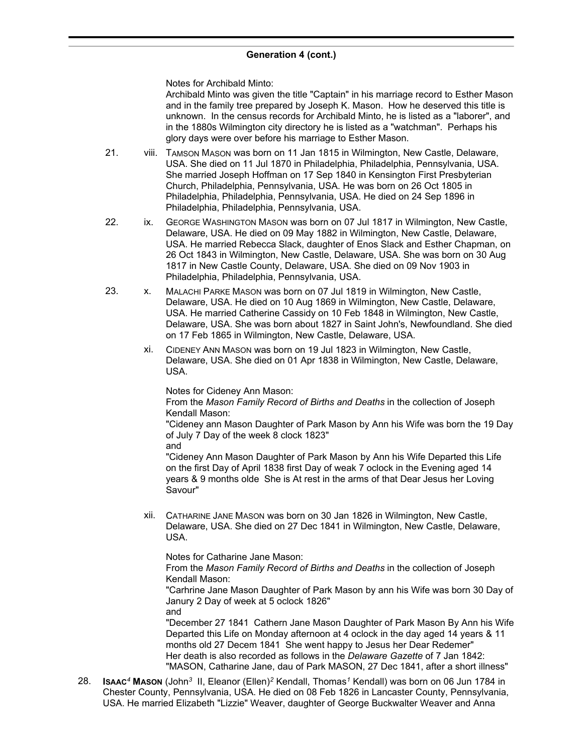## Generation 4 (cont.)

Notes for Archibald Minto:
Archibald Minto was given the title "Captain" in his marriage record to Esther Mason and in the family tree prepared by Joseph K. Mason. How he deserved this title is unknown. In the census records for Archibald Minto, he is listed as a "laborer", and in the 1880s Wilmington city directory he is listed as a "watchman". Perhaps his glory days were over before his marriage to Esther Mason.

21. viii. TAMSON MASON was born on 11 Jan 1815 in Wilmington, New Castle, Delaware, USA. She died on 11 Jul 1870 in Philadelphia, Philadelphia, Pennsylvania, USA. She married Joseph Hoffman on 17 Sep 1840 in Kensington First Presbyterian Church, Philadelphia, Philadelphia, Pennsylvania, USA. He was born on 26 Oct 1805 in Philadelphia, Philadelphia, Pennsylvania, USA. He died on 24 Sep 1896 in Philadelphia, Philadelphia, Pennsylvania, USA.

22. ix. GEORGE WASHINGTON MASON was born on 07 Jul 1817 in Wilmington, New Castle, Delaware, USA. He died on 09 May 1882 in Wilmington, New Castle, Delaware, USA. He married Rebecca Slack, daughter of Enos Slack and Esther Chapman, on 26 Oct 1843 in Wilmington, New Castle, Delaware, USA. She was born on 30 Aug 1817 in New Castle County, Delaware, USA. She died on 09 Nov 1903 in Philadelphia, Philadelphia, Pennsylvania, USA.

23. x. MALACHI PARKE MASON was born on 07 Jul 1819 in Wilmington, New Castle, Delaware, USA. He died on 10 Aug 1869 in Wilmington, New Castle, Delaware, USA. He married Catherine Cassidy on 10 Feb 1848 in Wilmington, New Castle, Delaware, USA. She was born about 1827 in Saint John's, Newfoundland. She died on 17 Feb 1865 in Wilmington, New Castle, Delaware, USA.

xi. CIDENEY ANN MASON was born on 19 Jul 1823 in Wilmington, New Castle, Delaware, USA. She died on 01 Apr 1838 in Wilmington, New Castle, Delaware, USA.

Notes for Cideney Ann Mason:
From the *Mason Family Record of Births and Deaths* in the collection of Joseph Kendall Mason:
"Cideney ann Mason Daughter of Park Mason by Ann his Wife was born the 19 Day of July 7 Day of the week 8 clock 1823"
and
"Cideney Ann Mason Daughter of Park Mason by Ann his Wife Departed this Life on the first Day of April 1838 first Day of weak 7 oclock in the Evening aged 14 years & 9 months olde She is At rest in the arms of that Dear Jesus her Loving Savour"

xii. CATHARINE JANE MASON was born on 30 Jan 1826 in Wilmington, New Castle, Delaware, USA. She died on 27 Dec 1841 in Wilmington, New Castle, Delaware, USA.

Notes for Catharine Jane Mason:
From the *Mason Family Record of Births and Deaths* in the collection of Joseph Kendall Mason:
"Carhrine Jane Mason Daughter of Park Mason by ann his Wife was born 30 Day of Janury 2 Day of week at 5 oclock 1826"
and
"December 27 1841 Cathern Jane Mason Daughter of Park Mason By Ann his Wife Departed this Life on Monday afternoon at 4 oclock in the day aged 14 years & 11 months old 27 Decem 1841 She went happy to Jesus her Dear Redemer"
Her death is also recorded as follows in the *Delaware Gazette* of 7 Jan 1842:
"MASON, Catharine Jane, dau of Park MASON, 27 Dec 1841, after a short illness"

28. **ISAAC*4* MASON** (John*3* II, Eleanor (Ellen)*2* Kendall, Thomas*1* Kendall) was born on 06 Jun 1784 in Chester County, Pennsylvania, USA. He died on 08 Feb 1826 in Lancaster County, Pennsylvania, USA. He married Elizabeth "Lizzie" Weaver, daughter of George Buckwalter Weaver and Anna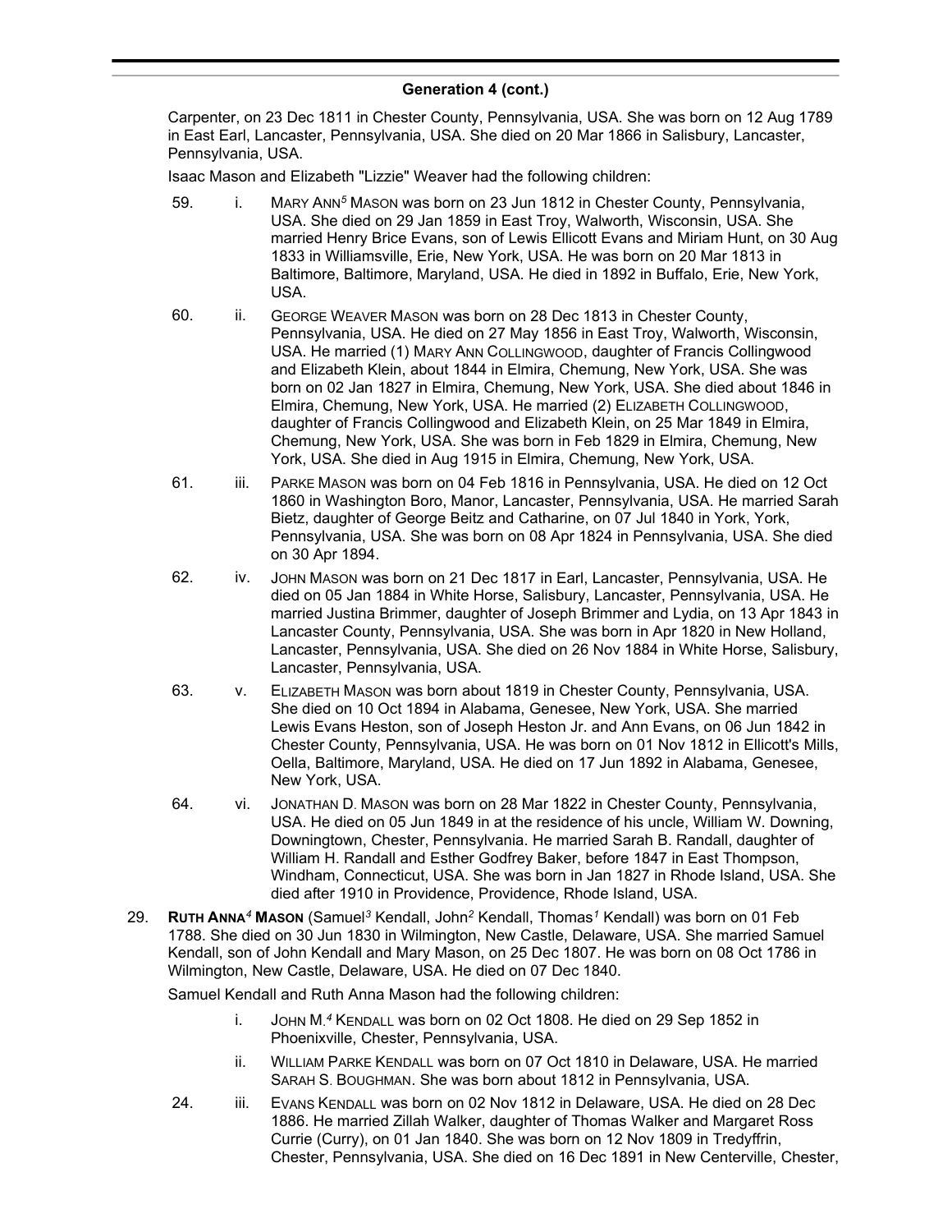## Generation 4 (cont.)

Carpenter, on 23 Dec 1811 in Chester County, Pennsylvania, USA. She was born on 12 Aug 1789 in East Earl, Lancaster, Pennsylvania, USA. She died on 20 Mar 1866 in Salisbury, Lancaster, Pennsylvania, USA.

Isaac Mason and Elizabeth "Lizzie" Weaver had the following children:

59. i. MARY ANN[5] MASON was born on 23 Jun 1812 in Chester County, Pennsylvania, USA. She died on 29 Jan 1859 in East Troy, Walworth, Wisconsin, USA. She married Henry Brice Evans, son of Lewis Ellicott Evans and Miriam Hunt, on 30 Aug 1833 in Williamsville, Erie, New York, USA. He was born on 20 Mar 1813 in Baltimore, Baltimore, Maryland, USA. He died in 1892 in Buffalo, Erie, New York, USA.

60. ii. GEORGE WEAVER MASON was born on 28 Dec 1813 in Chester County, Pennsylvania, USA. He died on 27 May 1856 in East Troy, Walworth, Wisconsin, USA. He married (1) MARY ANN COLLINGWOOD, daughter of Francis Collingwood and Elizabeth Klein, about 1844 in Elmira, Chemung, New York, USA. She was born on 02 Jan 1827 in Elmira, Chemung, New York, USA. She died about 1846 in Elmira, Chemung, New York, USA. He married (2) ELIZABETH COLLINGWOOD, daughter of Francis Collingwood and Elizabeth Klein, on 25 Mar 1849 in Elmira, Chemung, New York, USA. She was born in Feb 1829 in Elmira, Chemung, New York, USA. She died in Aug 1915 in Elmira, Chemung, New York, USA.

61. iii. PARKE MASON was born on 04 Feb 1816 in Pennsylvania, USA. He died on 12 Oct 1860 in Washington Boro, Manor, Lancaster, Pennsylvania, USA. He married Sarah Bietz, daughter of George Beitz and Catharine, on 07 Jul 1840 in York, York, Pennsylvania, USA. She was born on 08 Apr 1824 in Pennsylvania, USA. She died on 30 Apr 1894.

62. iv. JOHN MASON was born on 21 Dec 1817 in Earl, Lancaster, Pennsylvania, USA. He died on 05 Jan 1884 in White Horse, Salisbury, Lancaster, Pennsylvania, USA. He married Justina Brimmer, daughter of Joseph Brimmer and Lydia, on 13 Apr 1843 in Lancaster County, Pennsylvania, USA. She was born in Apr 1820 in New Holland, Lancaster, Pennsylvania, USA. She died on 26 Nov 1884 in White Horse, Salisbury, Lancaster, Pennsylvania, USA.

63. v. ELIZABETH MASON was born about 1819 in Chester County, Pennsylvania, USA. She died on 10 Oct 1894 in Alabama, Genesee, New York, USA. She married Lewis Evans Heston, son of Joseph Heston Jr. and Ann Evans, on 06 Jun 1842 in Chester County, Pennsylvania, USA. He was born on 01 Nov 1812 in Ellicott's Mills, Oella, Baltimore, Maryland, USA. He died on 17 Jun 1892 in Alabama, Genesee, New York, USA.

64. vi. JONATHAN D. MASON was born on 28 Mar 1822 in Chester County, Pennsylvania, USA. He died on 05 Jun 1849 in at the residence of his uncle, William W. Downing, Downingtown, Chester, Pennsylvania. He married Sarah B. Randall, daughter of William H. Randall and Esther Godfrey Baker, before 1847 in East Thompson, Windham, Connecticut, USA. She was born in Jan 1827 in Rhode Island, USA. She died after 1910 in Providence, Providence, Rhode Island, USA.

29. **RUTH ANNA[4] MASON** (Samuel[3] Kendall, John[2] Kendall, Thomas[1] Kendall) was born on 01 Feb 1788. She died on 30 Jun 1830 in Wilmington, New Castle, Delaware, USA. She married Samuel Kendall, son of John Kendall and Mary Mason, on 25 Dec 1807. He was born on 08 Oct 1786 in Wilmington, New Castle, Delaware, USA. He died on 07 Dec 1840.

Samuel Kendall and Ruth Anna Mason had the following children:

i. JOHN M.[4] KENDALL was born on 02 Oct 1808. He died on 29 Sep 1852 in Phoenixville, Chester, Pennsylvania, USA.

ii. WILLIAM PARKE KENDALL was born on 07 Oct 1810 in Delaware, USA. He married SARAH S. BOUGHMAN. She was born about 1812 in Pennsylvania, USA.

24. iii. EVANS KENDALL was born on 02 Nov 1812 in Delaware, USA. He died on 28 Dec 1886. He married Zillah Walker, daughter of Thomas Walker and Margaret Ross Currie (Curry), on 01 Jan 1840. She was born on 12 Nov 1809 in Tredyffrin, Chester, Pennsylvania, USA. She died on 16 Dec 1891 in New Centerville, Chester,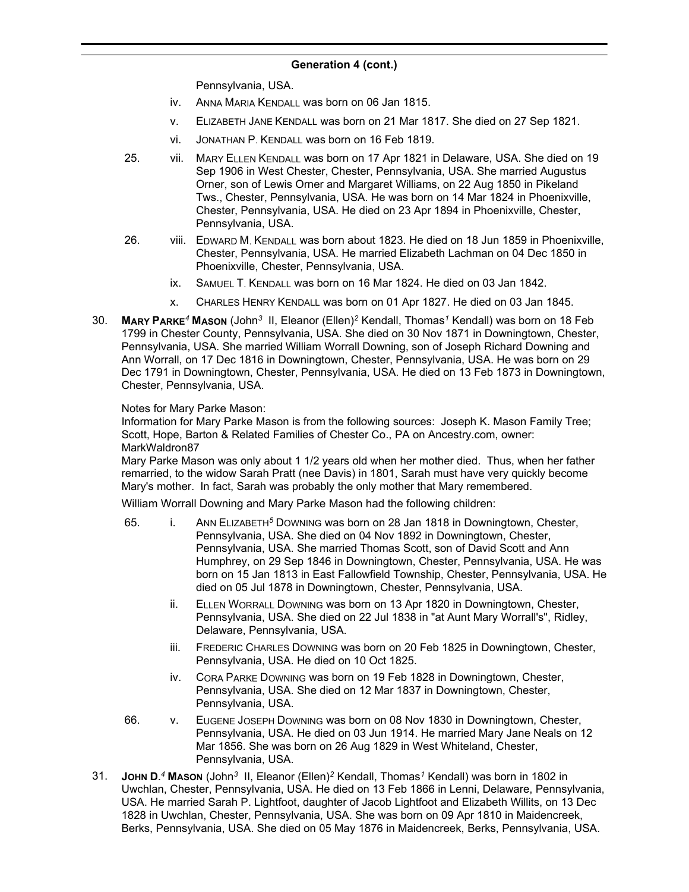## Generation 4 (cont.)

Pennsylvania, USA.

- iv. Anna Maria Kendall was born on 06 Jan 1815.
- v. Elizabeth Jane Kendall was born on 21 Mar 1817. She died on 27 Sep 1821.
- vi. Jonathan P. Kendall was born on 16 Feb 1819.
- 25. vii. Mary Ellen Kendall was born on 17 Apr 1821 in Delaware, USA. She died on 19 Sep 1906 in West Chester, Chester, Pennsylvania, USA. She married Augustus Orner, son of Lewis Orner and Margaret Williams, on 22 Aug 1850 in Pikeland Tws., Chester, Pennsylvania, USA. He was born on 14 Mar 1824 in Phoenixville, Chester, Pennsylvania, USA. He died on 23 Apr 1894 in Phoenixville, Chester, Pennsylvania, USA.
- 26. viii. Edward M. Kendall was born about 1823. He died on 18 Jun 1859 in Phoenixville, Chester, Pennsylvania, USA. He married Elizabeth Lachman on 04 Dec 1850 in Phoenixville, Chester, Pennsylvania, USA.
- ix. Samuel T. Kendall was born on 16 Mar 1824. He died on 03 Jan 1842.
- x. Charles Henry Kendall was born on 01 Apr 1827. He died on 03 Jan 1845.

30. **Mary Parke[4] Mason** (John[3] II, Eleanor (Ellen)[2] Kendall, Thomas[1] Kendall) was born on 18 Feb 1799 in Chester County, Pennsylvania, USA. She died on 30 Nov 1871 in Downingtown, Chester, Pennsylvania, USA. She married William Worrall Downing, son of Joseph Richard Downing and Ann Worrall, on 17 Dec 1816 in Downingtown, Chester, Pennsylvania, USA. He was born on 29 Dec 1791 in Downingtown, Chester, Pennsylvania, USA. He died on 13 Feb 1873 in Downingtown, Chester, Pennsylvania, USA.

Notes for Mary Parke Mason:
Information for Mary Parke Mason is from the following sources: Joseph K. Mason Family Tree; Scott, Hope, Barton & Related Families of Chester Co., PA on Ancestry.com, owner: MarkWaldron87
Mary Parke Mason was only about 1 1/2 years old when her mother died. Thus, when her father remarried, to the widow Sarah Pratt (nee Davis) in 1801, Sarah must have very quickly become Mary's mother. In fact, Sarah was probably the only mother that Mary remembered.

William Worrall Downing and Mary Parke Mason had the following children:

- 65. i. Ann Elizabeth[5] Downing was born on 28 Jan 1818 in Downingtown, Chester, Pennsylvania, USA. She died on 04 Nov 1892 in Downingtown, Chester, Pennsylvania, USA. She married Thomas Scott, son of David Scott and Ann Humphrey, on 29 Sep 1846 in Downingtown, Chester, Pennsylvania, USA. He was born on 15 Jan 1813 in East Fallowfield Township, Chester, Pennsylvania, USA. He died on 05 Jul 1878 in Downingtown, Chester, Pennsylvania, USA.
- ii. Ellen Worrall Downing was born on 13 Apr 1820 in Downingtown, Chester, Pennsylvania, USA. She died on 22 Jul 1838 in "at Aunt Mary Worrall's", Ridley, Delaware, Pennsylvania, USA.
- iii. Frederic Charles Downing was born on 20 Feb 1825 in Downingtown, Chester, Pennsylvania, USA. He died on 10 Oct 1825.
- iv. Cora Parke Downing was born on 19 Feb 1828 in Downingtown, Chester, Pennsylvania, USA. She died on 12 Mar 1837 in Downingtown, Chester, Pennsylvania, USA.
- 66. v. Eugene Joseph Downing was born on 08 Nov 1830 in Downingtown, Chester, Pennsylvania, USA. He died on 03 Jun 1914. He married Mary Jane Neals on 12 Mar 1856. She was born on 26 Aug 1829 in West Whiteland, Chester, Pennsylvania, USA.

31. **John D.[4] Mason** (John[3] II, Eleanor (Ellen)[2] Kendall, Thomas[1] Kendall) was born in 1802 in Uwchlan, Chester, Pennsylvania, USA. He died on 13 Feb 1866 in Lenni, Delaware, Pennsylvania, USA. He married Sarah P. Lightfoot, daughter of Jacob Lightfoot and Elizabeth Willits, on 13 Dec 1828 in Uwchlan, Chester, Pennsylvania, USA. She was born on 09 Apr 1810 in Maidencreek, Berks, Pennsylvania, USA. She died on 05 May 1876 in Maidencreek, Berks, Pennsylvania, USA.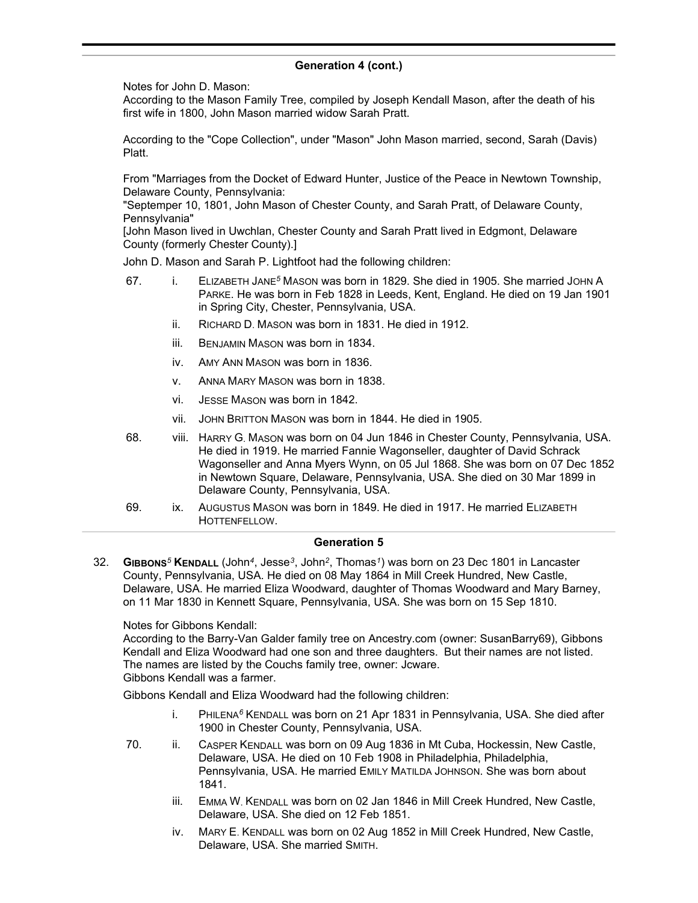## Generation 4 (cont.)

Notes for John D. Mason:
According to the Mason Family Tree, compiled by Joseph Kendall Mason, after the death of his first wife in 1800, John Mason married widow Sarah Pratt.

According to the "Cope Collection", under "Mason" John Mason married, second, Sarah (Davis) Platt.

From "Marriages from the Docket of Edward Hunter, Justice of the Peace in Newtown Township, Delaware County, Pennsylvania:
"Septemper 10, 1801, John Mason of Chester County, and Sarah Pratt, of Delaware County, Pennsylvania"
[John Mason lived in Uwchlan, Chester County and Sarah Pratt lived in Edgmont, Delaware County (formerly Chester County).]

John D. Mason and Sarah P. Lightfoot had the following children:

67. i. ELIZABETH JANE[5] MASON was born in 1829. She died in 1905. She married JOHN A PARKE. He was born in Feb 1828 in Leeds, Kent, England. He died on 19 Jan 1901 in Spring City, Chester, Pennsylvania, USA.

ii. RICHARD D. MASON was born in 1831. He died in 1912.

iii. BENJAMIN MASON was born in 1834.

iv. AMY ANN MASON was born in 1836.

v. ANNA MARY MASON was born in 1838.

vi. JESSE MASON was born in 1842.

vii. JOHN BRITTON MASON was born in 1844. He died in 1905.

68. viii. HARRY G. MASON was born on 04 Jun 1846 in Chester County, Pennsylvania, USA. He died in 1919. He married Fannie Wagonseller, daughter of David Schrack Wagonseller and Anna Myers Wynn, on 05 Jul 1868. She was born on 07 Dec 1852 in Newtown Square, Delaware, Pennsylvania, USA. She died on 30 Mar 1899 in Delaware County, Pennsylvania, USA.

69. ix. AUGUSTUS MASON was born in 1849. He died in 1917. He married ELIZABETH HOTTENFELLOW.

## Generation 5

32. **GIBBONS[5] KENDALL** (John[4], Jesse[3], John[2], Thomas[1]) was born on 23 Dec 1801 in Lancaster County, Pennsylvania, USA. He died on 08 May 1864 in Mill Creek Hundred, New Castle, Delaware, USA. He married Eliza Woodward, daughter of Thomas Woodward and Mary Barney, on 11 Mar 1830 in Kennett Square, Pennsylvania, USA. She was born on 15 Sep 1810.

Notes for Gibbons Kendall:
According to the Barry-Van Galder family tree on Ancestry.com (owner: SusanBarry69), Gibbons Kendall and Eliza Woodward had one son and three daughters. But their names are not listed. The names are listed by the Couchs family tree, owner: Jcware.
Gibbons Kendall was a farmer.

Gibbons Kendall and Eliza Woodward had the following children:

i. PHILENA[6] KENDALL was born on 21 Apr 1831 in Pennsylvania, USA. She died after 1900 in Chester County, Pennsylvania, USA.

70. ii. CASPER KENDALL was born on 09 Aug 1836 in Mt Cuba, Hockessin, New Castle, Delaware, USA. He died on 10 Feb 1908 in Philadelphia, Philadelphia, Pennsylvania, USA. He married EMILY MATILDA JOHNSON. She was born about 1841.

iii. EMMA W. KENDALL was born on 02 Jan 1846 in Mill Creek Hundred, New Castle, Delaware, USA. She died on 12 Feb 1851.

iv. MARY E. KENDALL was born on 02 Aug 1852 in Mill Creek Hundred, New Castle, Delaware, USA. She married SMITH.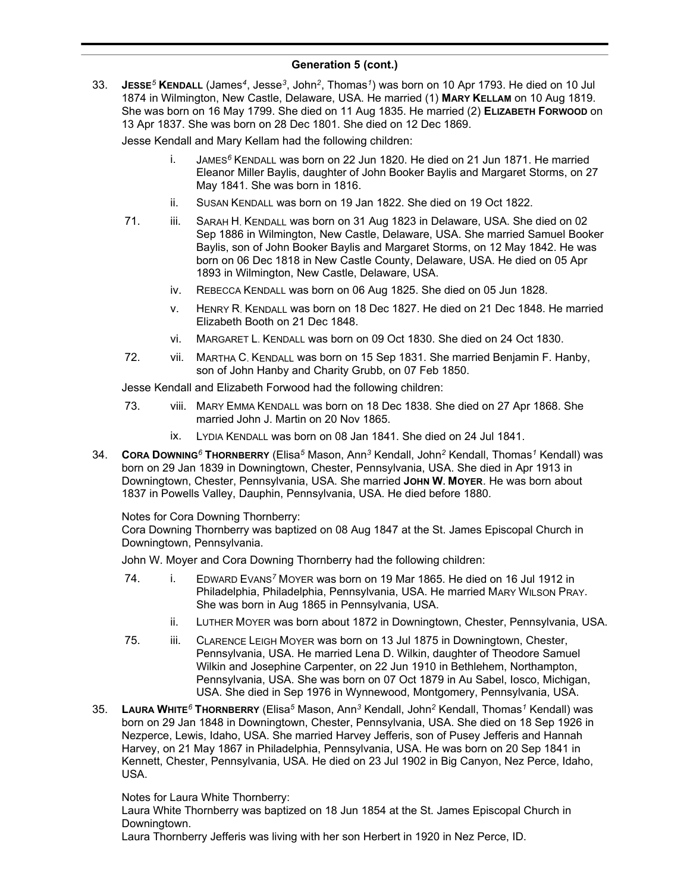## Generation 5 (cont.)

33. **Jesse$^{5}$ Kendall** (James$^{4}$, Jesse$^{3}$, John$^{2}$, Thomas$^{1}$) was born on 10 Apr 1793. He died on 10 Jul 1874 in Wilmington, New Castle, Delaware, USA. He married (1) **Mary Kellam** on 10 Aug 1819. She was born on 16 May 1799. She died on 11 Aug 1835. He married (2) **Elizabeth Forwood** on 13 Apr 1837. She was born on 28 Dec 1801. She died on 12 Dec 1869.

   Jesse Kendall and Mary Kellam had the following children:

   - i. James$^{6}$ Kendall was born on 22 Jun 1820. He died on 21 Jun 1871. He married Eleanor Miller Baylis, daughter of John Booker Baylis and Margaret Storms, on 27 May 1841. She was born in 1816.
   - ii. Susan Kendall was born on 19 Jan 1822. She died on 19 Oct 1822.
   - 71. iii. Sarah H. Kendall was born on 31 Aug 1823 in Delaware, USA. She died on 02 Sep 1886 in Wilmington, New Castle, Delaware, USA. She married Samuel Booker Baylis, son of John Booker Baylis and Margaret Storms, on 12 May 1842. He was born on 06 Dec 1818 in New Castle County, Delaware, USA. He died on 05 Apr 1893 in Wilmington, New Castle, Delaware, USA.
   - iv. Rebecca Kendall was born on 06 Aug 1825. She died on 05 Jun 1828.
   - v. Henry R. Kendall was born on 18 Dec 1827. He died on 21 Dec 1848. He married Elizabeth Booth on 21 Dec 1848.
   - vi. Margaret L. Kendall was born on 09 Oct 1830. She died on 24 Oct 1830.
   - 72. vii. Martha C. Kendall was born on 15 Sep 1831. She married Benjamin F. Hanby, son of John Hanby and Charity Grubb, on 07 Feb 1850.

   Jesse Kendall and Elizabeth Forwood had the following children:

   - 73. viii. Mary Emma Kendall was born on 18 Dec 1838. She died on 27 Apr 1868. She married John J. Martin on 20 Nov 1865.
   - ix. Lydia Kendall was born on 08 Jan 1841. She died on 24 Jul 1841.

34. **Cora Downing$^{6}$ Thornberry** (Elisa$^{5}$ Mason, Ann$^{3}$ Kendall, John$^{2}$ Kendall, Thomas$^{1}$ Kendall) was born on 29 Jan 1839 in Downingtown, Chester, Pennsylvania, USA. She died in Apr 1913 in Downingtown, Chester, Pennsylvania, USA. She married **John W. Moyer**. He was born about 1837 in Powells Valley, Dauphin, Pennsylvania, USA. He died before 1880.

   Notes for Cora Downing Thornberry:
   Cora Downing Thornberry was baptized on 08 Aug 1847 at the St. James Episcopal Church in Downingtown, Pennsylvania.

   John W. Moyer and Cora Downing Thornberry had the following children:

   - 74. i. Edward Evans$^{7}$ Moyer was born on 19 Mar 1865. He died on 16 Jul 1912 in Philadelphia, Philadelphia, Pennsylvania, USA. He married Mary Wilson Pray. She was born in Aug 1865 in Pennsylvania, USA.
   - ii. Luther Moyer was born about 1872 in Downingtown, Chester, Pennsylvania, USA.
   - 75. iii. Clarence Leigh Moyer was born on 13 Jul 1875 in Downingtown, Chester, Pennsylvania, USA. He married Lena D. Wilkin, daughter of Theodore Samuel Wilkin and Josephine Carpenter, on 22 Jun 1910 in Bethlehem, Northampton, Pennsylvania, USA. She was born on 07 Oct 1879 in Au Sabel, Iosco, Michigan, USA. She died in Sep 1976 in Wynnewood, Montgomery, Pennsylvania, USA.

35. **Laura White$^{6}$ Thornberry** (Elisa$^{5}$ Mason, Ann$^{3}$ Kendall, John$^{2}$ Kendall, Thomas$^{1}$ Kendall) was born on 29 Jan 1848 in Downingtown, Chester, Pennsylvania, USA. She died on 18 Sep 1926 in Nezperce, Lewis, Idaho, USA. She married Harvey Jefferis, son of Pusey Jefferis and Hannah Harvey, on 21 May 1867 in Philadelphia, Pennsylvania, USA. He was born on 20 Sep 1841 in Kennett, Chester, Pennsylvania, USA. He died on 23 Jul 1902 in Big Canyon, Nez Perce, Idaho, USA.

   Notes for Laura White Thornberry:
   Laura White Thornberry was baptized on 18 Jun 1854 at the St. James Episcopal Church in Downingtown.
   Laura Thornberry Jefferis was living with her son Herbert in 1920 in Nez Perce, ID.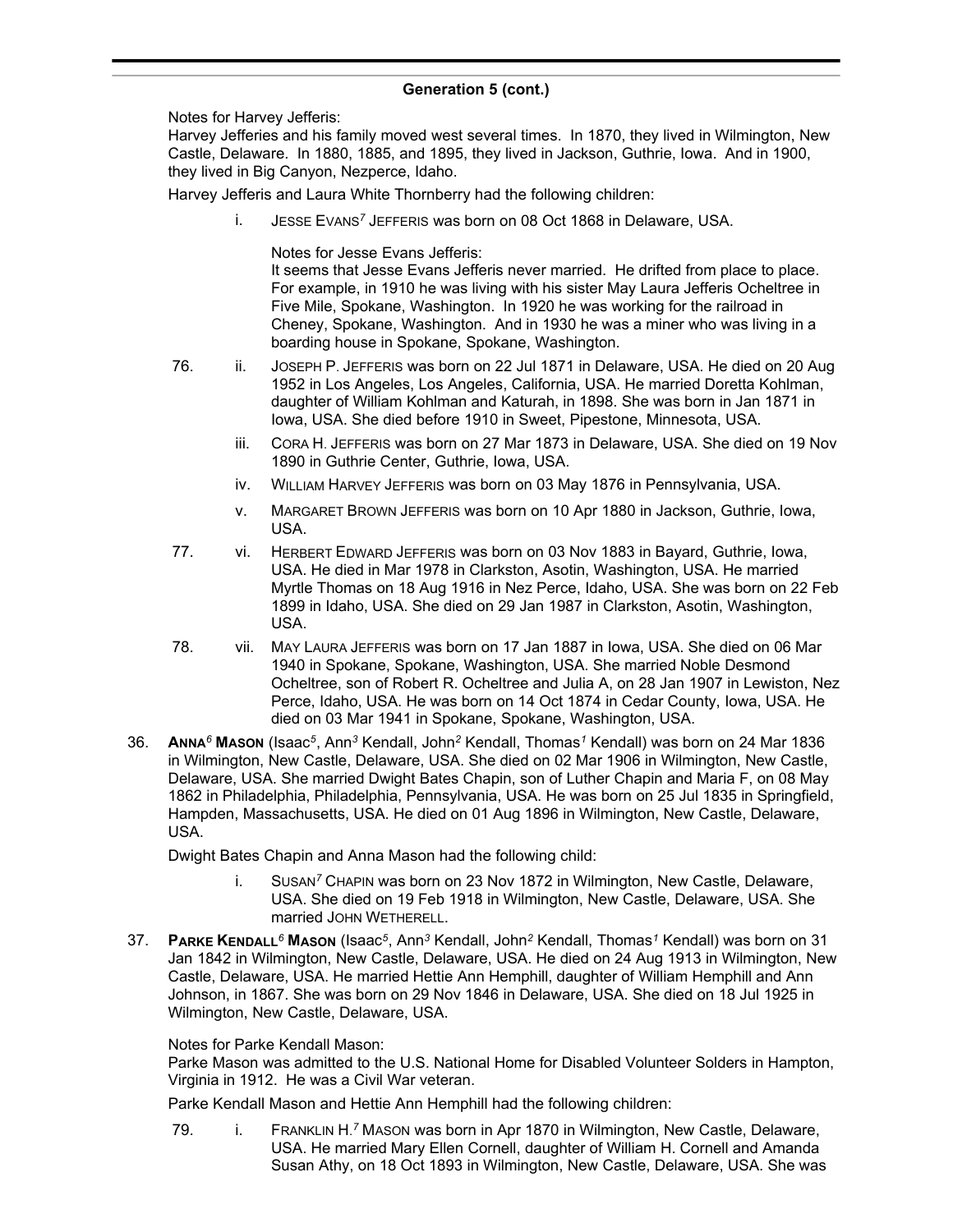### Generation 5 (cont.)

Notes for Harvey Jefferis:
Harvey Jefferies and his family moved west several times. In 1870, they lived in Wilmington, New Castle, Delaware. In 1880, 1885, and 1895, they lived in Jackson, Guthrie, Iowa. And in 1900, they lived in Big Canyon, Nezperce, Idaho.

Harvey Jefferis and Laura White Thornberry had the following children:

- i. JESSE EVANS[7] JEFFERIS was born on 08 Oct 1868 in Delaware, USA.

  Notes for Jesse Evans Jefferis:
  It seems that Jesse Evans Jefferis never married. He drifted from place to place. For example, in 1910 he was living with his sister May Laura Jefferis Ocheltree in Five Mile, Spokane, Washington. In 1920 he was working for the railroad in Cheney, Spokane, Washington. And in 1930 he was a miner who was living in a boarding house in Spokane, Spokane, Washington.

- 76. ii. JOSEPH P. JEFFERIS was born on 22 Jul 1871 in Delaware, USA. He died on 20 Aug 1952 in Los Angeles, Los Angeles, California, USA. He married Doretta Kohlman, daughter of William Kohlman and Katurah, in 1898. She was born in Jan 1871 in Iowa, USA. She died before 1910 in Sweet, Pipestone, Minnesota, USA.
- iii. CORA H. JEFFERIS was born on 27 Mar 1873 in Delaware, USA. She died on 19 Nov 1890 in Guthrie Center, Guthrie, Iowa, USA.
- iv. WILLIAM HARVEY JEFFERIS was born on 03 May 1876 in Pennsylvania, USA.
- v. MARGARET BROWN JEFFERIS was born on 10 Apr 1880 in Jackson, Guthrie, Iowa, USA.
- 77. vi. HERBERT EDWARD JEFFERIS was born on 03 Nov 1883 in Bayard, Guthrie, Iowa, USA. He died in Mar 1978 in Clarkston, Asotin, Washington, USA. He married Myrtle Thomas on 18 Aug 1916 in Nez Perce, Idaho, USA. She was born on 22 Feb 1899 in Idaho, USA. She died on 29 Jan 1987 in Clarkston, Asotin, Washington, USA.
- 78. vii. MAY LAURA JEFFERIS was born on 17 Jan 1887 in Iowa, USA. She died on 06 Mar 1940 in Spokane, Spokane, Washington, USA. She married Noble Desmond Ocheltree, son of Robert R. Ocheltree and Julia A, on 28 Jan 1907 in Lewiston, Nez Perce, Idaho, USA. He was born on 14 Oct 1874 in Cedar County, Iowa, USA. He died on 03 Mar 1941 in Spokane, Spokane, Washington, USA.

36. **ANNA[6] MASON** (Isaac[5], Ann[3] Kendall, John[2] Kendall, Thomas[1] Kendall) was born on 24 Mar 1836 in Wilmington, New Castle, Delaware, USA. She died on 02 Mar 1906 in Wilmington, New Castle, Delaware, USA. She married Dwight Bates Chapin, son of Luther Chapin and Maria F, on 08 May 1862 in Philadelphia, Philadelphia, Pennsylvania, USA. He was born on 25 Jul 1835 in Springfield, Hampden, Massachusetts, USA. He died on 01 Aug 1896 in Wilmington, New Castle, Delaware, USA.

Dwight Bates Chapin and Anna Mason had the following child:

- i. SUSAN[7] CHAPIN was born on 23 Nov 1872 in Wilmington, New Castle, Delaware, USA. She died on 19 Feb 1918 in Wilmington, New Castle, Delaware, USA. She married JOHN WETHERELL.

37. **PARKE KENDALL[6] MASON** (Isaac[5], Ann[3] Kendall, John[2] Kendall, Thomas[1] Kendall) was born on 31 Jan 1842 in Wilmington, New Castle, Delaware, USA. He died on 24 Aug 1913 in Wilmington, New Castle, Delaware, USA. He married Hettie Ann Hemphill, daughter of William Hemphill and Ann Johnson, in 1867. She was born on 29 Nov 1846 in Delaware, USA. She died on 18 Jul 1925 in Wilmington, New Castle, Delaware, USA.

Notes for Parke Kendall Mason:
Parke Mason was admitted to the U.S. National Home for Disabled Volunteer Solders in Hampton, Virginia in 1912. He was a Civil War veteran.

Parke Kendall Mason and Hettie Ann Hemphill had the following children:

- 79. i. FRANKLIN H.[7] MASON was born in Apr 1870 in Wilmington, New Castle, Delaware, USA. He married Mary Ellen Cornell, daughter of William H. Cornell and Amanda Susan Athy, on 18 Oct 1893 in Wilmington, New Castle, Delaware, USA. She was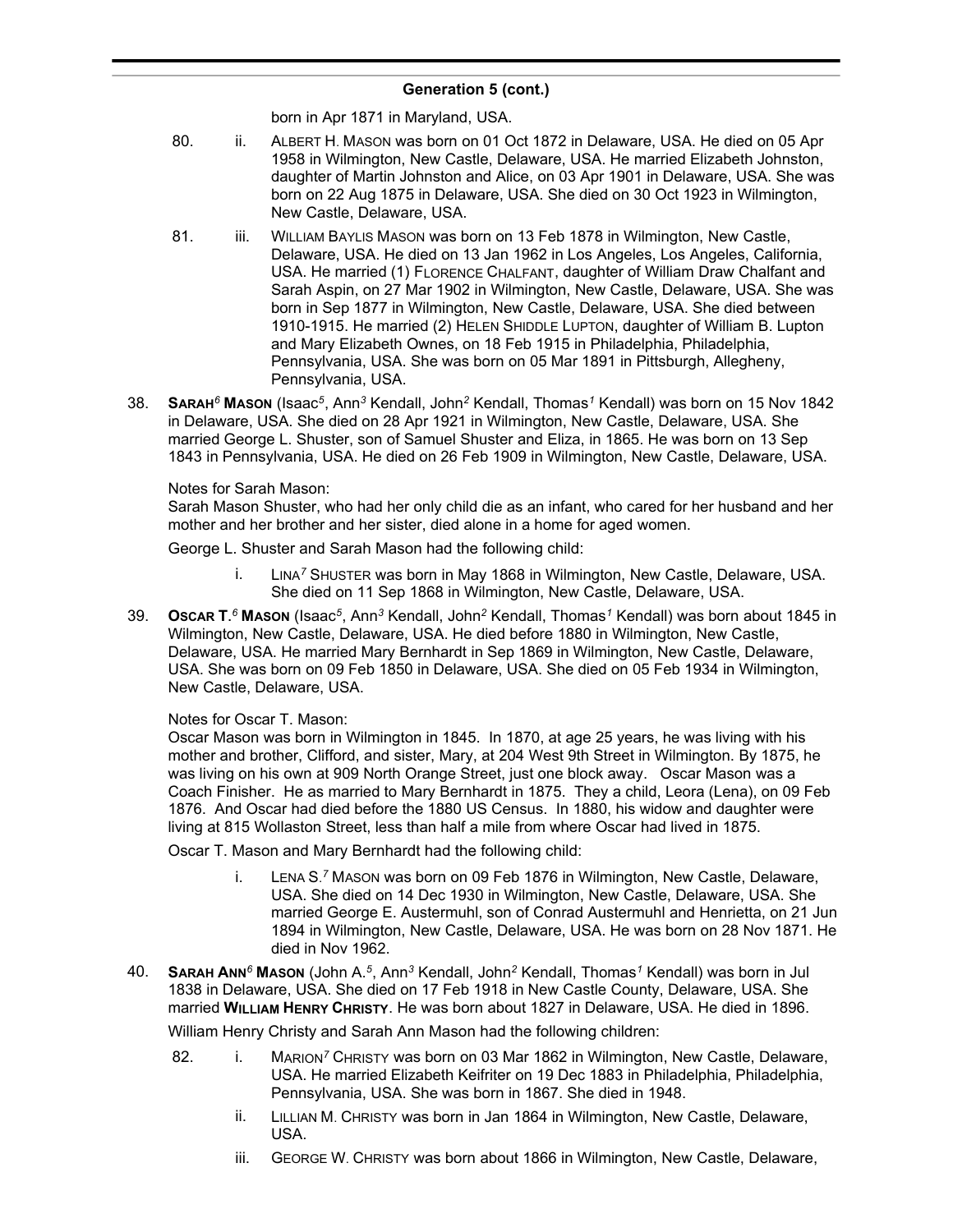## Generation 5 (cont.)

born in Apr 1871 in Maryland, USA.

80. ii. ALBERT H. MASON was born on 01 Oct 1872 in Delaware, USA. He died on 05 Apr 1958 in Wilmington, New Castle, Delaware, USA. He married Elizabeth Johnston, daughter of Martin Johnston and Alice, on 03 Apr 1901 in Delaware, USA. She was born on 22 Aug 1875 in Delaware, USA. She died on 30 Oct 1923 in Wilmington, New Castle, Delaware, USA.

81. iii. WILLIAM BAYLIS MASON was born on 13 Feb 1878 in Wilmington, New Castle, Delaware, USA. He died on 13 Jan 1962 in Los Angeles, Los Angeles, California, USA. He married (1) FLORENCE CHALFANT, daughter of William Draw Chalfant and Sarah Aspin, on 27 Mar 1902 in Wilmington, New Castle, Delaware, USA. She was born in Sep 1877 in Wilmington, New Castle, Delaware, USA. She died between 1910-1915. He married (2) HELEN SHIDDLE LUPTON, daughter of William B. Lupton and Mary Elizabeth Ownes, on 18 Feb 1915 in Philadelphia, Philadelphia, Pennsylvania, USA. She was born on 05 Mar 1891 in Pittsburgh, Allegheny, Pennsylvania, USA.

38. **SARAH$^{6}$ MASON** (Isaac$^{5}$, Ann$^{3}$ Kendall, John$^{2}$ Kendall, Thomas$^{1}$ Kendall) was born on 15 Nov 1842 in Delaware, USA. She died on 28 Apr 1921 in Wilmington, New Castle, Delaware, USA. She married George L. Shuster, son of Samuel Shuster and Eliza, in 1865. He was born on 13 Sep 1843 in Pennsylvania, USA. He died on 26 Feb 1909 in Wilmington, New Castle, Delaware, USA.

Notes for Sarah Mason:
Sarah Mason Shuster, who had her only child die as an infant, who cared for her husband and her mother and her brother and her sister, died alone in a home for aged women.

George L. Shuster and Sarah Mason had the following child:

i. LINA$^{7}$ SHUSTER was born in May 1868 in Wilmington, New Castle, Delaware, USA. She died on 11 Sep 1868 in Wilmington, New Castle, Delaware, USA.

39. **OSCAR T.$^{6}$ MASON** (Isaac$^{5}$, Ann$^{3}$ Kendall, John$^{2}$ Kendall, Thomas$^{1}$ Kendall) was born about 1845 in Wilmington, New Castle, Delaware, USA. He died before 1880 in Wilmington, New Castle, Delaware, USA. He married Mary Bernhardt in Sep 1869 in Wilmington, New Castle, Delaware, USA. She was born on 09 Feb 1850 in Delaware, USA. She died on 05 Feb 1934 in Wilmington, New Castle, Delaware, USA.

Notes for Oscar T. Mason:
Oscar Mason was born in Wilmington in 1845. In 1870, at age 25 years, he was living with his mother and brother, Clifford, and sister, Mary, at 204 West 9th Street in Wilmington. By 1875, he was living on his own at 909 North Orange Street, just one block away. Oscar Mason was a Coach Finisher. He as married to Mary Bernhardt in 1875. They a child, Leora (Lena), on 09 Feb 1876. And Oscar had died before the 1880 US Census. In 1880, his widow and daughter were living at 815 Wollaston Street, less than half a mile from where Oscar had lived in 1875.

Oscar T. Mason and Mary Bernhardt had the following child:

i. LENA S.$^{7}$ MASON was born on 09 Feb 1876 in Wilmington, New Castle, Delaware, USA. She died on 14 Dec 1930 in Wilmington, New Castle, Delaware, USA. She married George E. Austermuhl, son of Conrad Austermuhl and Henrietta, on 21 Jun 1894 in Wilmington, New Castle, Delaware, USA. He was born on 28 Nov 1871. He died in Nov 1962.

40. **SARAH ANN$^{6}$ MASON** (John A.$^{5}$, Ann$^{3}$ Kendall, John$^{2}$ Kendall, Thomas$^{1}$ Kendall) was born in Jul 1838 in Delaware, USA. She died on 17 Feb 1918 in New Castle County, Delaware, USA. She married **WILLIAM HENRY CHRISTY**. He was born about 1827 in Delaware, USA. He died in 1896.

William Henry Christy and Sarah Ann Mason had the following children:

82. i. MARION$^{7}$ CHRISTY was born on 03 Mar 1862 in Wilmington, New Castle, Delaware, USA. He married Elizabeth Keifriter on 19 Dec 1883 in Philadelphia, Philadelphia, Pennsylvania, USA. She was born in 1867. She died in 1948.

ii. LILLIAN M. CHRISTY was born in Jan 1864 in Wilmington, New Castle, Delaware, USA.

iii. GEORGE W. CHRISTY was born about 1866 in Wilmington, New Castle, Delaware,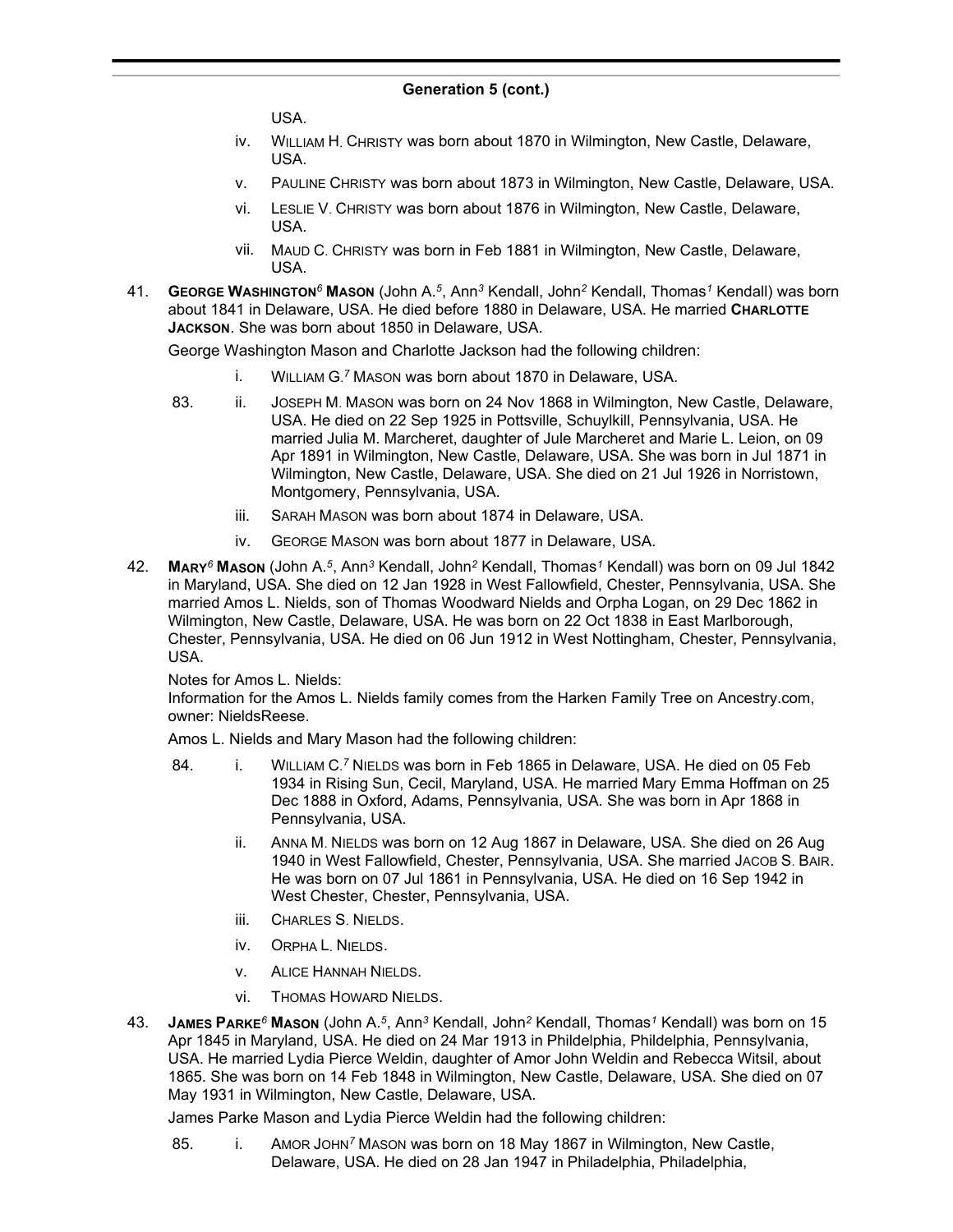## Generation 5 (cont.)

USA.

iv. William H. Christy was born about 1870 in Wilmington, New Castle, Delaware, USA.

v. Pauline Christy was born about 1873 in Wilmington, New Castle, Delaware, USA.

vi. Leslie V. Christy was born about 1876 in Wilmington, New Castle, Delaware, USA.

vii. Maud C. Christy was born in Feb 1881 in Wilmington, New Castle, Delaware, USA.

41. **George Washington[6] Mason** (John A.[5], Ann[3] Kendall, John[2] Kendall, Thomas[1] Kendall) was born about 1841 in Delaware, USA. He died before 1880 in Delaware, USA. He married **Charlotte Jackson**. She was born about 1850 in Delaware, USA.

George Washington Mason and Charlotte Jackson had the following children:

i. William G.[7] Mason was born about 1870 in Delaware, USA.

83. ii. Joseph M. Mason was born on 24 Nov 1868 in Wilmington, New Castle, Delaware, USA. He died on 22 Sep 1925 in Pottsville, Schuylkill, Pennsylvania, USA. He married Julia M. Marcheret, daughter of Jule Marcheret and Marie L. Leion, on 09 Apr 1891 in Wilmington, New Castle, Delaware, USA. She was born in Jul 1871 in Wilmington, New Castle, Delaware, USA. She died on 21 Jul 1926 in Norristown, Montgomery, Pennsylvania, USA.

iii. Sarah Mason was born about 1874 in Delaware, USA.

iv. George Mason was born about 1877 in Delaware, USA.

42. **Mary[6] Mason** (John A.[5], Ann[3] Kendall, John[2] Kendall, Thomas[1] Kendall) was born on 09 Jul 1842 in Maryland, USA. She died on 12 Jan 1928 in West Fallowfield, Chester, Pennsylvania, USA. She married Amos L. Nields, son of Thomas Woodward Nields and Orpha Logan, on 29 Dec 1862 in Wilmington, New Castle, Delaware, USA. He was born on 22 Oct 1838 in East Marlborough, Chester, Pennsylvania, USA. He died on 06 Jun 1912 in West Nottingham, Chester, Pennsylvania, USA.

Notes for Amos L. Nields:
Information for the Amos L. Nields family comes from the Harken Family Tree on Ancestry.com, owner: NieldsReese.

Amos L. Nields and Mary Mason had the following children:

84. i. William C.[7] Nields was born in Feb 1865 in Delaware, USA. He died on 05 Feb 1934 in Rising Sun, Cecil, Maryland, USA. He married Mary Emma Hoffman on 25 Dec 1888 in Oxford, Adams, Pennsylvania, USA. She was born in Apr 1868 in Pennsylvania, USA.

ii. Anna M. Nields was born on 12 Aug 1867 in Delaware, USA. She died on 26 Aug 1940 in West Fallowfield, Chester, Pennsylvania, USA. She married Jacob S. Bair. He was born on 07 Jul 1861 in Pennsylvania, USA. He died on 16 Sep 1942 in West Chester, Chester, Pennsylvania, USA.

iii. Charles S. Nields.

iv. Orpha L. Nields.

v. Alice Hannah Nields.

vi. Thomas Howard Nields.

43. **James Parke[6] Mason** (John A.[5], Ann[3] Kendall, John[2] Kendall, Thomas[1] Kendall) was born on 15 Apr 1845 in Maryland, USA. He died on 24 Mar 1913 in Phildelphia, Phildelphia, Pennsylvania, USA. He married Lydia Pierce Weldin, daughter of Amor John Weldin and Rebecca Witsil, about 1865. She was born on 14 Feb 1848 in Wilmington, New Castle, Delaware, USA. She died on 07 May 1931 in Wilmington, New Castle, Delaware, USA.

James Parke Mason and Lydia Pierce Weldin had the following children:

85. i. Amor John[7] Mason was born on 18 May 1867 in Wilmington, New Castle, Delaware, USA. He died on 28 Jan 1947 in Philadelphia, Philadelphia,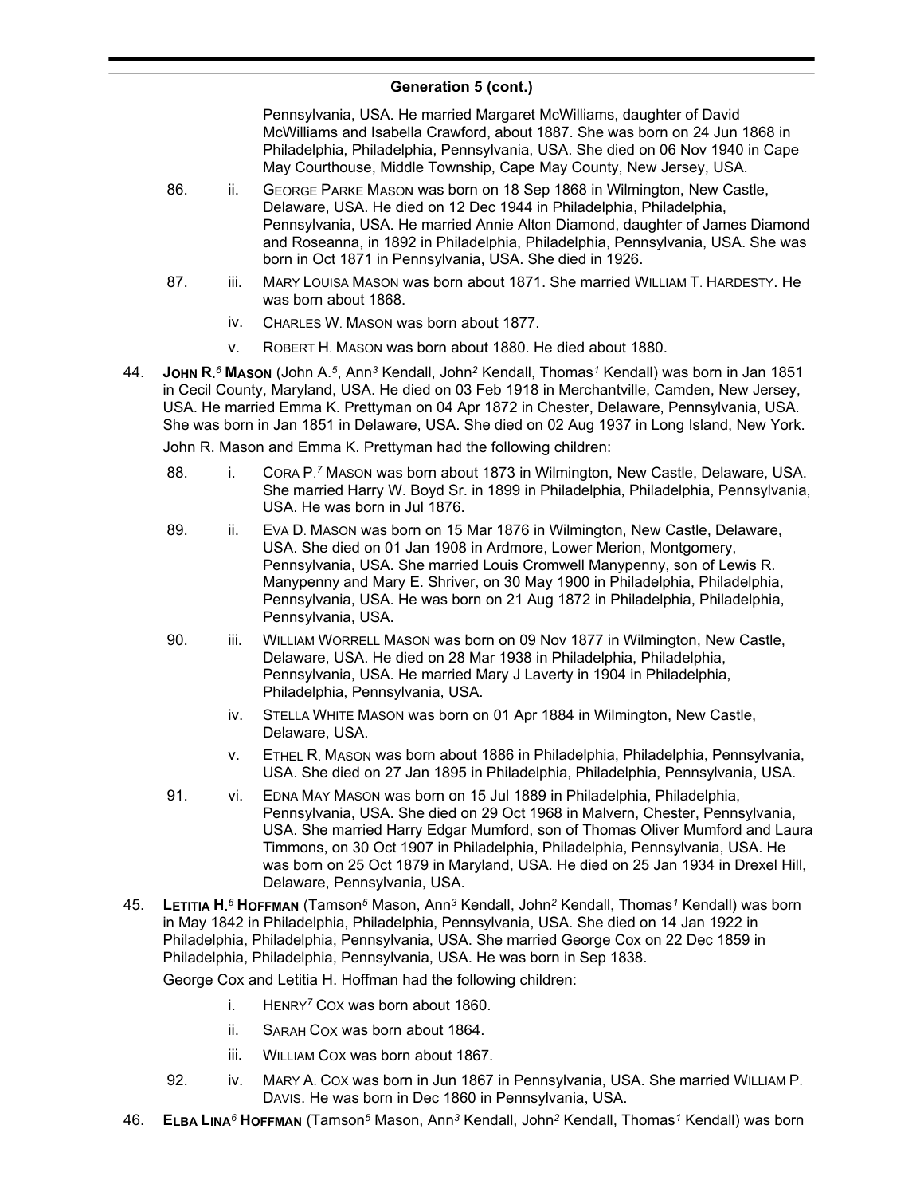## Generation 5 (cont.)

Pennsylvania, USA. He married Margaret McWilliams, daughter of David McWilliams and Isabella Crawford, about 1887. She was born on 24 Jun 1868 in Philadelphia, Philadelphia, Pennsylvania, USA. She died on 06 Nov 1940 in Cape May Courthouse, Middle Township, Cape May County, New Jersey, USA.

86. ii. GEORGE PARKE MASON was born on 18 Sep 1868 in Wilmington, New Castle, Delaware, USA. He died on 12 Dec 1944 in Philadelphia, Philadelphia, Pennsylvania, USA. He married Annie Alton Diamond, daughter of James Diamond and Roseanna, in 1892 in Philadelphia, Philadelphia, Pennsylvania, USA. She was born in Oct 1871 in Pennsylvania, USA. She died in 1926.

87. iii. MARY LOUISA MASON was born about 1871. She married WILLIAM T. HARDESTY. He was born about 1868.

iv. CHARLES W. MASON was born about 1877.

v. ROBERT H. MASON was born about 1880. He died about 1880.

44. **JOHN R.[6] MASON** (John A.[5], Ann[3] Kendall, John[2] Kendall, Thomas[1] Kendall) was born in Jan 1851 in Cecil County, Maryland, USA. He died on 03 Feb 1918 in Merchantville, Camden, New Jersey, USA. He married Emma K. Prettyman on 04 Apr 1872 in Chester, Delaware, Pennsylvania, USA. She was born in Jan 1851 in Delaware, USA. She died on 02 Aug 1937 in Long Island, New York.

John R. Mason and Emma K. Prettyman had the following children:

88. i. CORA P.[7] MASON was born about 1873 in Wilmington, New Castle, Delaware, USA. She married Harry W. Boyd Sr. in 1899 in Philadelphia, Philadelphia, Pennsylvania, USA. He was born in Jul 1876.

89. ii. EVA D. MASON was born on 15 Mar 1876 in Wilmington, New Castle, Delaware, USA. She died on 01 Jan 1908 in Ardmore, Lower Merion, Montgomery, Pennsylvania, USA. She married Louis Cromwell Manypenny, son of Lewis R. Manypenny and Mary E. Shriver, on 30 May 1900 in Philadelphia, Philadelphia, Pennsylvania, USA. He was born on 21 Aug 1872 in Philadelphia, Philadelphia, Pennsylvania, USA.

90. iii. WILLIAM WORRELL MASON was born on 09 Nov 1877 in Wilmington, New Castle, Delaware, USA. He died on 28 Mar 1938 in Philadelphia, Philadelphia, Pennsylvania, USA. He married Mary J Laverty in 1904 in Philadelphia, Philadelphia, Pennsylvania, USA.

iv. STELLA WHITE MASON was born on 01 Apr 1884 in Wilmington, New Castle, Delaware, USA.

v. ETHEL R. MASON was born about 1886 in Philadelphia, Philadelphia, Pennsylvania, USA. She died on 27 Jan 1895 in Philadelphia, Philadelphia, Pennsylvania, USA.

91. vi. EDNA MAY MASON was born on 15 Jul 1889 in Philadelphia, Philadelphia, Pennsylvania, USA. She died on 29 Oct 1968 in Malvern, Chester, Pennsylvania, USA. She married Harry Edgar Mumford, son of Thomas Oliver Mumford and Laura Timmons, on 30 Oct 1907 in Philadelphia, Philadelphia, Pennsylvania, USA. He was born on 25 Oct 1879 in Maryland, USA. He died on 25 Jan 1934 in Drexel Hill, Delaware, Pennsylvania, USA.

45. **LETITIA H.[6] HOFFMAN** (Tamson[5] Mason, Ann[3] Kendall, John[2] Kendall, Thomas[1] Kendall) was born in May 1842 in Philadelphia, Philadelphia, Pennsylvania, USA. She died on 14 Jan 1922 in Philadelphia, Philadelphia, Pennsylvania, USA. She married George Cox on 22 Dec 1859 in Philadelphia, Philadelphia, Pennsylvania, USA. He was born in Sep 1838.

George Cox and Letitia H. Hoffman had the following children:

i. HENRY[7] COX was born about 1860.

ii. SARAH COX was born about 1864.

iii. WILLIAM COX was born about 1867.

92. iv. MARY A. COX was born in Jun 1867 in Pennsylvania, USA. She married WILLIAM P. DAVIS. He was born in Dec 1860 in Pennsylvania, USA.

46. **ELBA LINA[6] HOFFMAN** (Tamson[5] Mason, Ann[3] Kendall, John[2] Kendall, Thomas[1] Kendall) was born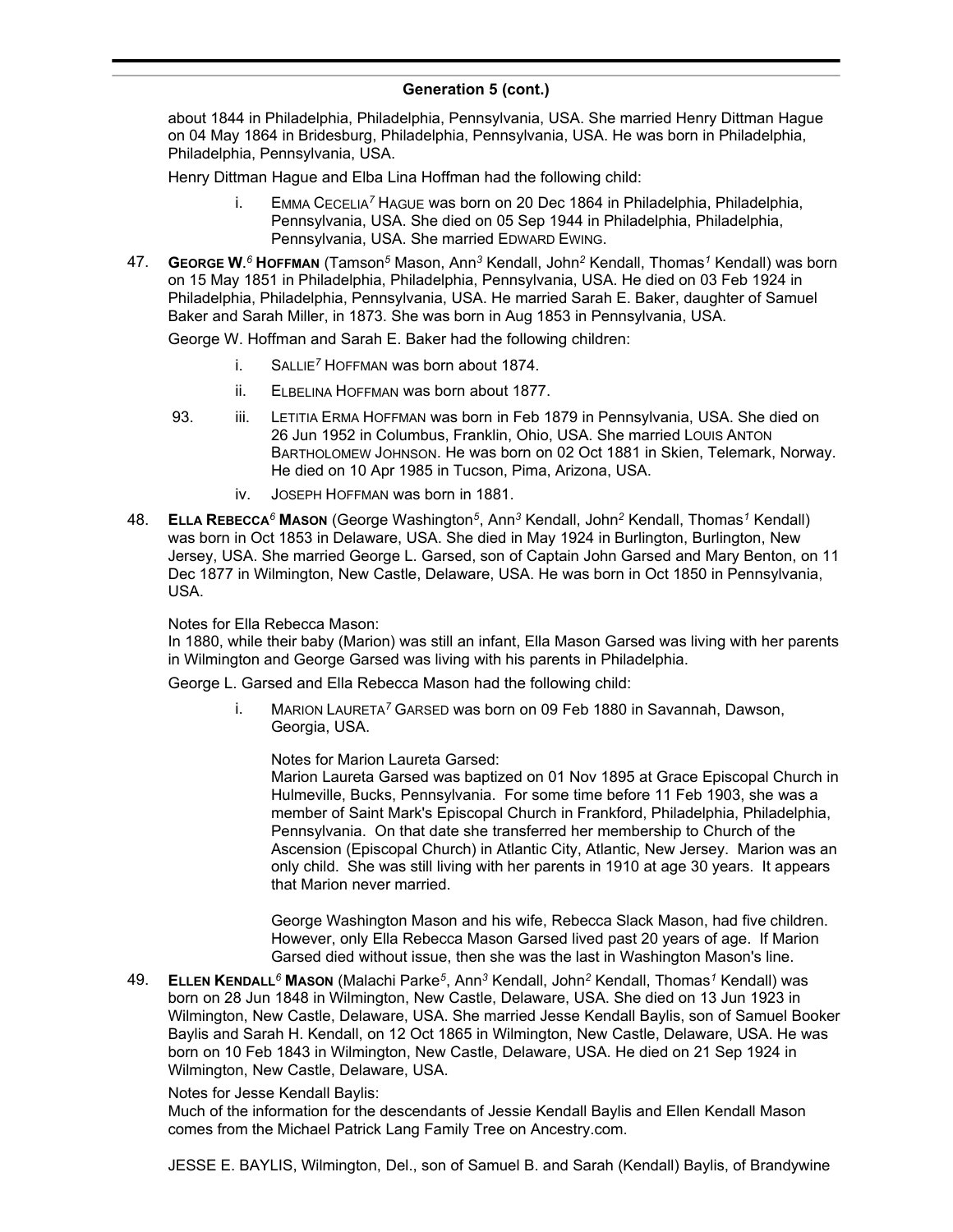## Generation 5 (cont.)

about 1844 in Philadelphia, Philadelphia, Pennsylvania, USA. She married Henry Dittman Hague on 04 May 1864 in Bridesburg, Philadelphia, Pennsylvania, USA. He was born in Philadelphia, Philadelphia, Pennsylvania, USA.

Henry Dittman Hague and Elba Lina Hoffman had the following child:

- i. EMMA CECELIA[7] HAGUE was born on 20 Dec 1864 in Philadelphia, Philadelphia, Pennsylvania, USA. She died on 05 Sep 1944 in Philadelphia, Philadelphia, Pennsylvania, USA. She married EDWARD EWING.

47. **GEORGE W.[6] HOFFMAN** (Tamson[5] Mason, Ann[3] Kendall, John[2] Kendall, Thomas[1] Kendall) was born on 15 May 1851 in Philadelphia, Philadelphia, Pennsylvania, USA. He died on 03 Feb 1924 in Philadelphia, Philadelphia, Pennsylvania, USA. He married Sarah E. Baker, daughter of Samuel Baker and Sarah Miller, in 1873. She was born in Aug 1853 in Pennsylvania, USA.

George W. Hoffman and Sarah E. Baker had the following children:

- i. SALLIE[7] HOFFMAN was born about 1874.
- ii. ELBELINA HOFFMAN was born about 1877.
- 93. iii. LETITIA ERMA HOFFMAN was born in Feb 1879 in Pennsylvania, USA. She died on 26 Jun 1952 in Columbus, Franklin, Ohio, USA. She married LOUIS ANTON BARTHOLOMEW JOHNSON. He was born on 02 Oct 1881 in Skien, Telemark, Norway. He died on 10 Apr 1985 in Tucson, Pima, Arizona, USA.
- iv. JOSEPH HOFFMAN was born in 1881.

48. **ELLA REBECCA[6] MASON** (George Washington[5], Ann[3] Kendall, John[2] Kendall, Thomas[1] Kendall) was born in Oct 1853 in Delaware, USA. She died in May 1924 in Burlington, Burlington, New Jersey, USA. She married George L. Garsed, son of Captain John Garsed and Mary Benton, on 11 Dec 1877 in Wilmington, New Castle, Delaware, USA. He was born in Oct 1850 in Pennsylvania, USA.

Notes for Ella Rebecca Mason:
In 1880, while their baby (Marion) was still an infant, Ella Mason Garsed was living with her parents in Wilmington and George Garsed was living with his parents in Philadelphia.

George L. Garsed and Ella Rebecca Mason had the following child:

- i. MARION LAURETA[7] GARSED was born on 09 Feb 1880 in Savannah, Dawson, Georgia, USA.

  Notes for Marion Laureta Garsed:
  Marion Laureta Garsed was baptized on 01 Nov 1895 at Grace Episcopal Church in Hulmeville, Bucks, Pennsylvania. For some time before 11 Feb 1903, she was a member of Saint Mark's Episcopal Church in Frankford, Philadelphia, Philadelphia, Pennsylvania. On that date she transferred her membership to Church of the Ascension (Episcopal Church) in Atlantic City, Atlantic, New Jersey. Marion was an only child. She was still living with her parents in 1910 at age 30 years. It appears that Marion never married.

  George Washington Mason and his wife, Rebecca Slack Mason, had five children. However, only Ella Rebecca Mason Garsed lived past 20 years of age. If Marion Garsed died without issue, then she was the last in Washington Mason's line.

49. **ELLEN KENDALL[6] MASON** (Malachi Parke[5], Ann[3] Kendall, John[2] Kendall, Thomas[1] Kendall) was born on 28 Jun 1848 in Wilmington, New Castle, Delaware, USA. She died on 13 Jun 1923 in Wilmington, New Castle, Delaware, USA. She married Jesse Kendall Baylis, son of Samuel Booker Baylis and Sarah H. Kendall, on 12 Oct 1865 in Wilmington, New Castle, Delaware, USA. He was born on 10 Feb 1843 in Wilmington, New Castle, Delaware, USA. He died on 21 Sep 1924 in Wilmington, New Castle, Delaware, USA.

Notes for Jesse Kendall Baylis:
Much of the information for the descendants of Jessie Kendall Baylis and Ellen Kendall Mason comes from the Michael Patrick Lang Family Tree on Ancestry.com.

JESSE E. BAYLIS, Wilmington, Del., son of Samuel B. and Sarah (Kendall) Baylis, of Brandywine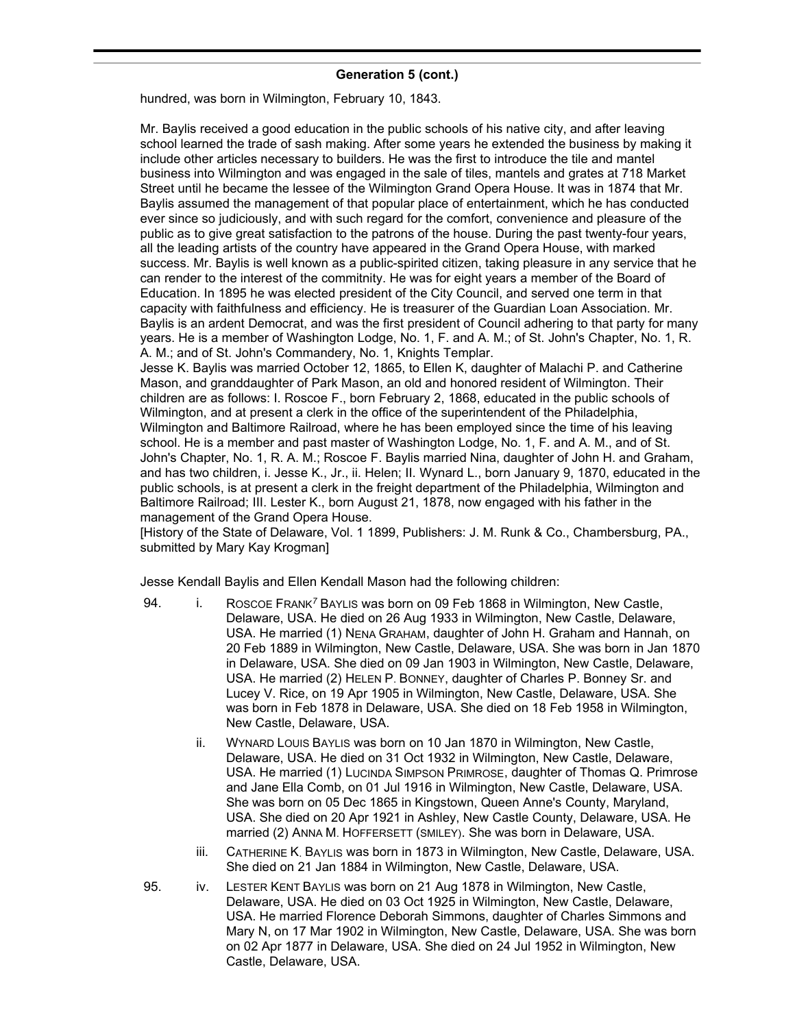## Generation 5 (cont.)

hundred, was born in Wilmington, February 10, 1843.

Mr. Baylis received a good education in the public schools of his native city, and after leaving school learned the trade of sash making. After some years he extended the business by making it include other articles necessary to builders. He was the first to introduce the tile and mantel business into Wilmington and was engaged in the sale of tiles, mantels and grates at 718 Market Street until he became the lessee of the Wilmington Grand Opera House. It was in 1874 that Mr. Baylis assumed the management of that popular place of entertainment, which he has conducted ever since so judiciously, and with such regard for the comfort, convenience and pleasure of the public as to give great satisfaction to the patrons of the house. During the past twenty-four years, all the leading artists of the country have appeared in the Grand Opera House, with marked success. Mr. Baylis is well known as a public-spirited citizen, taking pleasure in any service that he can render to the interest of the commitnity. He was for eight years a member of the Board of Education. In 1895 he was elected president of the City Council, and served one term in that capacity with faithfulness and efficiency. He is treasurer of the Guardian Loan Association. Mr. Baylis is an ardent Democrat, and was the first president of Council adhering to that party for many years. He is a member of Washington Lodge, No. 1, F. and A. M.; of St. John's Chapter, No. 1, R. A. M.; and of St. John's Commandery, No. 1, Knights Templar.
Jesse K. Baylis was married October 12, 1865, to Ellen K, daughter of Malachi P. and Catherine Mason, and granddaughter of Park Mason, an old and honored resident of Wilmington. Their children are as follows: I. Roscoe F., born February 2, 1868, educated in the public schools of Wilmington, and at present a clerk in the office of the superintendent of the Philadelphia, Wilmington and Baltimore Railroad, where he has been employed since the time of his leaving school. He is a member and past master of Washington Lodge, No. 1, F. and A. M., and of St. John's Chapter, No. 1, R. A. M.; Roscoe F. Baylis married Nina, daughter of John H. and Graham, and has two children, i. Jesse K., Jr., ii. Helen; II. Wynard L., born January 9, 1870, educated in the public schools, is at present a clerk in the freight department of the Philadelphia, Wilmington and Baltimore Railroad; III. Lester K., born August 21, 1878, now engaged with his father in the management of the Grand Opera House.
[History of the State of Delaware, Vol. 1 1899, Publishers: J. M. Runk & Co., Chambersburg, PA., submitted by Mary Kay Krogman]

Jesse Kendall Baylis and Ellen Kendall Mason had the following children:

94. i. ROSCOE FRANK[7] BAYLIS was born on 09 Feb 1868 in Wilmington, New Castle, Delaware, USA. He died on 26 Aug 1933 in Wilmington, New Castle, Delaware, USA. He married (1) NENA GRAHAM, daughter of John H. Graham and Hannah, on 20 Feb 1889 in Wilmington, New Castle, Delaware, USA. She was born in Jan 1870 in Delaware, USA. She died on 09 Jan 1903 in Wilmington, New Castle, Delaware, USA. He married (2) HELEN P. BONNEY, daughter of Charles P. Bonney Sr. and Lucey V. Rice, on 19 Apr 1905 in Wilmington, New Castle, Delaware, USA. She was born in Feb 1878 in Delaware, USA. She died on 18 Feb 1958 in Wilmington, New Castle, Delaware, USA.

ii. WYNARD LOUIS BAYLIS was born on 10 Jan 1870 in Wilmington, New Castle, Delaware, USA. He died on 31 Oct 1932 in Wilmington, New Castle, Delaware, USA. He married (1) LUCINDA SIMPSON PRIMROSE, daughter of Thomas Q. Primrose and Jane Ella Comb, on 01 Jul 1916 in Wilmington, New Castle, Delaware, USA. She was born on 05 Dec 1865 in Kingstown, Queen Anne's County, Maryland, USA. She died on 20 Apr 1921 in Ashley, New Castle County, Delaware, USA. He married (2) ANNA M. HOFFERSETT (SMILEY). She was born in Delaware, USA.

iii. CATHERINE K. BAYLIS was born in 1873 in Wilmington, New Castle, Delaware, USA. She died on 21 Jan 1884 in Wilmington, New Castle, Delaware, USA.

95. iv. LESTER KENT BAYLIS was born on 21 Aug 1878 in Wilmington, New Castle, Delaware, USA. He died on 03 Oct 1925 in Wilmington, New Castle, Delaware, USA. He married Florence Deborah Simmons, daughter of Charles Simmons and Mary N, on 17 Mar 1902 in Wilmington, New Castle, Delaware, USA. She was born on 02 Apr 1877 in Delaware, USA. She died on 24 Jul 1952 in Wilmington, New Castle, Delaware, USA.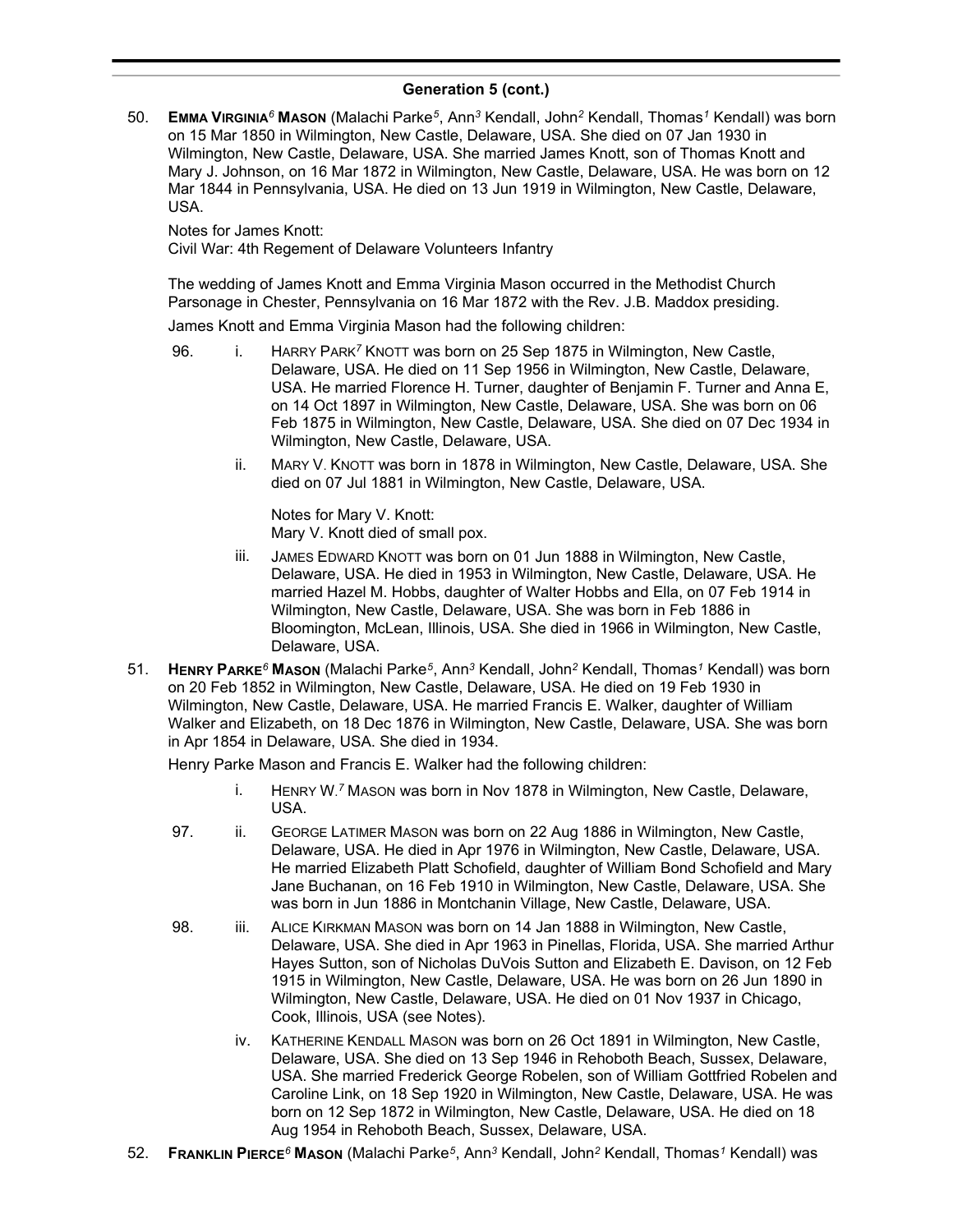## Generation 5 (cont.)

50. **EMMA VIRGINIA**[6] **MASON** (Malachi Parke[5], Ann[3] Kendall, John[2] Kendall, Thomas[1] Kendall) was born on 15 Mar 1850 in Wilmington, New Castle, Delaware, USA. She died on 07 Jan 1930 in Wilmington, New Castle, Delaware, USA. She married James Knott, son of Thomas Knott and Mary J. Johnson, on 16 Mar 1872 in Wilmington, New Castle, Delaware, USA. He was born on 12 Mar 1844 in Pennsylvania, USA. He died on 13 Jun 1919 in Wilmington, New Castle, Delaware, USA.

    Notes for James Knott:
    Civil War: 4th Regement of Delaware Volunteers Infantry

    The wedding of James Knott and Emma Virginia Mason occurred in the Methodist Church Parsonage in Chester, Pennsylvania on 16 Mar 1872 with the Rev. J.B. Maddox presiding.

    James Knott and Emma Virginia Mason had the following children:

    - 96. i. HARRY PARK[7] KNOTT was born on 25 Sep 1875 in Wilmington, New Castle, Delaware, USA. He died on 11 Sep 1956 in Wilmington, New Castle, Delaware, USA. He married Florence H. Turner, daughter of Benjamin F. Turner and Anna E, on 14 Oct 1897 in Wilmington, New Castle, Delaware, USA. She was born on 06 Feb 1875 in Wilmington, New Castle, Delaware, USA. She died on 07 Dec 1934 in Wilmington, New Castle, Delaware, USA.
    - ii. MARY V. KNOTT was born in 1878 in Wilmington, New Castle, Delaware, USA. She died on 07 Jul 1881 in Wilmington, New Castle, Delaware, USA.

      Notes for Mary V. Knott:
      Mary V. Knott died of small pox.
    - iii. JAMES EDWARD KNOTT was born on 01 Jun 1888 in Wilmington, New Castle, Delaware, USA. He died in 1953 in Wilmington, New Castle, Delaware, USA. He married Hazel M. Hobbs, daughter of Walter Hobbs and Ella, on 07 Feb 1914 in Wilmington, New Castle, Delaware, USA. She was born in Feb 1886 in Bloomington, McLean, Illinois, USA. She died in 1966 in Wilmington, New Castle, Delaware, USA.

51. **HENRY PARKE**[6] **MASON** (Malachi Parke[5], Ann[3] Kendall, John[2] Kendall, Thomas[1] Kendall) was born on 20 Feb 1852 in Wilmington, New Castle, Delaware, USA. He died on 19 Feb 1930 in Wilmington, New Castle, Delaware, USA. He married Francis E. Walker, daughter of William Walker and Elizabeth, on 18 Dec 1876 in Wilmington, New Castle, Delaware, USA. She was born in Apr 1854 in Delaware, USA. She died in 1934.

    Henry Parke Mason and Francis E. Walker had the following children:

    - i. HENRY W.[7] MASON was born in Nov 1878 in Wilmington, New Castle, Delaware, USA.
    - 97. ii. GEORGE LATIMER MASON was born on 22 Aug 1886 in Wilmington, New Castle, Delaware, USA. He died in Apr 1976 in Wilmington, New Castle, Delaware, USA. He married Elizabeth Platt Schofield, daughter of William Bond Schofield and Mary Jane Buchanan, on 16 Feb 1910 in Wilmington, New Castle, Delaware, USA. She was born in Jun 1886 in Montchanin Village, New Castle, Delaware, USA.
    - 98. iii. ALICE KIRKMAN MASON was born on 14 Jan 1888 in Wilmington, New Castle, Delaware, USA. She died in Apr 1963 in Pinellas, Florida, USA. She married Arthur Hayes Sutton, son of Nicholas DuVois Sutton and Elizabeth E. Davison, on 12 Feb 1915 in Wilmington, New Castle, Delaware, USA. He was born on 26 Jun 1890 in Wilmington, New Castle, Delaware, USA. He died on 01 Nov 1937 in Chicago, Cook, Illinois, USA (see Notes).
    - iv. KATHERINE KENDALL MASON was born on 26 Oct 1891 in Wilmington, New Castle, Delaware, USA. She died on 13 Sep 1946 in Rehoboth Beach, Sussex, Delaware, USA. She married Frederick George Robelen, son of William Gottfried Robelen and Caroline Link, on 18 Sep 1920 in Wilmington, New Castle, Delaware, USA. He was born on 12 Sep 1872 in Wilmington, New Castle, Delaware, USA. He died on 18 Aug 1954 in Rehoboth Beach, Sussex, Delaware, USA.

52. **FRANKLIN PIERCE**[6] **MASON** (Malachi Parke[5], Ann[3] Kendall, John[2] Kendall, Thomas[1] Kendall) was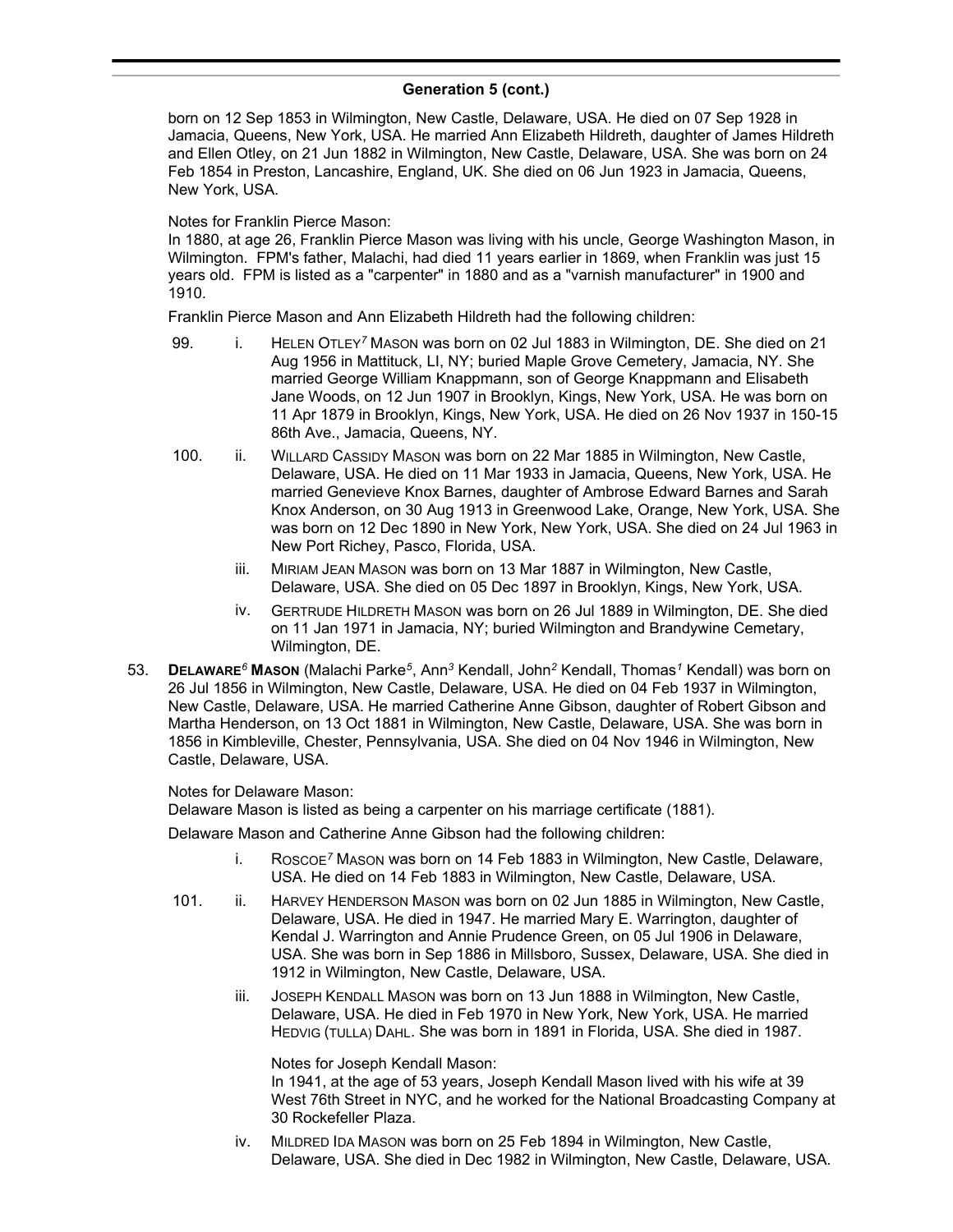## Generation 5 (cont.)

born on 12 Sep 1853 in Wilmington, New Castle, Delaware, USA. He died on 07 Sep 1928 in Jamacia, Queens, New York, USA. He married Ann Elizabeth Hildreth, daughter of James Hildreth and Ellen Otley, on 21 Jun 1882 in Wilmington, New Castle, Delaware, USA. She was born on 24 Feb 1854 in Preston, Lancashire, England, UK. She died on 06 Jun 1923 in Jamacia, Queens, New York, USA.

Notes for Franklin Pierce Mason:
In 1880, at age 26, Franklin Pierce Mason was living with his uncle, George Washington Mason, in Wilmington. FPM's father, Malachi, had died 11 years earlier in 1869, when Franklin was just 15 years old. FPM is listed as a "carpenter" in 1880 and as a "varnish manufacturer" in 1900 and 1910.

Franklin Pierce Mason and Ann Elizabeth Hildreth had the following children:

99. i. HELEN OTLEY[7] MASON was born on 02 Jul 1883 in Wilmington, DE. She died on 21 Aug 1956 in Mattituck, LI, NY; buried Maple Grove Cemetery, Jamacia, NY. She married George William Knappmann, son of George Knappmann and Elisabeth Jane Woods, on 12 Jun 1907 in Brooklyn, Kings, New York, USA. He was born on 11 Apr 1879 in Brooklyn, Kings, New York, USA. He died on 26 Nov 1937 in 150-15 86th Ave., Jamacia, Queens, NY.

100. ii. WILLARD CASSIDY MASON was born on 22 Mar 1885 in Wilmington, New Castle, Delaware, USA. He died on 11 Mar 1933 in Jamacia, Queens, New York, USA. He married Genevieve Knox Barnes, daughter of Ambrose Edward Barnes and Sarah Knox Anderson, on 30 Aug 1913 in Greenwood Lake, Orange, New York, USA. She was born on 12 Dec 1890 in New York, New York, USA. She died on 24 Jul 1963 in New Port Richey, Pasco, Florida, USA.

iii. MIRIAM JEAN MASON was born on 13 Mar 1887 in Wilmington, New Castle, Delaware, USA. She died on 05 Dec 1897 in Brooklyn, Kings, New York, USA.

iv. GERTRUDE HILDRETH MASON was born on 26 Jul 1889 in Wilmington, DE. She died on 11 Jan 1971 in Jamacia, NY; buried Wilmington and Brandywine Cemetary, Wilmington, DE.

53. **DELAWARE[6] MASON** (Malachi Parke[5], Ann[3] Kendall, John[2] Kendall, Thomas[1] Kendall) was born on 26 Jul 1856 in Wilmington, New Castle, Delaware, USA. He died on 04 Feb 1937 in Wilmington, New Castle, Delaware, USA. He married Catherine Anne Gibson, daughter of Robert Gibson and Martha Henderson, on 13 Oct 1881 in Wilmington, New Castle, Delaware, USA. She was born in 1856 in Kimbleville, Chester, Pennsylvania, USA. She died on 04 Nov 1946 in Wilmington, New Castle, Delaware, USA.

Notes for Delaware Mason:
Delaware Mason is listed as being a carpenter on his marriage certificate (1881).

Delaware Mason and Catherine Anne Gibson had the following children:

i. ROSCOE[7] MASON was born on 14 Feb 1883 in Wilmington, New Castle, Delaware, USA. He died on 14 Feb 1883 in Wilmington, New Castle, Delaware, USA.

101. ii. HARVEY HENDERSON MASON was born on 02 Jun 1885 in Wilmington, New Castle, Delaware, USA. He died in 1947. He married Mary E. Warrington, daughter of Kendal J. Warrington and Annie Prudence Green, on 05 Jul 1906 in Delaware, USA. She was born in Sep 1886 in Millsboro, Sussex, Delaware, USA. She died in 1912 in Wilmington, New Castle, Delaware, USA.

iii. JOSEPH KENDALL MASON was born on 13 Jun 1888 in Wilmington, New Castle, Delaware, USA. He died in Feb 1970 in New York, New York, USA. He married HEDVIG (TULLA) DAHL. She was born in 1891 in Florida, USA. She died in 1987.

Notes for Joseph Kendall Mason:
In 1941, at the age of 53 years, Joseph Kendall Mason lived with his wife at 39 West 76th Street in NYC, and he worked for the National Broadcasting Company at 30 Rockefeller Plaza.

iv. MILDRED IDA MASON was born on 25 Feb 1894 in Wilmington, New Castle, Delaware, USA. She died in Dec 1982 in Wilmington, New Castle, Delaware, USA.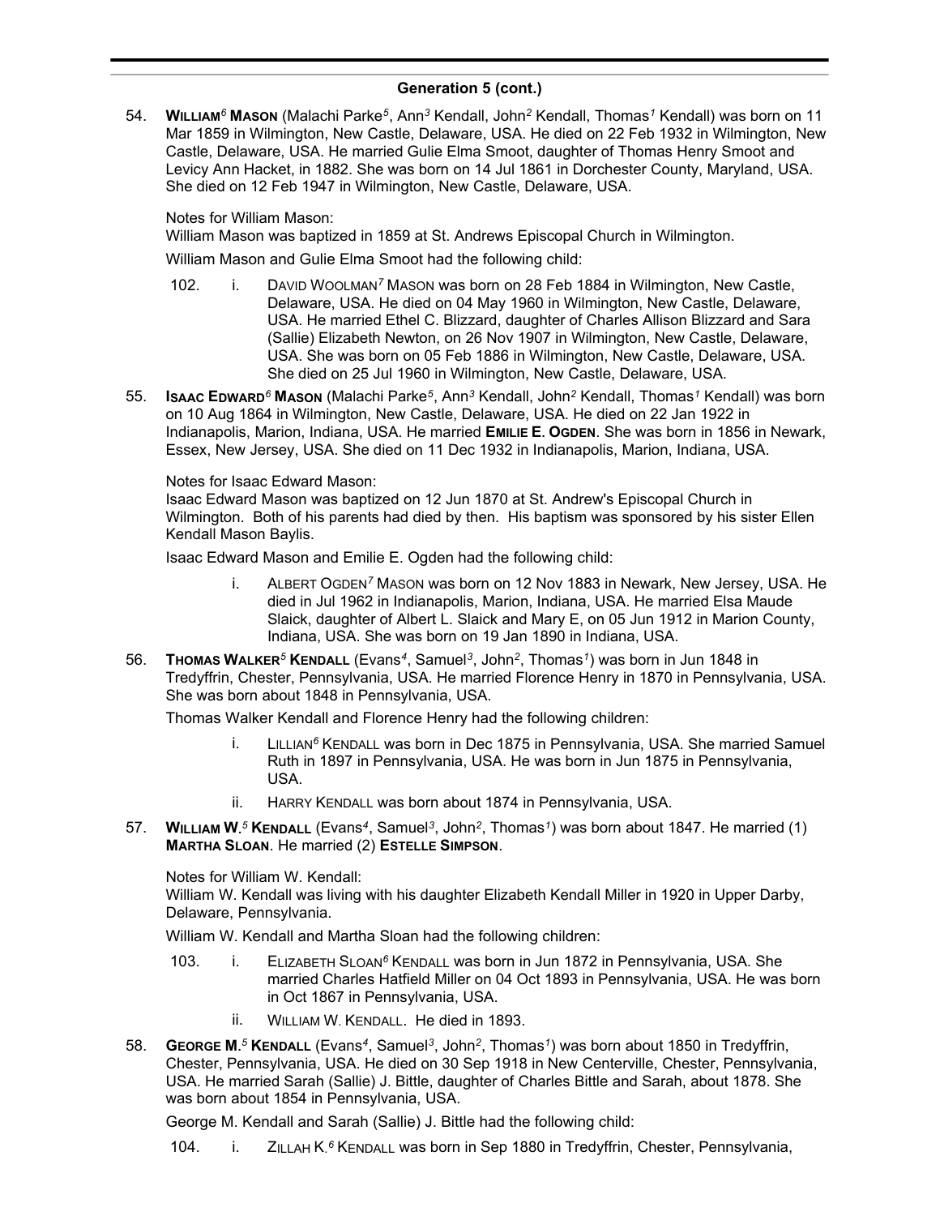## Generation 5 (cont.)

54. **William[6] Mason** (Malachi Parke[5], Ann[3] Kendall, John[2] Kendall, Thomas[1] Kendall) was born on 11 Mar 1859 in Wilmington, New Castle, Delaware, USA. He died on 22 Feb 1932 in Wilmington, New Castle, Delaware, USA. He married Gulie Elma Smoot, daughter of Thomas Henry Smoot and Levicy Ann Hacket, in 1882. She was born on 14 Jul 1861 in Dorchester County, Maryland, USA. She died on 12 Feb 1947 in Wilmington, New Castle, Delaware, USA.

   Notes for William Mason:
   William Mason was baptized in 1859 at St. Andrews Episcopal Church in Wilmington.

   William Mason and Gulie Elma Smoot had the following child:

   102. i. David Woolman[7] Mason was born on 28 Feb 1884 in Wilmington, New Castle, Delaware, USA. He died on 04 May 1960 in Wilmington, New Castle, Delaware, USA. He married Ethel C. Blizzard, daughter of Charles Allison Blizzard and Sara (Sallie) Elizabeth Newton, on 26 Nov 1907 in Wilmington, New Castle, Delaware, USA. She was born on 05 Feb 1886 in Wilmington, New Castle, Delaware, USA. She died on 25 Jul 1960 in Wilmington, New Castle, Delaware, USA.

55. **Isaac Edward[6] Mason** (Malachi Parke[5], Ann[3] Kendall, John[2] Kendall, Thomas[1] Kendall) was born on 10 Aug 1864 in Wilmington, New Castle, Delaware, USA. He died on 22 Jan 1922 in Indianapolis, Marion, Indiana, USA. He married **Emilie E. Ogden**. She was born in 1856 in Newark, Essex, New Jersey, USA. She died on 11 Dec 1932 in Indianapolis, Marion, Indiana, USA.

   Notes for Isaac Edward Mason:
   Isaac Edward Mason was baptized on 12 Jun 1870 at St. Andrew's Episcopal Church in Wilmington. Both of his parents had died by then. His baptism was sponsored by his sister Ellen Kendall Mason Baylis.

   Isaac Edward Mason and Emilie E. Ogden had the following child:

   i. Albert Ogden[7] Mason was born on 12 Nov 1883 in Newark, New Jersey, USA. He died in Jul 1962 in Indianapolis, Marion, Indiana, USA. He married Elsa Maude Slaick, daughter of Albert L. Slaick and Mary E, on 05 Jun 1912 in Marion County, Indiana, USA. She was born on 19 Jan 1890 in Indiana, USA.

56. **Thomas Walker[5] Kendall** (Evans[4], Samuel[3], John[2], Thomas[1]) was born in Jun 1848 in Tredyffrin, Chester, Pennsylvania, USA. He married Florence Henry in 1870 in Pennsylvania, USA. She was born about 1848 in Pennsylvania, USA.

   Thomas Walker Kendall and Florence Henry had the following children:

   i. Lillian[6] Kendall was born in Dec 1875 in Pennsylvania, USA. She married Samuel Ruth in 1897 in Pennsylvania, USA. He was born in Jun 1875 in Pennsylvania, USA.

   ii. Harry Kendall was born about 1874 in Pennsylvania, USA.

57. **William W.[5] Kendall** (Evans[4], Samuel[3], John[2], Thomas[1]) was born about 1847. He married (1) **Martha Sloan**. He married (2) **Estelle Simpson**.

   Notes for William W. Kendall:
   William W. Kendall was living with his daughter Elizabeth Kendall Miller in 1920 in Upper Darby, Delaware, Pennsylvania.

   William W. Kendall and Martha Sloan had the following children:

   103. i. Elizabeth Sloan[6] Kendall was born in Jun 1872 in Pennsylvania, USA. She married Charles Hatfield Miller on 04 Oct 1893 in Pennsylvania, USA. He was born in Oct 1867 in Pennsylvania, USA.

   ii. William W. Kendall. He died in 1893.

58. **George M.[5] Kendall** (Evans[4], Samuel[3], John[2], Thomas[1]) was born about 1850 in Tredyffrin, Chester, Pennsylvania, USA. He died on 30 Sep 1918 in New Centerville, Chester, Pennsylvania, USA. He married Sarah (Sallie) J. Bittle, daughter of Charles Bittle and Sarah, about 1878. She was born about 1854 in Pennsylvania, USA.

   George M. Kendall and Sarah (Sallie) J. Bittle had the following child:

   104. i. Zillah K.[6] Kendall was born in Sep 1880 in Tredyffrin, Chester, Pennsylvania,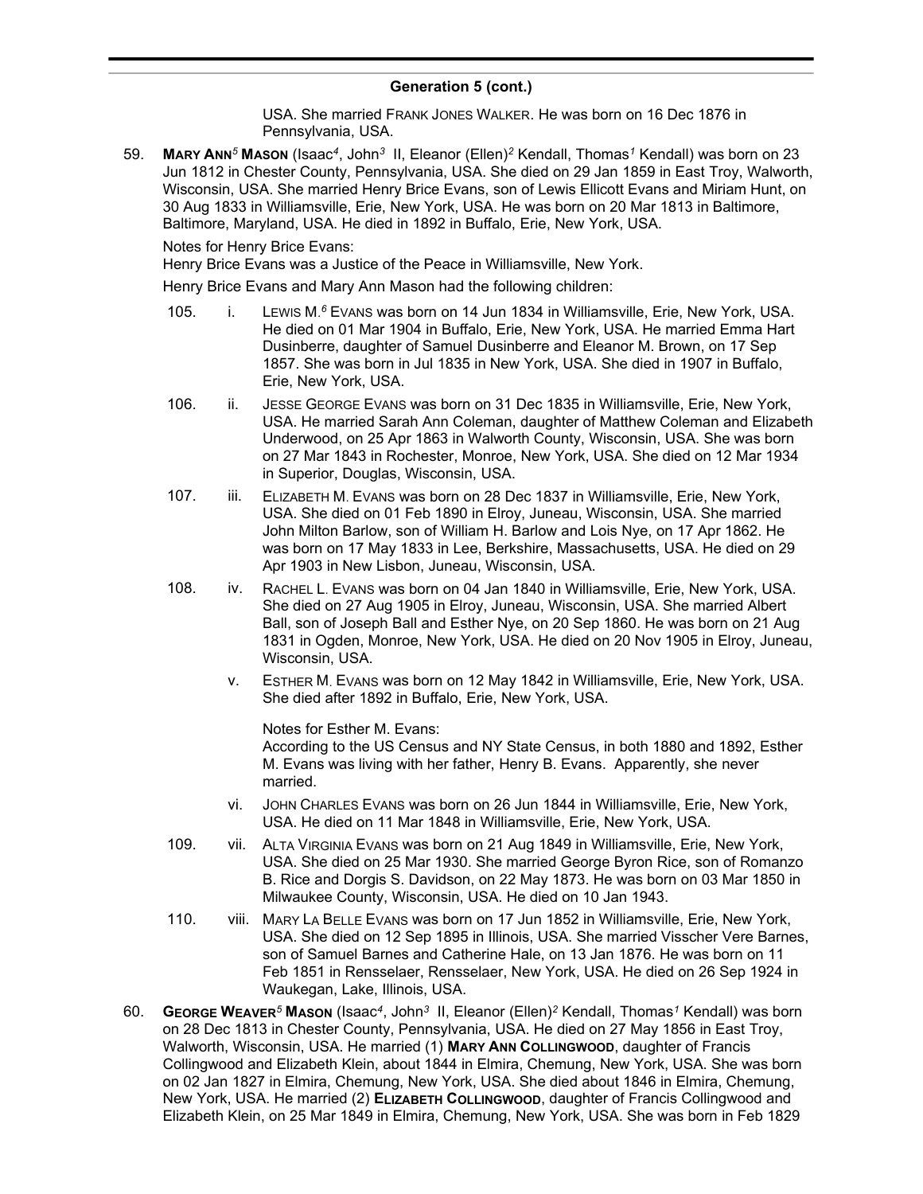## Generation 5 (cont.)

USA. She married FRANK JONES WALKER. He was born on 16 Dec 1876 in Pennsylvania, USA.

59. **MARY ANN**[5] **MASON** (Isaac[4], John[3] II, Eleanor (Ellen)[2] Kendall, Thomas[1] Kendall) was born on 23 Jun 1812 in Chester County, Pennsylvania, USA. She died on 29 Jan 1859 in East Troy, Walworth, Wisconsin, USA. She married Henry Brice Evans, son of Lewis Ellicott Evans and Miriam Hunt, on 30 Aug 1833 in Williamsville, Erie, New York, USA. He was born on 20 Mar 1813 in Baltimore, Baltimore, Maryland, USA. He died in 1892 in Buffalo, Erie, New York, USA.

   Notes for Henry Brice Evans:
   Henry Brice Evans was a Justice of the Peace in Williamsville, New York.

   Henry Brice Evans and Mary Ann Mason had the following children:

   105. i. LEWIS M.[6] EVANS was born on 14 Jun 1834 in Williamsville, Erie, New York, USA. He died on 01 Mar 1904 in Buffalo, Erie, New York, USA. He married Emma Hart Dusinberre, daughter of Samuel Dusinberre and Eleanor M. Brown, on 17 Sep 1857. She was born in Jul 1835 in New York, USA. She died in 1907 in Buffalo, Erie, New York, USA.

   106. ii. JESSE GEORGE EVANS was born on 31 Dec 1835 in Williamsville, Erie, New York, USA. He married Sarah Ann Coleman, daughter of Matthew Coleman and Elizabeth Underwood, on 25 Apr 1863 in Walworth County, Wisconsin, USA. She was born on 27 Mar 1843 in Rochester, Monroe, New York, USA. She died on 12 Mar 1934 in Superior, Douglas, Wisconsin, USA.

   107. iii. ELIZABETH M. EVANS was born on 28 Dec 1837 in Williamsville, Erie, New York, USA. She died on 01 Feb 1890 in Elroy, Juneau, Wisconsin, USA. She married John Milton Barlow, son of William H. Barlow and Lois Nye, on 17 Apr 1862. He was born on 17 May 1833 in Lee, Berkshire, Massachusetts, USA. He died on 29 Apr 1903 in New Lisbon, Juneau, Wisconsin, USA.

   108. iv. RACHEL L. EVANS was born on 04 Jan 1840 in Williamsville, Erie, New York, USA. She died on 27 Aug 1905 in Elroy, Juneau, Wisconsin, USA. She married Albert Ball, son of Joseph Ball and Esther Nye, on 20 Sep 1860. He was born on 21 Aug 1831 in Ogden, Monroe, New York, USA. He died on 20 Nov 1905 in Elroy, Juneau, Wisconsin, USA.

   v. ESTHER M. EVANS was born on 12 May 1842 in Williamsville, Erie, New York, USA. She died after 1892 in Buffalo, Erie, New York, USA.

   Notes for Esther M. Evans:
   According to the US Census and NY State Census, in both 1880 and 1892, Esther M. Evans was living with her father, Henry B. Evans. Apparently, she never married.

   vi. JOHN CHARLES EVANS was born on 26 Jun 1844 in Williamsville, Erie, New York, USA. He died on 11 Mar 1848 in Williamsville, Erie, New York, USA.

   109. vii. ALTA VIRGINIA EVANS was born on 21 Aug 1849 in Williamsville, Erie, New York, USA. She died on 25 Mar 1930. She married George Byron Rice, son of Romanzo B. Rice and Dorgis S. Davidson, on 22 May 1873. He was born on 03 Mar 1850 in Milwaukee County, Wisconsin, USA. He died on 10 Jan 1943.

   110. viii. MARY LA BELLE EVANS was born on 17 Jun 1852 in Williamsville, Erie, New York, USA. She died on 12 Sep 1895 in Illinois, USA. She married Visscher Vere Barnes, son of Samuel Barnes and Catherine Hale, on 13 Jan 1876. He was born on 11 Feb 1851 in Rensselaer, Rensselaer, New York, USA. He died on 26 Sep 1924 in Waukegan, Lake, Illinois, USA.

60. **GEORGE WEAVER**[5] **MASON** (Isaac[4], John[3] II, Eleanor (Ellen)[2] Kendall, Thomas[1] Kendall) was born on 28 Dec 1813 in Chester County, Pennsylvania, USA. He died on 27 May 1856 in East Troy, Walworth, Wisconsin, USA. He married (1) **MARY ANN COLLINGWOOD**, daughter of Francis Collingwood and Elizabeth Klein, about 1844 in Elmira, Chemung, New York, USA. She was born on 02 Jan 1827 in Elmira, Chemung, New York, USA. She died about 1846 in Elmira, Chemung, New York, USA. He married (2) **ELIZABETH COLLINGWOOD**, daughter of Francis Collingwood and Elizabeth Klein, on 25 Mar 1849 in Elmira, Chemung, New York, USA. She was born in Feb 1829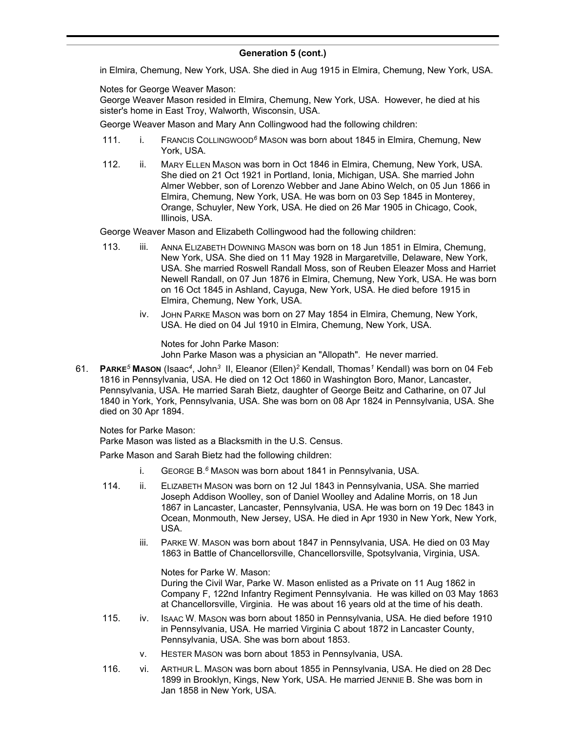## Generation 5 (cont.)

in Elmira, Chemung, New York, USA. She died in Aug 1915 in Elmira, Chemung, New York, USA.

Notes for George Weaver Mason:
George Weaver Mason resided in Elmira, Chemung, New York, USA. However, he died at his sister's home in East Troy, Walworth, Wisconsin, USA.

George Weaver Mason and Mary Ann Collingwood had the following children:

111. i. FRANCIS COLLINGWOOD$^{6}$ MASON was born about 1845 in Elmira, Chemung, New York, USA.

112. ii. MARY ELLEN MASON was born in Oct 1846 in Elmira, Chemung, New York, USA. She died on 21 Oct 1921 in Portland, Ionia, Michigan, USA. She married John Almer Webber, son of Lorenzo Webber and Jane Abino Welch, on 05 Jun 1866 in Elmira, Chemung, New York, USA. He was born on 03 Sep 1845 in Monterey, Orange, Schuyler, New York, USA. He died on 26 Mar 1905 in Chicago, Cook, Illinois, USA.

George Weaver Mason and Elizabeth Collingwood had the following children:

113. iii. ANNA ELIZABETH DOWNING MASON was born on 18 Jun 1851 in Elmira, Chemung, New York, USA. She died on 11 May 1928 in Margaretville, Delaware, New York, USA. She married Roswell Randall Moss, son of Reuben Eleazer Moss and Harriet Newell Randall, on 07 Jun 1876 in Elmira, Chemung, New York, USA. He was born on 16 Oct 1845 in Ashland, Cayuga, New York, USA. He died before 1915 in Elmira, Chemung, New York, USA.

iv. JOHN PARKE MASON was born on 27 May 1854 in Elmira, Chemung, New York, USA. He died on 04 Jul 1910 in Elmira, Chemung, New York, USA.

Notes for John Parke Mason:
John Parke Mason was a physician an "Allopath". He never married.

61. **PARKE$^{5}$ MASON** (Isaac$^{4}$, John$^{3}$ II, Eleanor (Ellen)$^{2}$ Kendall, Thomas$^{1}$ Kendall) was born on 04 Feb 1816 in Pennsylvania, USA. He died on 12 Oct 1860 in Washington Boro, Manor, Lancaster, Pennsylvania, USA. He married Sarah Bietz, daughter of George Beitz and Catharine, on 07 Jul 1840 in York, York, Pennsylvania, USA. She was born on 08 Apr 1824 in Pennsylvania, USA. She died on 30 Apr 1894.

Notes for Parke Mason:
Parke Mason was listed as a Blacksmith in the U.S. Census.

Parke Mason and Sarah Bietz had the following children:

i. GEORGE B.$^{6}$ MASON was born about 1841 in Pennsylvania, USA.

114. ii. ELIZABETH MASON was born on 12 Jul 1843 in Pennsylvania, USA. She married Joseph Addison Woolley, son of Daniel Woolley and Adaline Morris, on 18 Jun 1867 in Lancaster, Lancaster, Pennsylvania, USA. He was born on 19 Dec 1843 in Ocean, Monmouth, New Jersey, USA. He died in Apr 1930 in New York, New York, USA.

iii. PARKE W. MASON was born about 1847 in Pennsylvania, USA. He died on 03 May 1863 in Battle of Chancellorsville, Chancellorsville, Spotsylvania, Virginia, USA.

Notes for Parke W. Mason:
During the Civil War, Parke W. Mason enlisted as a Private on 11 Aug 1862 in Company F, 122nd Infantry Regiment Pennsylvania. He was killed on 03 May 1863 at Chancellorsville, Virginia. He was about 16 years old at the time of his death.

115. iv. ISAAC W. MASON was born about 1850 in Pennsylvania, USA. He died before 1910 in Pennsylvania, USA. He married Virginia C about 1872 in Lancaster County, Pennsylvania, USA. She was born about 1853.

v. HESTER MASON was born about 1853 in Pennsylvania, USA.

116. vi. ARTHUR L. MASON was born about 1855 in Pennsylvania, USA. He died on 28 Dec 1899 in Brooklyn, Kings, New York, USA. He married JENNIE B. She was born in Jan 1858 in New York, USA.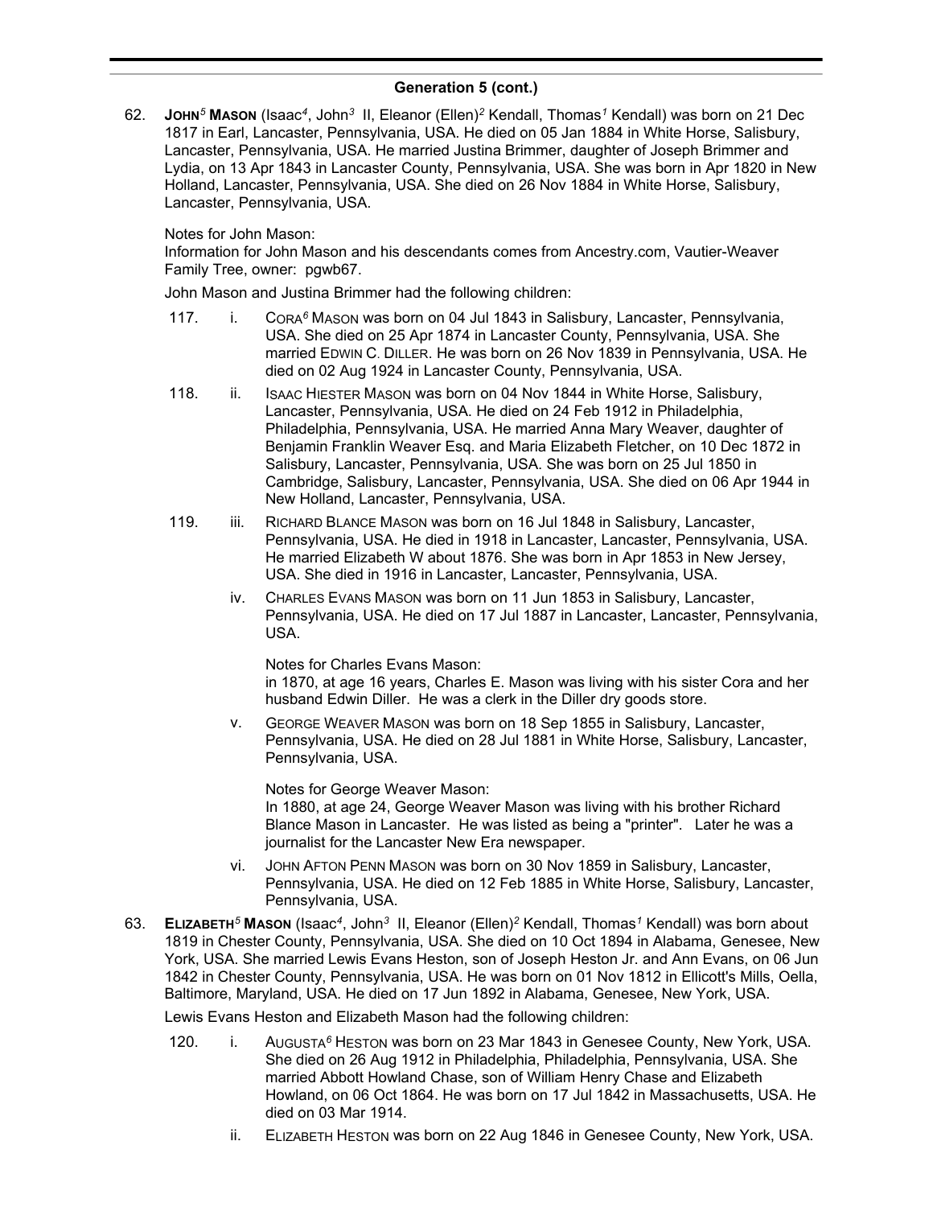## Generation 5 (cont.)

62. **JOHN[5] MASON** (Isaac[4], John[3] II, Eleanor (Ellen)[2] Kendall, Thomas[1] Kendall) was born on 21 Dec 1817 in Earl, Lancaster, Pennsylvania, USA. He died on 05 Jan 1884 in White Horse, Salisbury, Lancaster, Pennsylvania, USA. He married Justina Brimmer, daughter of Joseph Brimmer and Lydia, on 13 Apr 1843 in Lancaster County, Pennsylvania, USA. She was born in Apr 1820 in New Holland, Lancaster, Pennsylvania, USA. She died on 26 Nov 1884 in White Horse, Salisbury, Lancaster, Pennsylvania, USA.

   Notes for John Mason:
   Information for John Mason and his descendants comes from Ancestry.com, Vautier-Weaver Family Tree, owner: pgwb67.

   John Mason and Justina Brimmer had the following children:

   117. i. CORA[6] MASON was born on 04 Jul 1843 in Salisbury, Lancaster, Pennsylvania, USA. She died on 25 Apr 1874 in Lancaster County, Pennsylvania, USA. She married EDWIN C. DILLER. He was born on 26 Nov 1839 in Pennsylvania, USA. He died on 02 Aug 1924 in Lancaster County, Pennsylvania, USA.

   118. ii. ISAAC HIESTER MASON was born on 04 Nov 1844 in White Horse, Salisbury, Lancaster, Pennsylvania, USA. He died on 24 Feb 1912 in Philadelphia, Philadelphia, Pennsylvania, USA. He married Anna Mary Weaver, daughter of Benjamin Franklin Weaver Esq. and Maria Elizabeth Fletcher, on 10 Dec 1872 in Salisbury, Lancaster, Pennsylvania, USA. She was born on 25 Jul 1850 in Cambridge, Salisbury, Lancaster, Pennsylvania, USA. She died on 06 Apr 1944 in New Holland, Lancaster, Pennsylvania, USA.

   119. iii. RICHARD BLANCE MASON was born on 16 Jul 1848 in Salisbury, Lancaster, Pennsylvania, USA. He died in 1918 in Lancaster, Lancaster, Pennsylvania, USA. He married Elizabeth W about 1876. She was born in Apr 1853 in New Jersey, USA. She died in 1916 in Lancaster, Lancaster, Pennsylvania, USA.

   iv. CHARLES EVANS MASON was born on 11 Jun 1853 in Salisbury, Lancaster, Pennsylvania, USA. He died on 17 Jul 1887 in Lancaster, Lancaster, Pennsylvania, USA.

   Notes for Charles Evans Mason:
   in 1870, at age 16 years, Charles E. Mason was living with his sister Cora and her husband Edwin Diller. He was a clerk in the Diller dry goods store.

   v. GEORGE WEAVER MASON was born on 18 Sep 1855 in Salisbury, Lancaster, Pennsylvania, USA. He died on 28 Jul 1881 in White Horse, Salisbury, Lancaster, Pennsylvania, USA.

   Notes for George Weaver Mason:
   In 1880, at age 24, George Weaver Mason was living with his brother Richard Blance Mason in Lancaster. He was listed as being a "printer". Later he was a journalist for the Lancaster New Era newspaper.

   vi. JOHN AFTON PENN MASON was born on 30 Nov 1859 in Salisbury, Lancaster, Pennsylvania, USA. He died on 12 Feb 1885 in White Horse, Salisbury, Lancaster, Pennsylvania, USA.

63. **ELIZABETH[5] MASON** (Isaac[4], John[3] II, Eleanor (Ellen)[2] Kendall, Thomas[1] Kendall) was born about 1819 in Chester County, Pennsylvania, USA. She died on 10 Oct 1894 in Alabama, Genesee, New York, USA. She married Lewis Evans Heston, son of Joseph Heston Jr. and Ann Evans, on 06 Jun 1842 in Chester County, Pennsylvania, USA. He was born on 01 Nov 1812 in Ellicott's Mills, Oella, Baltimore, Maryland, USA. He died on 17 Jun 1892 in Alabama, Genesee, New York, USA.

   Lewis Evans Heston and Elizabeth Mason had the following children:

   120. i. AUGUSTA[6] HESTON was born on 23 Mar 1843 in Genesee County, New York, USA. She died on 26 Aug 1912 in Philadelphia, Philadelphia, Pennsylvania, USA. She married Abbott Howland Chase, son of William Henry Chase and Elizabeth Howland, on 06 Oct 1864. He was born on 17 Jul 1842 in Massachusetts, USA. He died on 03 Mar 1914.

   ii. ELIZABETH HESTON was born on 22 Aug 1846 in Genesee County, New York, USA.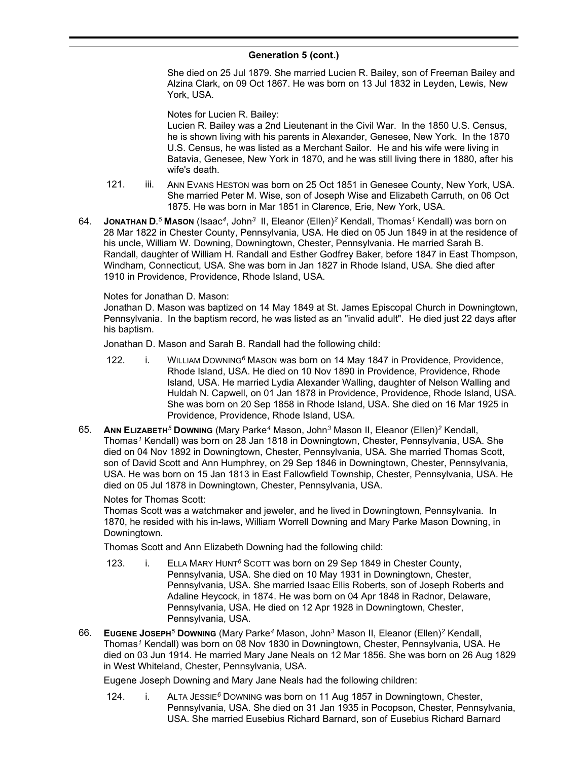## Generation 5 (cont.)

She died on 25 Jul 1879. She married Lucien R. Bailey, son of Freeman Bailey and Alzina Clark, on 09 Oct 1867. He was born on 13 Jul 1832 in Leyden, Lewis, New York, USA.

Notes for Lucien R. Bailey:
Lucien R. Bailey was a 2nd Lieutenant in the Civil War. In the 1850 U.S. Census, he is shown living with his parents in Alexander, Genesee, New York. In the 1870 U.S. Census, he was listed as a Merchant Sailor. He and his wife were living in Batavia, Genesee, New York in 1870, and he was still living there in 1880, after his wife's death.

121. iii. ANN EVANS HESTON was born on 25 Oct 1851 in Genesee County, New York, USA. She married Peter M. Wise, son of Joseph Wise and Elizabeth Carruth, on 06 Oct 1875. He was born in Mar 1851 in Clarence, Erie, New York, USA.

64. **JONATHAN D.**[5] **MASON** (Isaac[4], John[3] II, Eleanor (Ellen)[2] Kendall, Thomas[1] Kendall) was born on 28 Mar 1822 in Chester County, Pennsylvania, USA. He died on 05 Jun 1849 in at the residence of his uncle, William W. Downing, Downingtown, Chester, Pennsylvania. He married Sarah B. Randall, daughter of William H. Randall and Esther Godfrey Baker, before 1847 in East Thompson, Windham, Connecticut, USA. She was born in Jan 1827 in Rhode Island, USA. She died after 1910 in Providence, Providence, Rhode Island, USA.

Notes for Jonathan D. Mason:
Jonathan D. Mason was baptized on 14 May 1849 at St. James Episcopal Church in Downingtown, Pennsylvania. In the baptism record, he was listed as an "invalid adult". He died just 22 days after his baptism.

Jonathan D. Mason and Sarah B. Randall had the following child:

122. i. WILLIAM DOWNING[6] MASON was born on 14 May 1847 in Providence, Providence, Rhode Island, USA. He died on 10 Nov 1890 in Providence, Providence, Rhode Island, USA. He married Lydia Alexander Walling, daughter of Nelson Walling and Huldah N. Capwell, on 01 Jan 1878 in Providence, Providence, Rhode Island, USA. She was born on 20 Sep 1858 in Rhode Island, USA. She died on 16 Mar 1925 in Providence, Providence, Rhode Island, USA.

65. **ANN ELIZABETH**[5] **DOWNING** (Mary Parke[4] Mason, John[3] Mason II, Eleanor (Ellen)[2] Kendall, Thomas[1] Kendall) was born on 28 Jan 1818 in Downingtown, Chester, Pennsylvania, USA. She died on 04 Nov 1892 in Downingtown, Chester, Pennsylvania, USA. She married Thomas Scott, son of David Scott and Ann Humphrey, on 29 Sep 1846 in Downingtown, Chester, Pennsylvania, USA. He was born on 15 Jan 1813 in East Fallowfield Township, Chester, Pennsylvania, USA. He died on 05 Jul 1878 in Downingtown, Chester, Pennsylvania, USA.

Notes for Thomas Scott:
Thomas Scott was a watchmaker and jeweler, and he lived in Downingtown, Pennsylvania. In 1870, he resided with his in-laws, William Worrell Downing and Mary Parke Mason Downing, in Downingtown.

Thomas Scott and Ann Elizabeth Downing had the following child:

123. i. ELLA MARY HUNT[6] SCOTT was born on 29 Sep 1849 in Chester County, Pennsylvania, USA. She died on 10 May 1931 in Downingtown, Chester, Pennsylvania, USA. She married Isaac Ellis Roberts, son of Joseph Roberts and Adaline Heycock, in 1874. He was born on 04 Apr 1848 in Radnor, Delaware, Pennsylvania, USA. He died on 12 Apr 1928 in Downingtown, Chester, Pennsylvania, USA.

66. **EUGENE JOSEPH**[5] **DOWNING** (Mary Parke[4] Mason, John[3] Mason II, Eleanor (Ellen)[2] Kendall, Thomas[1] Kendall) was born on 08 Nov 1830 in Downingtown, Chester, Pennsylvania, USA. He died on 03 Jun 1914. He married Mary Jane Neals on 12 Mar 1856. She was born on 26 Aug 1829 in West Whiteland, Chester, Pennsylvania, USA.

Eugene Joseph Downing and Mary Jane Neals had the following children:

124. i. ALTA JESSIE[6] DOWNING was born on 11 Aug 1857 in Downingtown, Chester, Pennsylvania, USA. She died on 31 Jan 1935 in Pocopson, Chester, Pennsylvania, USA. She married Eusebius Richard Barnard, son of Eusebius Richard Barnard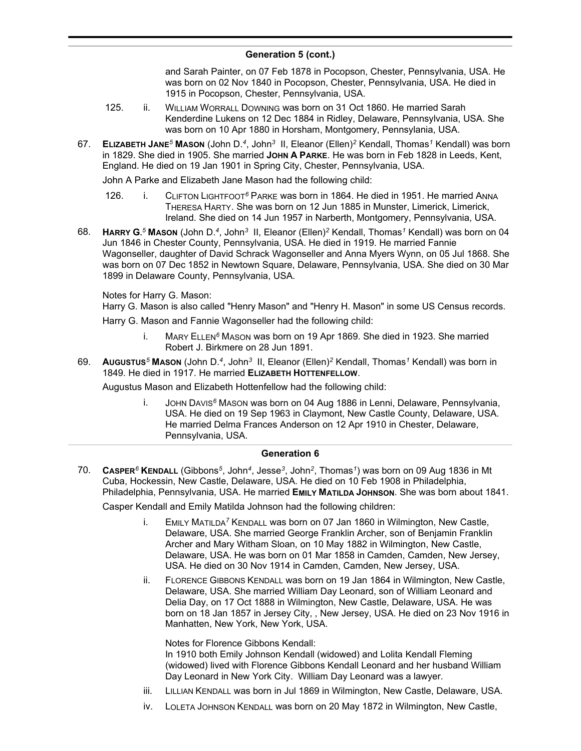## Generation 5 (cont.)

and Sarah Painter, on 07 Feb 1878 in Pocopson, Chester, Pennsylvania, USA. He was born on 02 Nov 1840 in Pocopson, Chester, Pennsylvania, USA. He died in 1915 in Pocopson, Chester, Pennsylvania, USA.

125. ii. WILLIAM WORRALL DOWNING was born on 31 Oct 1860. He married Sarah Kenderdine Lukens on 12 Dec 1884 in Ridley, Delaware, Pennsylvania, USA. She was born on 10 Apr 1880 in Horsham, Montgomery, Pennsylania, USA.

67. **ELIZABETH JANE$^5$ MASON** (John D.$^4$, John$^3$ II, Eleanor (Ellen)$^2$ Kendall, Thomas$^1$ Kendall) was born in 1829. She died in 1905. She married **JOHN A PARKE**. He was born in Feb 1828 in Leeds, Kent, England. He died on 19 Jan 1901 in Spring City, Chester, Pennsylvania, USA.

John A Parke and Elizabeth Jane Mason had the following child:

126. i. CLIFTON LIGHTFOOT$^6$ PARKE was born in 1864. He died in 1951. He married ANNA THERESA HARTY. She was born on 12 Jun 1885 in Munster, Limerick, Limerick, Ireland. She died on 14 Jun 1957 in Narberth, Montgomery, Pennsylvania, USA.

68. **HARRY G.$^5$ MASON** (John D.$^4$, John$^3$ II, Eleanor (Ellen)$^2$ Kendall, Thomas$^1$ Kendall) was born on 04 Jun 1846 in Chester County, Pennsylvania, USA. He died in 1919. He married Fannie Wagonseller, daughter of David Schrack Wagonseller and Anna Myers Wynn, on 05 Jul 1868. She was born on 07 Dec 1852 in Newtown Square, Delaware, Pennsylvania, USA. She died on 30 Mar 1899 in Delaware County, Pennsylvania, USA.

Notes for Harry G. Mason:
Harry G. Mason is also called "Henry Mason" and "Henry H. Mason" in some US Census records.

Harry G. Mason and Fannie Wagonseller had the following child:

i. MARY ELLEN$^6$ MASON was born on 19 Apr 1869. She died in 1923. She married Robert J. Birkmere on 28 Jun 1891.

69. **AUGUSTUS$^5$ MASON** (John D.$^4$, John$^3$ II, Eleanor (Ellen)$^2$ Kendall, Thomas$^1$ Kendall) was born in 1849. He died in 1917. He married **ELIZABETH HOTTENFELLOW**.

Augustus Mason and Elizabeth Hottenfellow had the following child:

i. JOHN DAVIS$^6$ MASON was born on 04 Aug 1886 in Lenni, Delaware, Pennsylvania, USA. He died on 19 Sep 1963 in Claymont, New Castle County, Delaware, USA. He married Delma Frances Anderson on 12 Apr 1910 in Chester, Delaware, Pennsylvania, USA.

## Generation 6

70. **CASPER$^6$ KENDALL** (Gibbons$^5$, John$^4$, Jesse$^3$, John$^2$, Thomas$^1$) was born on 09 Aug 1836 in Mt Cuba, Hockessin, New Castle, Delaware, USA. He died on 10 Feb 1908 in Philadelphia, Philadelphia, Pennsylvania, USA. He married **EMILY MATILDA JOHNSON**. She was born about 1841.

Casper Kendall and Emily Matilda Johnson had the following children:

i. EMILY MATILDA$^7$ KENDALL was born on 07 Jan 1860 in Wilmington, New Castle, Delaware, USA. She married George Franklin Archer, son of Benjamin Franklin Archer and Mary Witham Sloan, on 10 May 1882 in Wilmington, New Castle, Delaware, USA. He was born on 01 Mar 1858 in Camden, Camden, New Jersey, USA. He died on 30 Nov 1914 in Camden, Camden, New Jersey, USA.

ii. FLORENCE GIBBONS KENDALL was born on 19 Jan 1864 in Wilmington, New Castle, Delaware, USA. She married William Day Leonard, son of William Leonard and Delia Day, on 17 Oct 1888 in Wilmington, New Castle, Delaware, USA. He was born on 18 Jan 1857 in Jersey City, , New Jersey, USA. He died on 23 Nov 1916 in Manhatten, New York, New York, USA.

Notes for Florence Gibbons Kendall:
In 1910 both Emily Johnson Kendall (widowed) and Lolita Kendall Fleming (widowed) lived with Florence Gibbons Kendall Leonard and her husband William Day Leonard in New York City. William Day Leonard was a lawyer.

iii. LILLIAN KENDALL was born in Jul 1869 in Wilmington, New Castle, Delaware, USA.

iv. LOLETA JOHNSON KENDALL was born on 20 May 1872 in Wilmington, New Castle,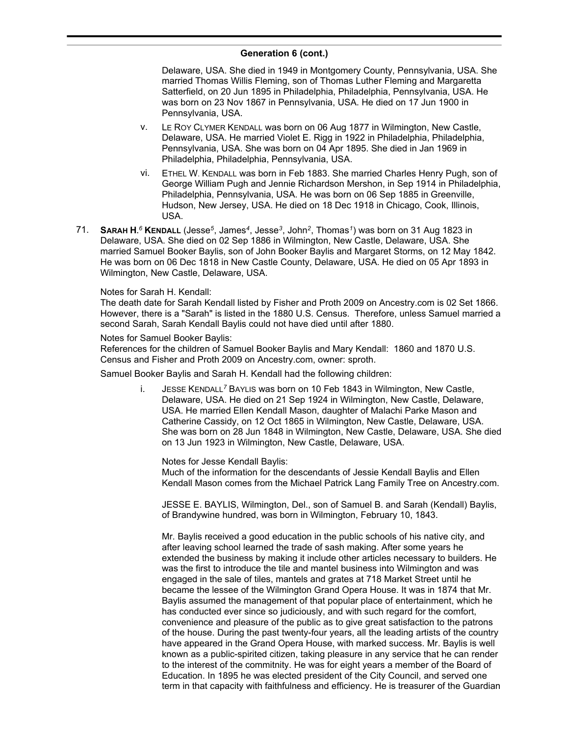## Generation 6 (cont.)

Delaware, USA. She died in 1949 in Montgomery County, Pennsylvania, USA. She married Thomas Willis Fleming, son of Thomas Luther Fleming and Margaretta Satterfield, on 20 Jun 1895 in Philadelphia, Philadelphia, Pennsylvania, USA. He was born on 23 Nov 1867 in Pennsylvania, USA. He died on 17 Jun 1900 in Pennsylvania, USA.

v. LE ROY CLYMER KENDALL was born on 06 Aug 1877 in Wilmington, New Castle, Delaware, USA. He married Violet E. Rigg in 1922 in Philadelphia, Philadelphia, Pennsylvania, USA. She was born on 04 Apr 1895. She died in Jan 1969 in Philadelphia, Philadelphia, Pennsylvania, USA.

vi. ETHEL W. KENDALL was born in Feb 1883. She married Charles Henry Pugh, son of George William Pugh and Jennie Richardson Mershon, in Sep 1914 in Philadelphia, Philadelphia, Pennsylvania, USA. He was born on 06 Sep 1885 in Greenville, Hudson, New Jersey, USA. He died on 18 Dec 1918 in Chicago, Cook, Illinois, USA.

71. **SARAH H.[6] KENDALL** (Jesse[5], James[4], Jesse[3], John[2], Thomas[1]) was born on 31 Aug 1823 in Delaware, USA. She died on 02 Sep 1886 in Wilmington, New Castle, Delaware, USA. She married Samuel Booker Baylis, son of John Booker Baylis and Margaret Storms, on 12 May 1842. He was born on 06 Dec 1818 in New Castle County, Delaware, USA. He died on 05 Apr 1893 in Wilmington, New Castle, Delaware, USA.

Notes for Sarah H. Kendall:
The death date for Sarah Kendall listed by Fisher and Proth 2009 on Ancestry.com is 02 Set 1866. However, there is a "Sarah" is listed in the 1880 U.S. Census. Therefore, unless Samuel married a second Sarah, Sarah Kendall Baylis could not have died until after 1880.

Notes for Samuel Booker Baylis:
References for the children of Samuel Booker Baylis and Mary Kendall: 1860 and 1870 U.S. Census and Fisher and Proth 2009 on Ancestry.com, owner: sproth.

Samuel Booker Baylis and Sarah H. Kendall had the following children:

i. JESSE KENDALL[7] BAYLIS was born on 10 Feb 1843 in Wilmington, New Castle, Delaware, USA. He died on 21 Sep 1924 in Wilmington, New Castle, Delaware, USA. He married Ellen Kendall Mason, daughter of Malachi Parke Mason and Catherine Cassidy, on 12 Oct 1865 in Wilmington, New Castle, Delaware, USA. She was born on 28 Jun 1848 in Wilmington, New Castle, Delaware, USA. She died on 13 Jun 1923 in Wilmington, New Castle, Delaware, USA.

Notes for Jesse Kendall Baylis:
Much of the information for the descendants of Jessie Kendall Baylis and Ellen Kendall Mason comes from the Michael Patrick Lang Family Tree on Ancestry.com.

JESSE E. BAYLIS, Wilmington, Del., son of Samuel B. and Sarah (Kendall) Baylis, of Brandywine hundred, was born in Wilmington, February 10, 1843.

Mr. Baylis received a good education in the public schools of his native city, and after leaving school learned the trade of sash making. After some years he extended the business by making it include other articles necessary to builders. He was the first to introduce the tile and mantel business into Wilmington and was engaged in the sale of tiles, mantels and grates at 718 Market Street until he became the lessee of the Wilmington Grand Opera House. It was in 1874 that Mr. Baylis assumed the management of that popular place of entertainment, which he has conducted ever since so judiciously, and with such regard for the comfort, convenience and pleasure of the public as to give great satisfaction to the patrons of the house. During the past twenty-four years, all the leading artists of the country have appeared in the Grand Opera House, with marked success. Mr. Baylis is well known as a public-spirited citizen, taking pleasure in any service that he can render to the interest of the commitnity. He was for eight years a member of the Board of Education. In 1895 he was elected president of the City Council, and served one term in that capacity with faithfulness and efficiency. He is treasurer of the Guardian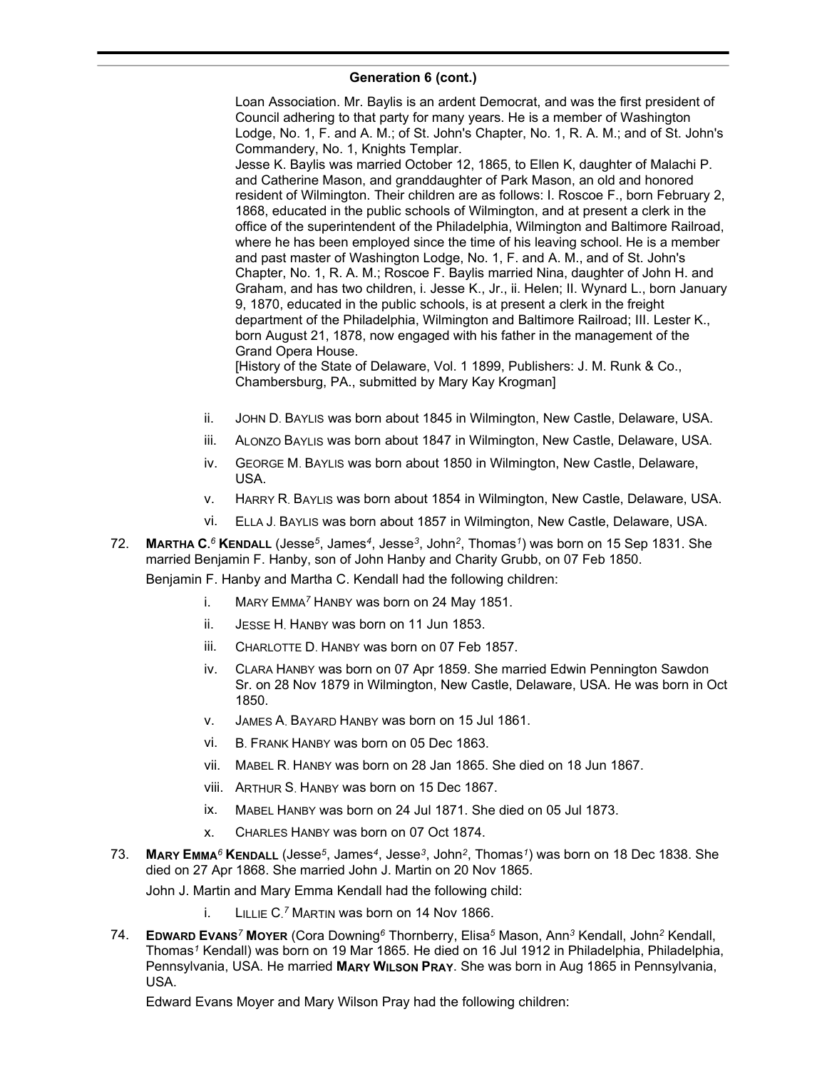## Generation 6 (cont.)

Loan Association. Mr. Baylis is an ardent Democrat, and was the first president of Council adhering to that party for many years. He is a member of Washington Lodge, No. 1, F. and A. M.; of St. John's Chapter, No. 1, R. A. M.; and of St. John's Commandery, No. 1, Knights Templar.

Jesse K. Baylis was married October 12, 1865, to Ellen K, daughter of Malachi P. and Catherine Mason, and granddaughter of Park Mason, an old and honored resident of Wilmington. Their children are as follows: I. Roscoe F., born February 2, 1868, educated in the public schools of Wilmington, and at present a clerk in the office of the superintendent of the Philadelphia, Wilmington and Baltimore Railroad, where he has been employed since the time of his leaving school. He is a member and past master of Washington Lodge, No. 1, F. and A. M., and of St. John's Chapter, No. 1, R. A. M.; Roscoe F. Baylis married Nina, daughter of John H. and Graham, and has two children, i. Jesse K., Jr., ii. Helen; II. Wynard L., born January 9, 1870, educated in the public schools, is at present a clerk in the freight department of the Philadelphia, Wilmington and Baltimore Railroad; III. Lester K., born August 21, 1878, now engaged with his father in the management of the Grand Opera House.

[History of the State of Delaware, Vol. 1 1899, Publishers: J. M. Runk & Co., Chambersburg, PA., submitted by Mary Kay Krogman]

- ii. JOHN D. BAYLIS was born about 1845 in Wilmington, New Castle, Delaware, USA.
- iii. ALONZO BAYLIS was born about 1847 in Wilmington, New Castle, Delaware, USA.
- iv. GEORGE M. BAYLIS was born about 1850 in Wilmington, New Castle, Delaware, USA.
- v. HARRY R. BAYLIS was born about 1854 in Wilmington, New Castle, Delaware, USA.
- vi. ELLA J. BAYLIS was born about 1857 in Wilmington, New Castle, Delaware, USA.

72. **MARTHA C.[6] KENDALL** (Jesse[5], James[4], Jesse[3], John[2], Thomas[1]) was born on 15 Sep 1831. She married Benjamin F. Hanby, son of John Hanby and Charity Grubb, on 07 Feb 1850.

Benjamin F. Hanby and Martha C. Kendall had the following children:

- i. MARY EMMA[7] HANBY was born on 24 May 1851.
- ii. JESSE H. HANBY was born on 11 Jun 1853.
- iii. CHARLOTTE D. HANBY was born on 07 Feb 1857.
- iv. CLARA HANBY was born on 07 Apr 1859. She married Edwin Pennington Sawdon Sr. on 28 Nov 1879 in Wilmington, New Castle, Delaware, USA. He was born in Oct 1850.
- v. JAMES A. BAYARD HANBY was born on 15 Jul 1861.
- vi. B. FRANK HANBY was born on 05 Dec 1863.
- vii. MABEL R. HANBY was born on 28 Jan 1865. She died on 18 Jun 1867.
- viii. ARTHUR S. HANBY was born on 15 Dec 1867.
- ix. MABEL HANBY was born on 24 Jul 1871. She died on 05 Jul 1873.
- x. CHARLES HANBY was born on 07 Oct 1874.

73. **MARY EMMA[6] KENDALL** (Jesse[5], James[4], Jesse[3], John[2], Thomas[1]) was born on 18 Dec 1838. She died on 27 Apr 1868. She married John J. Martin on 20 Nov 1865.

John J. Martin and Mary Emma Kendall had the following child:

- i. LILLIE C.[7] MARTIN was born on 14 Nov 1866.

74. **EDWARD EVANS[7] MOYER** (Cora Downing[6] Thornberry, Elisa[5] Mason, Ann[3] Kendall, John[2] Kendall, Thomas[1] Kendall) was born on 19 Mar 1865. He died on 16 Jul 1912 in Philadelphia, Philadelphia, Pennsylvania, USA. He married **MARY WILSON PRAY**. She was born in Aug 1865 in Pennsylvania, USA.

Edward Evans Moyer and Mary Wilson Pray had the following children: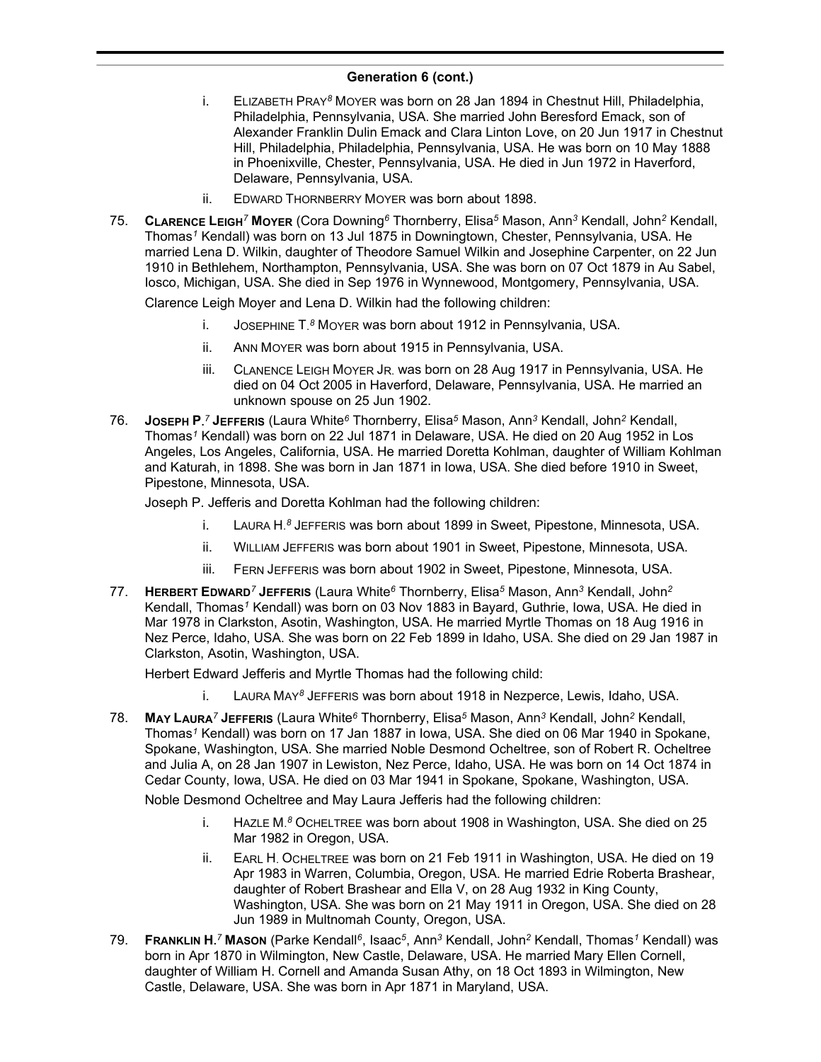## Generation 6 (cont.)

- i. ELIZABETH PRAY[8] MOYER was born on 28 Jan 1894 in Chestnut Hill, Philadelphia, Philadelphia, Pennsylvania, USA. She married John Beresford Emack, son of Alexander Franklin Dulin Emack and Clara Linton Love, on 20 Jun 1917 in Chestnut Hill, Philadelphia, Philadelphia, Pennsylvania, USA. He was born on 10 May 1888 in Phoenixville, Chester, Pennsylvania, USA. He died in Jun 1972 in Haverford, Delaware, Pennsylvania, USA.
- ii. EDWARD THORNBERRY MOYER was born about 1898.

75. **CLARENCE LEIGH[7] MOYER** (Cora Downing[6] Thornberry, Elisa[5] Mason, Ann[3] Kendall, John[2] Kendall, Thomas[1] Kendall) was born on 13 Jul 1875 in Downingtown, Chester, Pennsylvania, USA. He married Lena D. Wilkin, daughter of Theodore Samuel Wilkin and Josephine Carpenter, on 22 Jun 1910 in Bethlehem, Northampton, Pennsylvania, USA. She was born on 07 Oct 1879 in Au Sabel, Iosco, Michigan, USA. She died in Sep 1976 in Wynnewood, Montgomery, Pennsylvania, USA.

    Clarence Leigh Moyer and Lena D. Wilkin had the following children:

    - i. JOSEPHINE T.[8] MOYER was born about 1912 in Pennsylvania, USA.
    - ii. ANN MOYER was born about 1915 in Pennsylvania, USA.
    - iii. CLANENCE LEIGH MOYER JR. was born on 28 Aug 1917 in Pennsylvania, USA. He died on 04 Oct 2005 in Haverford, Delaware, Pennsylvania, USA. He married an unknown spouse on 25 Jun 1902.

76. **JOSEPH P.[7] JEFFERIS** (Laura White[6] Thornberry, Elisa[5] Mason, Ann[3] Kendall, John[2] Kendall, Thomas[1] Kendall) was born on 22 Jul 1871 in Delaware, USA. He died on 20 Aug 1952 in Los Angeles, Los Angeles, California, USA. He married Doretta Kohlman, daughter of William Kohlman and Katurah, in 1898. She was born in Jan 1871 in Iowa, USA. She died before 1910 in Sweet, Pipestone, Minnesota, USA.

    Joseph P. Jefferis and Doretta Kohlman had the following children:

    - i. LAURA H.[8] JEFFERIS was born about 1899 in Sweet, Pipestone, Minnesota, USA.
    - ii. WILLIAM JEFFERIS was born about 1901 in Sweet, Pipestone, Minnesota, USA.
    - iii. FERN JEFFERIS was born about 1902 in Sweet, Pipestone, Minnesota, USA.

77. **HERBERT EDWARD[7] JEFFERIS** (Laura White[6] Thornberry, Elisa[5] Mason, Ann[3] Kendall, John[2] Kendall, Thomas[1] Kendall) was born on 03 Nov 1883 in Bayard, Guthrie, Iowa, USA. He died in Mar 1978 in Clarkston, Asotin, Washington, USA. He married Myrtle Thomas on 18 Aug 1916 in Nez Perce, Idaho, USA. She was born on 22 Feb 1899 in Idaho, USA. She died on 29 Jan 1987 in Clarkston, Asotin, Washington, USA.

    Herbert Edward Jefferis and Myrtle Thomas had the following child:

    - i. LAURA MAY[8] JEFFERIS was born about 1918 in Nezperce, Lewis, Idaho, USA.

78. **MAY LAURA[7] JEFFERIS** (Laura White[6] Thornberry, Elisa[5] Mason, Ann[3] Kendall, John[2] Kendall, Thomas[1] Kendall) was born on 17 Jan 1887 in Iowa, USA. She died on 06 Mar 1940 in Spokane, Spokane, Washington, USA. She married Noble Desmond Ocheltree, son of Robert R. Ocheltree and Julia A, on 28 Jan 1907 in Lewiston, Nez Perce, Idaho, USA. He was born on 14 Oct 1874 in Cedar County, Iowa, USA. He died on 03 Mar 1941 in Spokane, Spokane, Washington, USA.

    Noble Desmond Ocheltree and May Laura Jefferis had the following children:

    - i. HAZLE M.[8] OCHELTREE was born about 1908 in Washington, USA. She died on 25 Mar 1982 in Oregon, USA.
    - ii. EARL H. OCHELTREE was born on 21 Feb 1911 in Washington, USA. He died on 19 Apr 1983 in Warren, Columbia, Oregon, USA. He married Edrie Roberta Brashear, daughter of Robert Brashear and Ella V, on 28 Aug 1932 in King County, Washington, USA. She was born on 21 May 1911 in Oregon, USA. She died on 28 Jun 1989 in Multnomah County, Oregon, USA.

79. **FRANKLIN H.[7] MASON** (Parke Kendall[6], Isaac[5], Ann[3] Kendall, John[2] Kendall, Thomas[1] Kendall) was born in Apr 1870 in Wilmington, New Castle, Delaware, USA. He married Mary Ellen Cornell, daughter of William H. Cornell and Amanda Susan Athy, on 18 Oct 1893 in Wilmington, New Castle, Delaware, USA. She was born in Apr 1871 in Maryland, USA.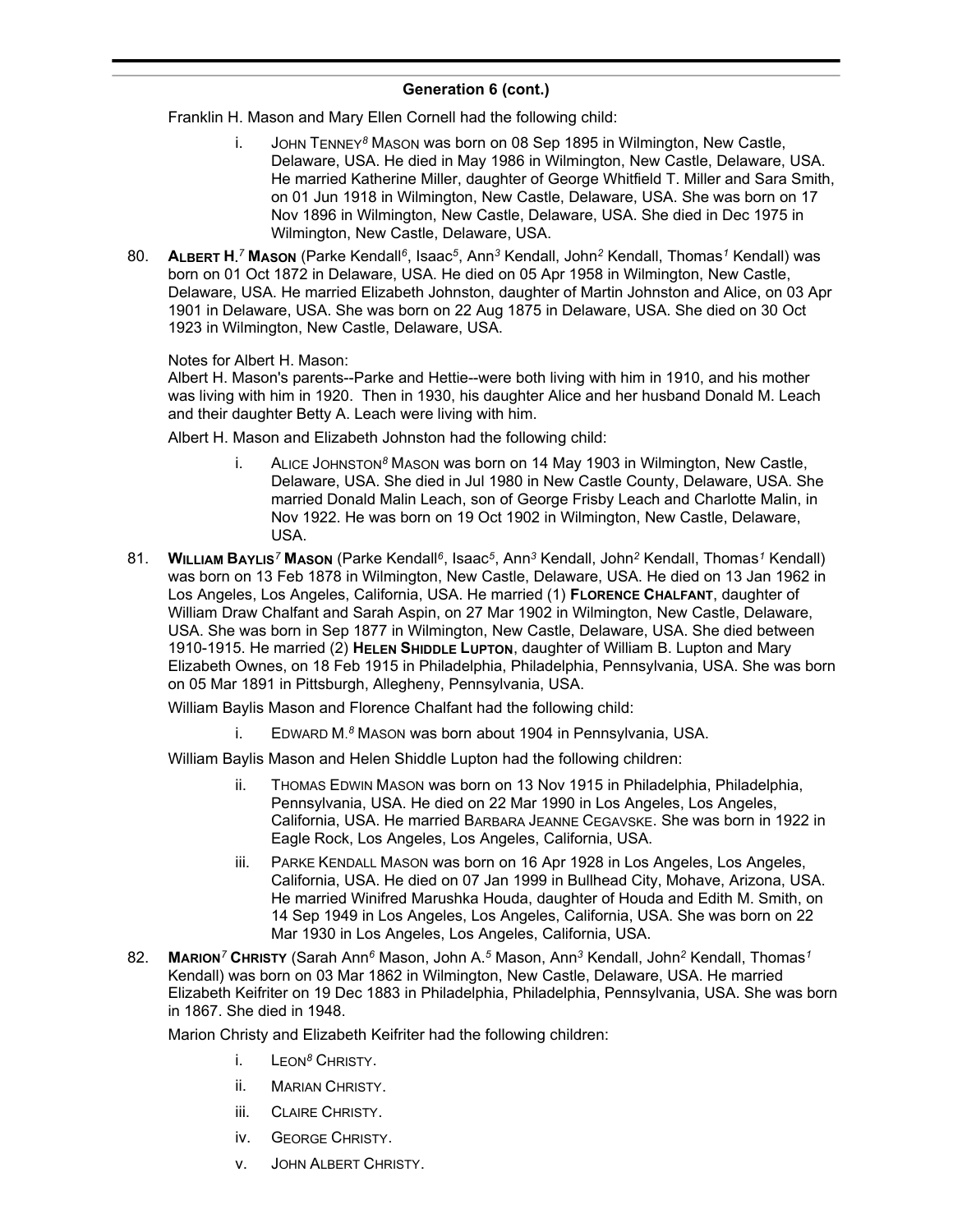## Generation 6 (cont.)

Franklin H. Mason and Mary Ellen Cornell had the following child:

- i. JOHN TENNEY[8] MASON was born on 08 Sep 1895 in Wilmington, New Castle, Delaware, USA. He died in May 1986 in Wilmington, New Castle, Delaware, USA. He married Katherine Miller, daughter of George Whitfield T. Miller and Sara Smith, on 01 Jun 1918 in Wilmington, New Castle, Delaware, USA. She was born on 17 Nov 1896 in Wilmington, New Castle, Delaware, USA. She died in Dec 1975 in Wilmington, New Castle, Delaware, USA.

80. **ALBERT H.[7] MASON** (Parke Kendall[6], Isaac[5], Ann[3] Kendall, John[2] Kendall, Thomas[1] Kendall) was born on 01 Oct 1872 in Delaware, USA. He died on 05 Apr 1958 in Wilmington, New Castle, Delaware, USA. He married Elizabeth Johnston, daughter of Martin Johnston and Alice, on 03 Apr 1901 in Delaware, USA. She was born on 22 Aug 1875 in Delaware, USA. She died on 30 Oct 1923 in Wilmington, New Castle, Delaware, USA.

Notes for Albert H. Mason:
Albert H. Mason's parents--Parke and Hettie--were both living with him in 1910, and his mother was living with him in 1920. Then in 1930, his daughter Alice and her husband Donald M. Leach and their daughter Betty A. Leach were living with him.

Albert H. Mason and Elizabeth Johnston had the following child:

- i. ALICE JOHNSTON[8] MASON was born on 14 May 1903 in Wilmington, New Castle, Delaware, USA. She died in Jul 1980 in New Castle County, Delaware, USA. She married Donald Malin Leach, son of George Frisby Leach and Charlotte Malin, in Nov 1922. He was born on 19 Oct 1902 in Wilmington, New Castle, Delaware, USA.

81. **WILLIAM BAYLIS[7] MASON** (Parke Kendall[6], Isaac[5], Ann[3] Kendall, John[2] Kendall, Thomas[1] Kendall) was born on 13 Feb 1878 in Wilmington, New Castle, Delaware, USA. He died on 13 Jan 1962 in Los Angeles, Los Angeles, California, USA. He married (1) **FLORENCE CHALFANT**, daughter of William Draw Chalfant and Sarah Aspin, on 27 Mar 1902 in Wilmington, New Castle, Delaware, USA. She was born in Sep 1877 in Wilmington, New Castle, Delaware, USA. She died between 1910-1915. He married (2) **HELEN SHIDDLE LUPTON**, daughter of William B. Lupton and Mary Elizabeth Ownes, on 18 Feb 1915 in Philadelphia, Philadelphia, Pennsylvania, USA. She was born on 05 Mar 1891 in Pittsburgh, Allegheny, Pennsylvania, USA.

William Baylis Mason and Florence Chalfant had the following child:

- i. EDWARD M.[8] MASON was born about 1904 in Pennsylvania, USA.

William Baylis Mason and Helen Shiddle Lupton had the following children:

- ii. THOMAS EDWIN MASON was born on 13 Nov 1915 in Philadelphia, Philadelphia, Pennsylvania, USA. He died on 22 Mar 1990 in Los Angeles, Los Angeles, California, USA. He married BARBARA JEANNE CEGAVSKE. She was born in 1922 in Eagle Rock, Los Angeles, Los Angeles, California, USA.
- iii. PARKE KENDALL MASON was born on 16 Apr 1928 in Los Angeles, Los Angeles, California, USA. He died on 07 Jan 1999 in Bullhead City, Mohave, Arizona, USA. He married Winifred Marushka Houda, daughter of Houda and Edith M. Smith, on 14 Sep 1949 in Los Angeles, Los Angeles, California, USA. She was born on 22 Mar 1930 in Los Angeles, Los Angeles, California, USA.

82. **MARION[7] CHRISTY** (Sarah Ann[6] Mason, John A.[5] Mason, Ann[3] Kendall, John[2] Kendall, Thomas[1] Kendall) was born on 03 Mar 1862 in Wilmington, New Castle, Delaware, USA. He married Elizabeth Keifriter on 19 Dec 1883 in Philadelphia, Philadelphia, Pennsylvania, USA. She was born in 1867. She died in 1948.

Marion Christy and Elizabeth Keifriter had the following children:

- i. LEON[8] CHRISTY.
- ii. MARIAN CHRISTY.
- iii. CLAIRE CHRISTY.
- iv. GEORGE CHRISTY.
- v. JOHN ALBERT CHRISTY.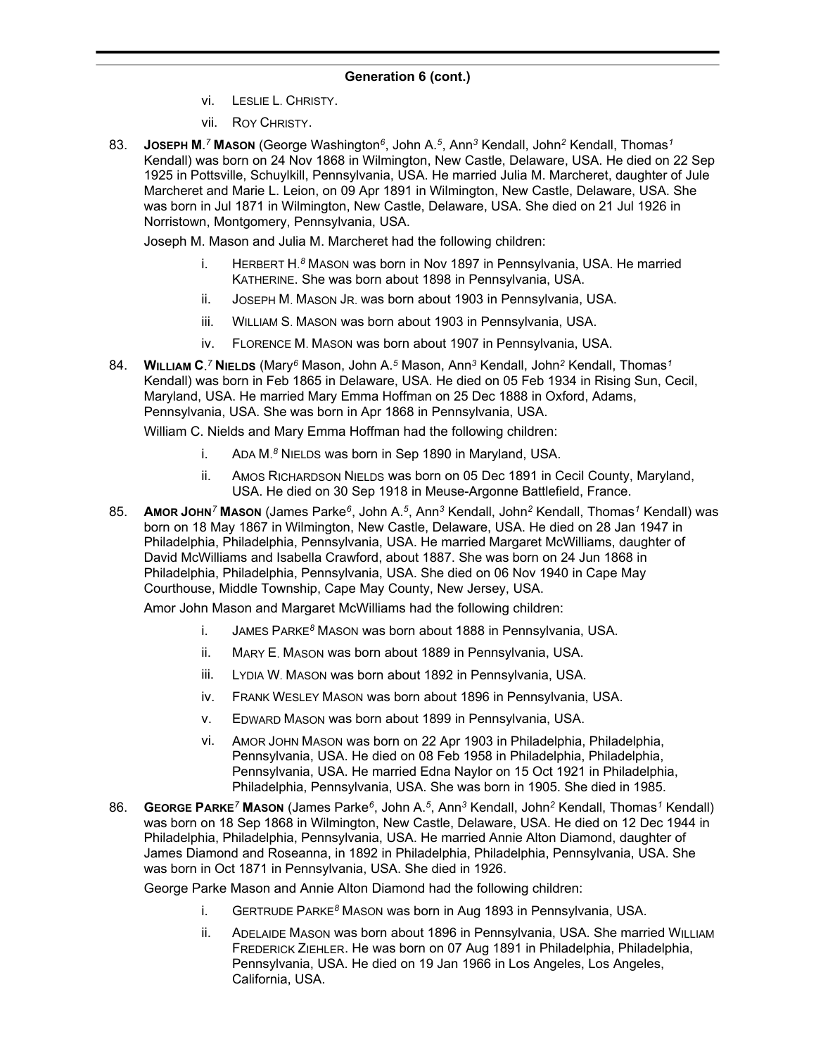## Generation 6 (cont.)

vi. LESLIE L. CHRISTY.

vii. ROY CHRISTY.

83. **JOSEPH M.[7] MASON** (George Washington[6], John A.[5], Ann[3] Kendall, John[2] Kendall, Thomas[1] Kendall) was born on 24 Nov 1868 in Wilmington, New Castle, Delaware, USA. He died on 22 Sep 1925 in Pottsville, Schuylkill, Pennsylvania, USA. He married Julia M. Marcheret, daughter of Jule Marcheret and Marie L. Leion, on 09 Apr 1891 in Wilmington, New Castle, Delaware, USA. She was born in Jul 1871 in Wilmington, New Castle, Delaware, USA. She died on 21 Jul 1926 in Norristown, Montgomery, Pennsylvania, USA.

Joseph M. Mason and Julia M. Marcheret had the following children:

i. HERBERT H.[8] MASON was born in Nov 1897 in Pennsylvania, USA. He married KATHERINE. She was born about 1898 in Pennsylvania, USA.

ii. JOSEPH M. MASON JR. was born about 1903 in Pennsylvania, USA.

iii. WILLIAM S. MASON was born about 1903 in Pennsylvania, USA.

iv. FLORENCE M. MASON was born about 1907 in Pennsylvania, USA.

84. **WILLIAM C.[7] NIELDS** (Mary[6] Mason, John A.[5] Mason, Ann[3] Kendall, John[2] Kendall, Thomas[1] Kendall) was born in Feb 1865 in Delaware, USA. He died on 05 Feb 1934 in Rising Sun, Cecil, Maryland, USA. He married Mary Emma Hoffman on 25 Dec 1888 in Oxford, Adams, Pennsylvania, USA. She was born in Apr 1868 in Pennsylvania, USA.

William C. Nields and Mary Emma Hoffman had the following children:

i. ADA M.[8] NIELDS was born in Sep 1890 in Maryland, USA.

ii. AMOS RICHARDSON NIELDS was born on 05 Dec 1891 in Cecil County, Maryland, USA. He died on 30 Sep 1918 in Meuse-Argonne Battlefield, France.

85. **AMOR JOHN[7] MASON** (James Parke[6], John A.[5], Ann[3] Kendall, John[2] Kendall, Thomas[1] Kendall) was born on 18 May 1867 in Wilmington, New Castle, Delaware, USA. He died on 28 Jan 1947 in Philadelphia, Philadelphia, Pennsylvania, USA. He married Margaret McWilliams, daughter of David McWilliams and Isabella Crawford, about 1887. She was born on 24 Jun 1868 in Philadelphia, Philadelphia, Pennsylvania, USA. She died on 06 Nov 1940 in Cape May Courthouse, Middle Township, Cape May County, New Jersey, USA.

Amor John Mason and Margaret McWilliams had the following children:

i. JAMES PARKE[8] MASON was born about 1888 in Pennsylvania, USA.

ii. MARY E. MASON was born about 1889 in Pennsylvania, USA.

iii. LYDIA W. MASON was born about 1892 in Pennsylvania, USA.

iv. FRANK WESLEY MASON was born about 1896 in Pennsylvania, USA.

v. EDWARD MASON was born about 1899 in Pennsylvania, USA.

vi. AMOR JOHN MASON was born on 22 Apr 1903 in Philadelphia, Philadelphia, Pennsylvania, USA. He died on 08 Feb 1958 in Philadelphia, Philadelphia, Pennsylvania, USA. He married Edna Naylor on 15 Oct 1921 in Philadelphia, Philadelphia, Pennsylvania, USA. She was born in 1905. She died in 1985.

86. **GEORGE PARKE[7] MASON** (James Parke[6], John A.[5], Ann[3] Kendall, John[2] Kendall, Thomas[1] Kendall) was born on 18 Sep 1868 in Wilmington, New Castle, Delaware, USA. He died on 12 Dec 1944 in Philadelphia, Philadelphia, Pennsylvania, USA. He married Annie Alton Diamond, daughter of James Diamond and Roseanna, in 1892 in Philadelphia, Philadelphia, Pennsylvania, USA. She was born in Oct 1871 in Pennsylvania, USA. She died in 1926.

George Parke Mason and Annie Alton Diamond had the following children:

i. GERTRUDE PARKE[8] MASON was born in Aug 1893 in Pennsylvania, USA.

ii. ADELAIDE MASON was born about 1896 in Pennsylvania, USA. She married WILLIAM FREDERICK ZIEHLER. He was born on 07 Aug 1891 in Philadelphia, Philadelphia, Pennsylvania, USA. He died on 19 Jan 1966 in Los Angeles, Los Angeles, California, USA.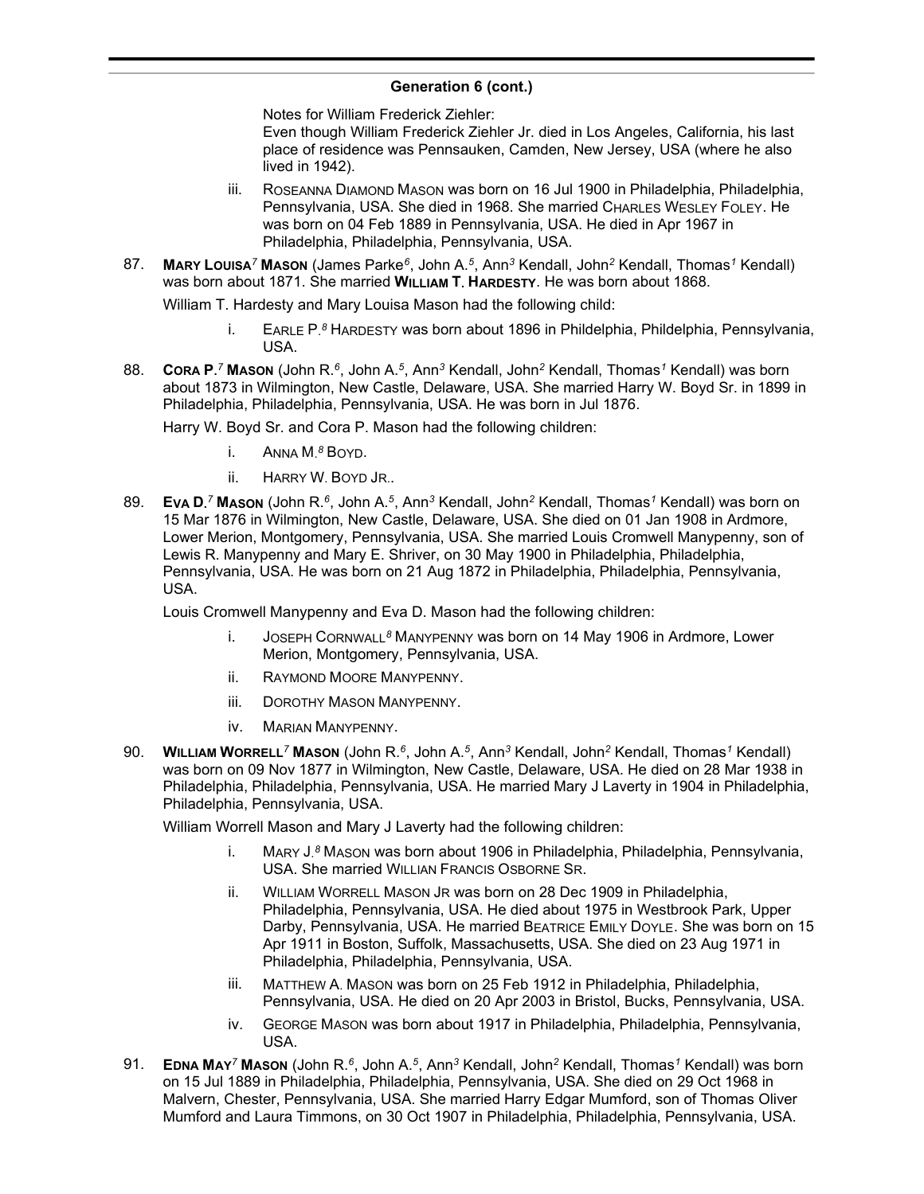**Generation 6 (cont.)**

Notes for William Frederick Ziehler:
Even though William Frederick Ziehler Jr. died in Los Angeles, California, his last place of residence was Pennsauken, Camden, New Jersey, USA (where he also lived in 1942).

iii. ROSEANNA DIAMOND MASON was born on 16 Jul 1900 in Philadelphia, Philadelphia, Pennsylvania, USA. She died in 1968. She married CHARLES WESLEY FOLEY. He was born on 04 Feb 1889 in Pennsylvania, USA. He died in Apr 1967 in Philadelphia, Philadelphia, Pennsylvania, USA.

87. **MARY LOUISA[7] MASON** (James Parke[6], John A.[5], Ann[3] Kendall, John[2] Kendall, Thomas[1] Kendall) was born about 1871. She married **WILLIAM T. HARDESTY**. He was born about 1868.

William T. Hardesty and Mary Louisa Mason had the following child:

i. EARLE P.[8] HARDESTY was born about 1896 in Phildelphia, Phildelphia, Pennsylvania, USA.

88. **CORA P.[7] MASON** (John R.[6], John A.[5], Ann[3] Kendall, John[2] Kendall, Thomas[1] Kendall) was born about 1873 in Wilmington, New Castle, Delaware, USA. She married Harry W. Boyd Sr. in 1899 in Philadelphia, Philadelphia, Pennsylvania, USA. He was born in Jul 1876.

Harry W. Boyd Sr. and Cora P. Mason had the following children:

i. ANNA M.[8] BOYD.

ii. HARRY W. BOYD JR..

89. **EVA D.[7] MASON** (John R.[6], John A.[5], Ann[3] Kendall, John[2] Kendall, Thomas[1] Kendall) was born on 15 Mar 1876 in Wilmington, New Castle, Delaware, USA. She died on 01 Jan 1908 in Ardmore, Lower Merion, Montgomery, Pennsylvania, USA. She married Louis Cromwell Manypenny, son of Lewis R. Manypenny and Mary E. Shriver, on 30 May 1900 in Philadelphia, Philadelphia, Pennsylvania, USA. He was born on 21 Aug 1872 in Philadelphia, Philadelphia, Pennsylvania, USA.

Louis Cromwell Manypenny and Eva D. Mason had the following children:

i. JOSEPH CORNWALL[8] MANYPENNY was born on 14 May 1906 in Ardmore, Lower Merion, Montgomery, Pennsylvania, USA.

ii. RAYMOND MOORE MANYPENNY.

iii. DOROTHY MASON MANYPENNY.

iv. MARIAN MANYPENNY.

90. **WILLIAM WORRELL[7] MASON** (John R.[6], John A.[5], Ann[3] Kendall, John[2] Kendall, Thomas[1] Kendall) was born on 09 Nov 1877 in Wilmington, New Castle, Delaware, USA. He died on 28 Mar 1938 in Philadelphia, Philadelphia, Pennsylvania, USA. He married Mary J Laverty in 1904 in Philadelphia, Philadelphia, Pennsylvania, USA.

William Worrell Mason and Mary J Laverty had the following children:

i. MARY J.[8] MASON was born about 1906 in Philadelphia, Philadelphia, Pennsylvania, USA. She married WILLIAN FRANCIS OSBORNE SR.

ii. WILLIAM WORRELL MASON JR was born on 28 Dec 1909 in Philadelphia, Philadelphia, Pennsylvania, USA. He died about 1975 in Westbrook Park, Upper Darby, Pennsylvania, USA. He married BEATRICE EMILY DOYLE. She was born on 15 Apr 1911 in Boston, Suffolk, Massachusetts, USA. She died on 23 Aug 1971 in Philadelphia, Philadelphia, Pennsylvania, USA.

iii. MATTHEW A. MASON was born on 25 Feb 1912 in Philadelphia, Philadelphia, Pennsylvania, USA. He died on 20 Apr 2003 in Bristol, Bucks, Pennsylvania, USA.

iv. GEORGE MASON was born about 1917 in Philadelphia, Philadelphia, Pennsylvania, USA.

91. **EDNA MAY[7] MASON** (John R.[6], John A.[5], Ann[3] Kendall, John[2] Kendall, Thomas[1] Kendall) was born on 15 Jul 1889 in Philadelphia, Philadelphia, Pennsylvania, USA. She died on 29 Oct 1968 in Malvern, Chester, Pennsylvania, USA. She married Harry Edgar Mumford, son of Thomas Oliver Mumford and Laura Timmons, on 30 Oct 1907 in Philadelphia, Philadelphia, Pennsylvania, USA.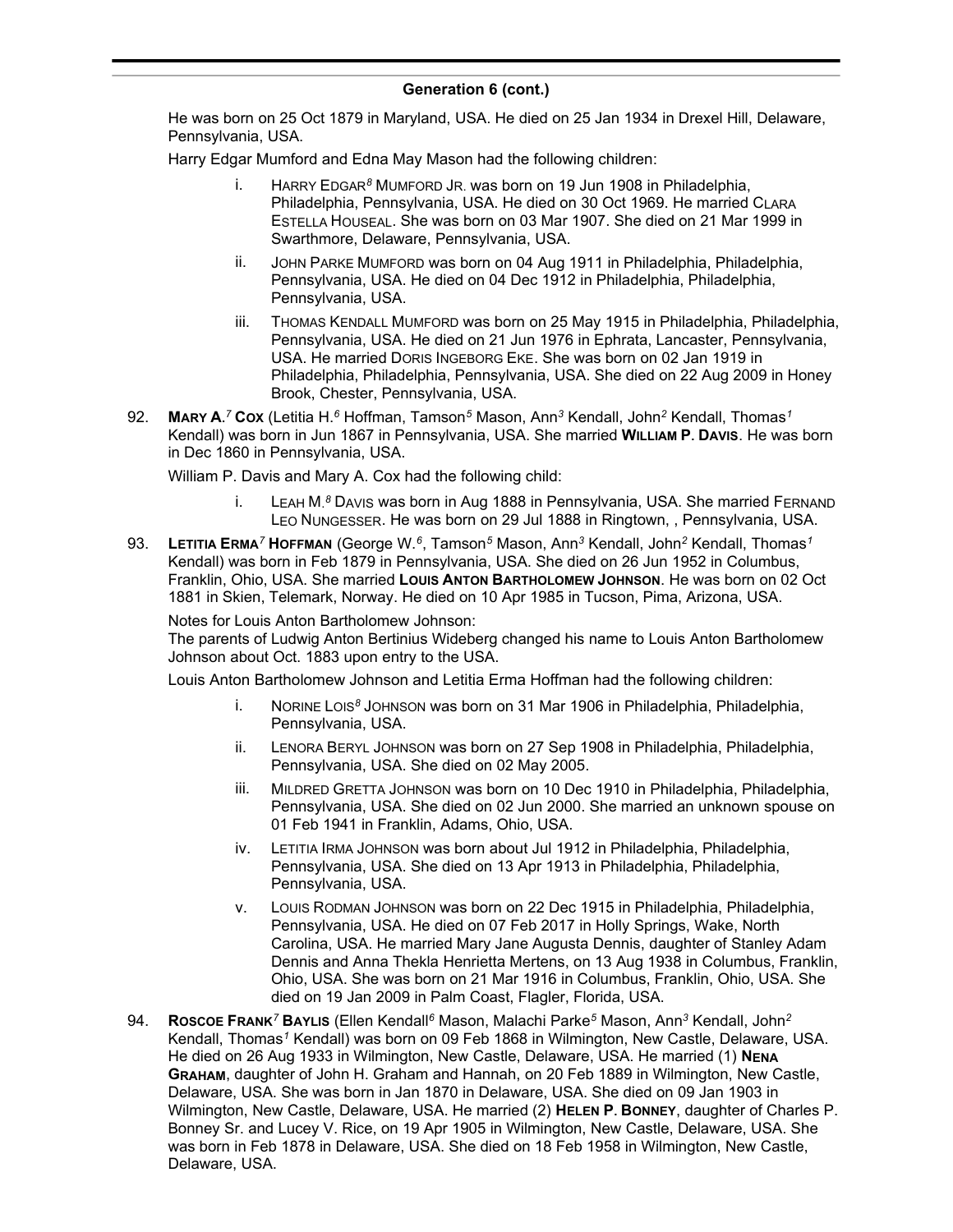## Generation 6 (cont.)

He was born on 25 Oct 1879 in Maryland, USA. He died on 25 Jan 1934 in Drexel Hill, Delaware, Pennsylvania, USA.

Harry Edgar Mumford and Edna May Mason had the following children:

- i. HARRY EDGAR[8] MUMFORD JR. was born on 19 Jun 1908 in Philadelphia, Philadelphia, Pennsylvania, USA. He died on 30 Oct 1969. He married CLARA ESTELLA HOUSEAL. She was born on 03 Mar 1907. She died on 21 Mar 1999 in Swarthmore, Delaware, Pennsylvania, USA.
- ii. JOHN PARKE MUMFORD was born on 04 Aug 1911 in Philadelphia, Philadelphia, Pennsylvania, USA. He died on 04 Dec 1912 in Philadelphia, Philadelphia, Pennsylvania, USA.
- iii. THOMAS KENDALL MUMFORD was born on 25 May 1915 in Philadelphia, Philadelphia, Pennsylvania, USA. He died on 21 Jun 1976 in Ephrata, Lancaster, Pennsylvania, USA. He married DORIS INGEBORG EKE. She was born on 02 Jan 1919 in Philadelphia, Philadelphia, Pennsylvania, USA. She died on 22 Aug 2009 in Honey Brook, Chester, Pennsylvania, USA.

92. **MARY A.**[7] **COX** (Letitia H.[6] Hoffman, Tamson[5] Mason, Ann[3] Kendall, John[2] Kendall, Thomas[1] Kendall) was born in Jun 1867 in Pennsylvania, USA. She married **WILLIAM P. DAVIS**. He was born in Dec 1860 in Pennsylvania, USA.

William P. Davis and Mary A. Cox had the following child:

- i. LEAH M.[8] DAVIS was born in Aug 1888 in Pennsylvania, USA. She married FERNAND LEO NUNGESSER. He was born on 29 Jul 1888 in Ringtown, , Pennsylvania, USA.

93. **LETITIA ERMA**[7] **HOFFMAN** (George W.[6], Tamson[5] Mason, Ann[3] Kendall, John[2] Kendall, Thomas[1] Kendall) was born in Feb 1879 in Pennsylvania, USA. She died on 26 Jun 1952 in Columbus, Franklin, Ohio, USA. She married **LOUIS ANTON BARTHOLOMEW JOHNSON**. He was born on 02 Oct 1881 in Skien, Telemark, Norway. He died on 10 Apr 1985 in Tucson, Pima, Arizona, USA.

Notes for Louis Anton Bartholomew Johnson:
The parents of Ludwig Anton Bertinius Wideberg changed his name to Louis Anton Bartholomew Johnson about Oct. 1883 upon entry to the USA.

Louis Anton Bartholomew Johnson and Letitia Erma Hoffman had the following children:

- i. NORINE LOIS[8] JOHNSON was born on 31 Mar 1906 in Philadelphia, Philadelphia, Pennsylvania, USA.
- ii. LENORA BERYL JOHNSON was born on 27 Sep 1908 in Philadelphia, Philadelphia, Pennsylvania, USA. She died on 02 May 2005.
- iii. MILDRED GRETTA JOHNSON was born on 10 Dec 1910 in Philadelphia, Philadelphia, Pennsylvania, USA. She died on 02 Jun 2000. She married an unknown spouse on 01 Feb 1941 in Franklin, Adams, Ohio, USA.
- iv. LETITIA IRMA JOHNSON was born about Jul 1912 in Philadelphia, Philadelphia, Pennsylvania, USA. She died on 13 Apr 1913 in Philadelphia, Philadelphia, Pennsylvania, USA.
- v. LOUIS RODMAN JOHNSON was born on 22 Dec 1915 in Philadelphia, Philadelphia, Pennsylvania, USA. He died on 07 Feb 2017 in Holly Springs, Wake, North Carolina, USA. He married Mary Jane Augusta Dennis, daughter of Stanley Adam Dennis and Anna Thekla Henrietta Mertens, on 13 Aug 1938 in Columbus, Franklin, Ohio, USA. She was born on 21 Mar 1916 in Columbus, Franklin, Ohio, USA. She died on 19 Jan 2009 in Palm Coast, Flagler, Florida, USA.

94. **ROSCOE FRANK**[7] **BAYLIS** (Ellen Kendall[6] Mason, Malachi Parke[5] Mason, Ann[3] Kendall, John[2] Kendall, Thomas[1] Kendall) was born on 09 Feb 1868 in Wilmington, New Castle, Delaware, USA. He died on 26 Aug 1933 in Wilmington, New Castle, Delaware, USA. He married (1) **NENA GRAHAM**, daughter of John H. Graham and Hannah, on 20 Feb 1889 in Wilmington, New Castle, Delaware, USA. She was born in Jan 1870 in Delaware, USA. She died on 09 Jan 1903 in Wilmington, New Castle, Delaware, USA. He married (2) **HELEN P. BONNEY**, daughter of Charles P. Bonney Sr. and Lucey V. Rice, on 19 Apr 1905 in Wilmington, New Castle, Delaware, USA. She was born in Feb 1878 in Delaware, USA. She died on 18 Feb 1958 in Wilmington, New Castle, Delaware, USA.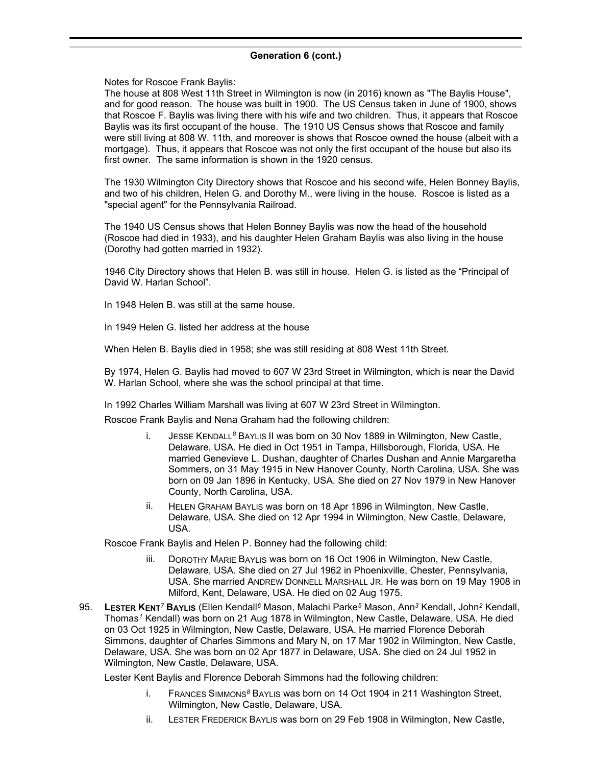**Generation 6 (cont.)**

Notes for Roscoe Frank Baylis:

The house at 808 West 11th Street in Wilmington is now (in 2016) known as "The Baylis House", and for good reason. The house was built in 1900. The US Census taken in June of 1900, shows that Roscoe F. Baylis was living there with his wife and two children. Thus, it appears that Roscoe Baylis was its first occupant of the house. The 1910 US Census shows that Roscoe and family were still living at 808 W. 11th, and moreover is shows that Roscoe owned the house (albeit with a mortgage). Thus, it appears that Roscoe was not only the first occupant of the house but also its first owner. The same information is shown in the 1920 census.

The 1930 Wilmington City Directory shows that Roscoe and his second wife, Helen Bonney Baylis, and two of his children, Helen G. and Dorothy M., were living in the house. Roscoe is listed as a "special agent" for the Pennsylvania Railroad.

The 1940 US Census shows that Helen Bonney Baylis was now the head of the household (Roscoe had died in 1933), and his daughter Helen Graham Baylis was also living in the house (Dorothy had gotten married in 1932).

1946 City Directory shows that Helen B. was still in house. Helen G. is listed as the "Principal of David W. Harlan School".

In 1948 Helen B. was still at the same house.

In 1949 Helen G. listed her address at the house

When Helen B. Baylis died in 1958; she was still residing at 808 West 11th Street.

By 1974, Helen G. Baylis had moved to 607 W 23rd Street in Wilmington, which is near the David W. Harlan School, where she was the school principal at that time.

In 1992 Charles William Marshall was living at 607 W 23rd Street in Wilmington.

Roscoe Frank Baylis and Nena Graham had the following children:

- i. Jesse Kendall[8] Baylis II was born on 30 Nov 1889 in Wilmington, New Castle, Delaware, USA. He died in Oct 1951 in Tampa, Hillsborough, Florida, USA. He married Genevieve L. Dushan, daughter of Charles Dushan and Annie Margaretha Sommers, on 31 May 1915 in New Hanover County, North Carolina, USA. She was born on 09 Jan 1896 in Kentucky, USA. She died on 27 Nov 1979 in New Hanover County, North Carolina, USA.
- ii. Helen Graham Baylis was born on 18 Apr 1896 in Wilmington, New Castle, Delaware, USA. She died on 12 Apr 1994 in Wilmington, New Castle, Delaware, USA.

Roscoe Frank Baylis and Helen P. Bonney had the following child:

- iii. Dorothy Marie Baylis was born on 16 Oct 1906 in Wilmington, New Castle, Delaware, USA. She died on 27 Jul 1962 in Phoenixville, Chester, Pennsylvania, USA. She married Andrew Donnell Marshall Jr. He was born on 19 May 1908 in Milford, Kent, Delaware, USA. He died on 02 Aug 1975.

95. **Lester Kent[7] Baylis** (Ellen Kendall[6] Mason, Malachi Parke[5] Mason, Ann[3] Kendall, John[2] Kendall, Thomas[1] Kendall) was born on 21 Aug 1878 in Wilmington, New Castle, Delaware, USA. He died on 03 Oct 1925 in Wilmington, New Castle, Delaware, USA. He married Florence Deborah Simmons, daughter of Charles Simmons and Mary N, on 17 Mar 1902 in Wilmington, New Castle, Delaware, USA. She was born on 02 Apr 1877 in Delaware, USA. She died on 24 Jul 1952 in Wilmington, New Castle, Delaware, USA.

Lester Kent Baylis and Florence Deborah Simmons had the following children:

- i. Frances Simmons[8] Baylis was born on 14 Oct 1904 in 211 Washington Street, Wilmington, New Castle, Delaware, USA.
- ii. Lester Frederick Baylis was born on 29 Feb 1908 in Wilmington, New Castle,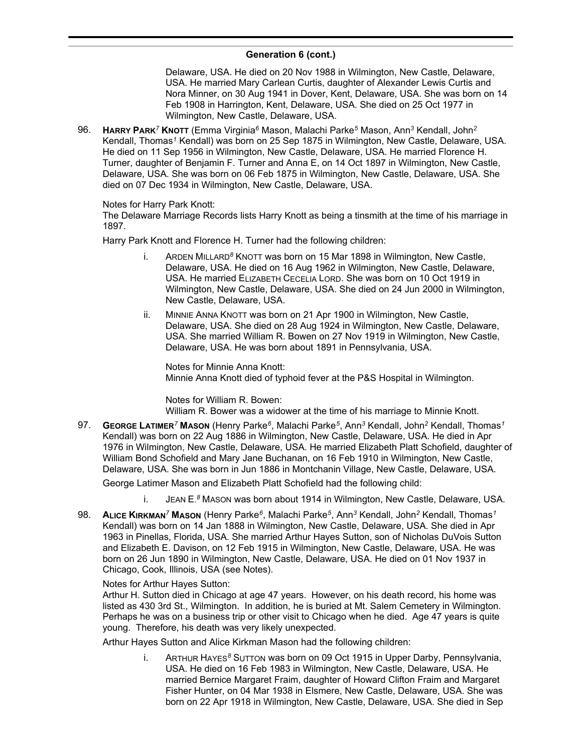## Generation 6 (cont.)

Delaware, USA. He died on 20 Nov 1988 in Wilmington, New Castle, Delaware, USA. He married Mary Carlean Curtis, daughter of Alexander Lewis Curtis and Nora Minner, on 30 Aug 1941 in Dover, Kent, Delaware, USA. She was born on 14 Feb 1908 in Harrington, Kent, Delaware, USA. She died on 25 Oct 1977 in Wilmington, New Castle, Delaware, USA.

96. **HARRY PARK[7] KNOTT** (Emma Virginia[6] Mason, Malachi Parke[5] Mason, Ann[3] Kendall, John[2] Kendall, Thomas[1] Kendall) was born on 25 Sep 1875 in Wilmington, New Castle, Delaware, USA. He died on 11 Sep 1956 in Wilmington, New Castle, Delaware, USA. He married Florence H. Turner, daughter of Benjamin F. Turner and Anna E, on 14 Oct 1897 in Wilmington, New Castle, Delaware, USA. She was born on 06 Feb 1875 in Wilmington, New Castle, Delaware, USA. She died on 07 Dec 1934 in Wilmington, New Castle, Delaware, USA.

Notes for Harry Park Knott:
The Delaware Marriage Records lists Harry Knott as being a tinsmith at the time of his marriage in 1897.

Harry Park Knott and Florence H. Turner had the following children:

i. ARDEN MILLARD[8] KNOTT was born on 15 Mar 1898 in Wilmington, New Castle, Delaware, USA. He died on 16 Aug 1962 in Wilmington, New Castle, Delaware, USA. He married ELIZABETH CECELIA LORD. She was born on 10 Oct 1919 in Wilmington, New Castle, Delaware, USA. She died on 24 Jun 2000 in Wilmington, New Castle, Delaware, USA.

ii. MINNIE ANNA KNOTT was born on 21 Apr 1900 in Wilmington, New Castle, Delaware, USA. She died on 28 Aug 1924 in Wilmington, New Castle, Delaware, USA. She married William R. Bowen on 27 Nov 1919 in Wilmington, New Castle, Delaware, USA. He was born about 1891 in Pennsylvania, USA.

Notes for Minnie Anna Knott:
Minnie Anna Knott died of typhoid fever at the P&S Hospital in Wilmington.

Notes for William R. Bowen:
William R. Bower was a widower at the time of his marriage to Minnie Knott.

97. **GEORGE LATIMER[7] MASON** (Henry Parke[6], Malachi Parke[5], Ann[3] Kendall, John[2] Kendall, Thomas[1] Kendall) was born on 22 Aug 1886 in Wilmington, New Castle, Delaware, USA. He died in Apr 1976 in Wilmington, New Castle, Delaware, USA. He married Elizabeth Platt Schofield, daughter of William Bond Schofield and Mary Jane Buchanan, on 16 Feb 1910 in Wilmington, New Castle, Delaware, USA. She was born in Jun 1886 in Montchanin Village, New Castle, Delaware, USA.

George Latimer Mason and Elizabeth Platt Schofield had the following child:

i. JEAN E.[8] MASON was born about 1914 in Wilmington, New Castle, Delaware, USA.

98. **ALICE KIRKMAN[7] MASON** (Henry Parke[6], Malachi Parke[5], Ann[3] Kendall, John[2] Kendall, Thomas[1] Kendall) was born on 14 Jan 1888 in Wilmington, New Castle, Delaware, USA. She died in Apr 1963 in Pinellas, Florida, USA. She married Arthur Hayes Sutton, son of Nicholas DuVois Sutton and Elizabeth E. Davison, on 12 Feb 1915 in Wilmington, New Castle, Delaware, USA. He was born on 26 Jun 1890 in Wilmington, New Castle, Delaware, USA. He died on 01 Nov 1937 in Chicago, Cook, Illinois, USA (see Notes).

Notes for Arthur Hayes Sutton:
Arthur H. Sutton died in Chicago at age 47 years. However, on his death record, his home was listed as 430 3rd St., Wilmington. In addition, he is buried at Mt. Salem Cemetery in Wilmington. Perhaps he was on a business trip or other visit to Chicago when he died. Age 47 years is quite young. Therefore, his death was very likely unexpected.

Arthur Hayes Sutton and Alice Kirkman Mason had the following children:

i. ARTHUR HAYES[8] SUTTON was born on 09 Oct 1915 in Upper Darby, Pennsylvania, USA. He died on 16 Feb 1983 in Wilmington, New Castle, Delaware, USA. He married Bernice Margaret Fraim, daughter of Howard Clifton Fraim and Margaret Fisher Hunter, on 04 Mar 1938 in Elsmere, New Castle, Delaware, USA. She was born on 22 Apr 1918 in Wilmington, New Castle, Delaware, USA. She died in Sep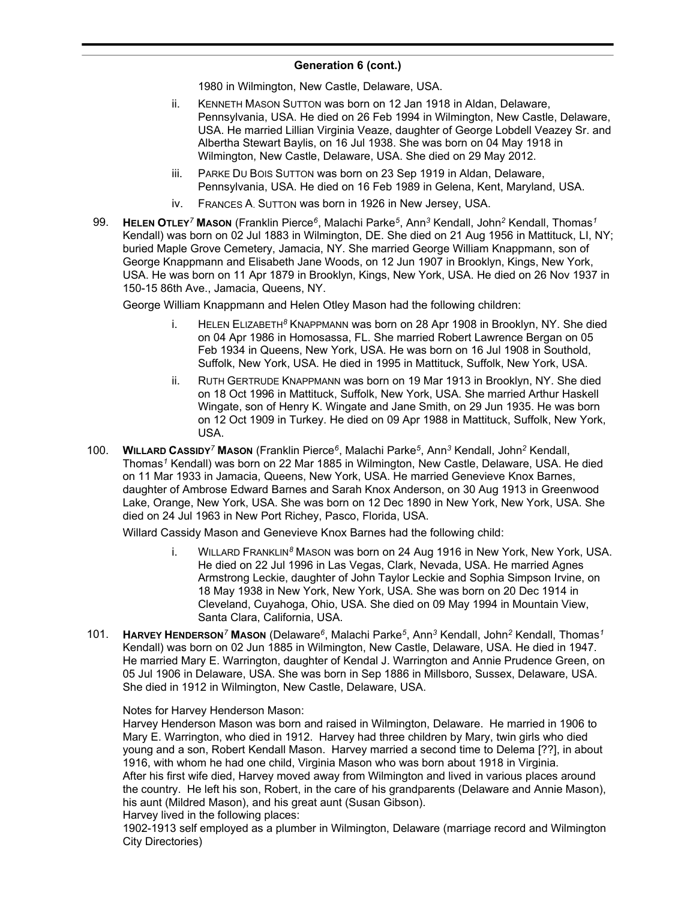## Generation 6 (cont.)

1980 in Wilmington, New Castle, Delaware, USA.

ii. KENNETH MASON SUTTON was born on 12 Jan 1918 in Aldan, Delaware, Pennsylvania, USA. He died on 26 Feb 1994 in Wilmington, New Castle, Delaware, USA. He married Lillian Virginia Veaze, daughter of George Lobdell Veazey Sr. and Albertha Stewart Baylis, on 16 Jul 1938. She was born on 04 May 1918 in Wilmington, New Castle, Delaware, USA. She died on 29 May 2012.

iii. PARKE DU BOIS SUTTON was born on 23 Sep 1919 in Aldan, Delaware, Pennsylvania, USA. He died on 16 Feb 1989 in Gelena, Kent, Maryland, USA.

iv. FRANCES A. SUTTON was born in 1926 in New Jersey, USA.

99. **HELEN OTLEY**[7] **MASON** (Franklin Pierce[6], Malachi Parke[5], Ann[3] Kendall, John[2] Kendall, Thomas[1] Kendall) was born on 02 Jul 1883 in Wilmington, DE. She died on 21 Aug 1956 in Mattituck, LI, NY; buried Maple Grove Cemetery, Jamacia, NY. She married George William Knappmann, son of George Knappmann and Elisabeth Jane Woods, on 12 Jun 1907 in Brooklyn, Kings, New York, USA. He was born on 11 Apr 1879 in Brooklyn, Kings, New York, USA. He died on 26 Nov 1937 in 150-15 86th Ave., Jamacia, Queens, NY.

George William Knappmann and Helen Otley Mason had the following children:

i. HELEN ELIZABETH[8] KNAPPMANN was born on 28 Apr 1908 in Brooklyn, NY. She died on 04 Apr 1986 in Homosassa, FL. She married Robert Lawrence Bergan on 05 Feb 1934 in Queens, New York, USA. He was born on 16 Jul 1908 in Southold, Suffolk, New York, USA. He died in 1995 in Mattituck, Suffolk, New York, USA.

ii. RUTH GERTRUDE KNAPPMANN was born on 19 Mar 1913 in Brooklyn, NY. She died on 18 Oct 1996 in Mattituck, Suffolk, New York, USA. She married Arthur Haskell Wingate, son of Henry K. Wingate and Jane Smith, on 29 Jun 1935. He was born on 12 Oct 1909 in Turkey. He died on 09 Apr 1988 in Mattituck, Suffolk, New York, USA.

100. **WILLARD CASSIDY**[7] **MASON** (Franklin Pierce[6], Malachi Parke[5], Ann[3] Kendall, John[2] Kendall, Thomas[1] Kendall) was born on 22 Mar 1885 in Wilmington, New Castle, Delaware, USA. He died on 11 Mar 1933 in Jamacia, Queens, New York, USA. He married Genevieve Knox Barnes, daughter of Ambrose Edward Barnes and Sarah Knox Anderson, on 30 Aug 1913 in Greenwood Lake, Orange, New York, USA. She was born on 12 Dec 1890 in New York, New York, USA. She died on 24 Jul 1963 in New Port Richey, Pasco, Florida, USA.

Willard Cassidy Mason and Genevieve Knox Barnes had the following child:

i. WILLARD FRANKLIN[8] MASON was born on 24 Aug 1916 in New York, New York, USA. He died on 22 Jul 1996 in Las Vegas, Clark, Nevada, USA. He married Agnes Armstrong Leckie, daughter of John Taylor Leckie and Sophia Simpson Irvine, on 18 May 1938 in New York, New York, USA. She was born on 20 Dec 1914 in Cleveland, Cuyahoga, Ohio, USA. She died on 09 May 1994 in Mountain View, Santa Clara, California, USA.

101. **HARVEY HENDERSON**[7] **MASON** (Delaware[6], Malachi Parke[5], Ann[3] Kendall, John[2] Kendall, Thomas[1] Kendall) was born on 02 Jun 1885 in Wilmington, New Castle, Delaware, USA. He died in 1947. He married Mary E. Warrington, daughter of Kendal J. Warrington and Annie Prudence Green, on 05 Jul 1906 in Delaware, USA. She was born in Sep 1886 in Millsboro, Sussex, Delaware, USA. She died in 1912 in Wilmington, New Castle, Delaware, USA.

Notes for Harvey Henderson Mason:
Harvey Henderson Mason was born and raised in Wilmington, Delaware. He married in 1906 to Mary E. Warrington, who died in 1912. Harvey had three children by Mary, twin girls who died young and a son, Robert Kendall Mason. Harvey married a second time to Delema [??], in about 1916, with whom he had one child, Virginia Mason who was born about 1918 in Virginia.
After his first wife died, Harvey moved away from Wilmington and lived in various places around the country. He left his son, Robert, in the care of his grandparents (Delaware and Annie Mason), his aunt (Mildred Mason), and his great aunt (Susan Gibson).
Harvey lived in the following places:
1902-1913 self employed as a plumber in Wilmington, Delaware (marriage record and Wilmington City Directories)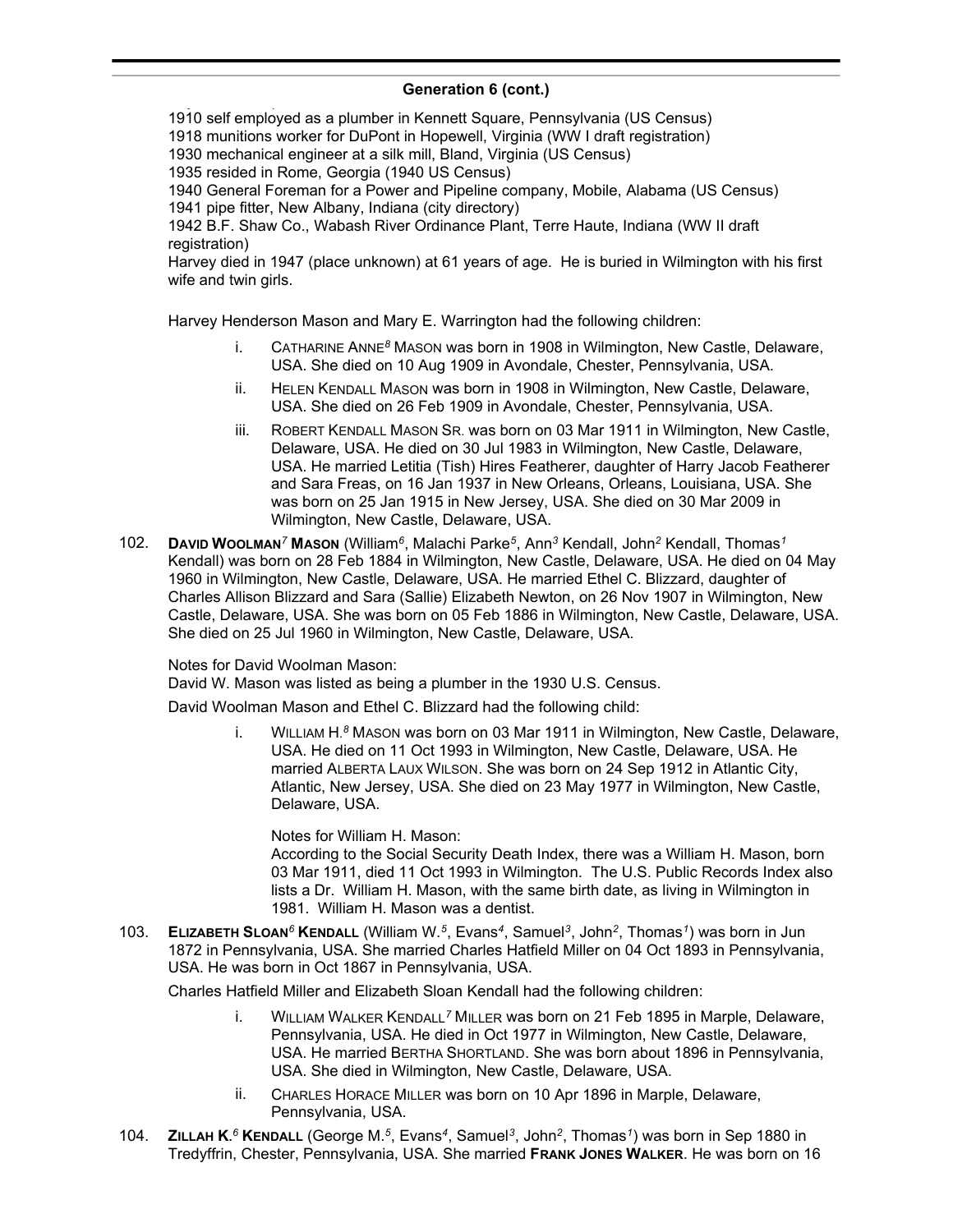## Generation 6 (cont.)

1910 self employed as a plumber in Kennett Square, Pennsylvania (US Census)
1918 munitions worker for DuPont in Hopewell, Virginia (WW I draft registration)
1930 mechanical engineer at a silk mill, Bland, Virginia (US Census)
1935 resided in Rome, Georgia (1940 US Census)
1940 General Foreman for a Power and Pipeline company, Mobile, Alabama (US Census)
1941 pipe fitter, New Albany, Indiana (city directory)
1942 B.F. Shaw Co., Wabash River Ordinance Plant, Terre Haute, Indiana (WW II draft registration)
Harvey died in 1947 (place unknown) at 61 years of age. He is buried in Wilmington with his first wife and twin girls.

Harvey Henderson Mason and Mary E. Warrington had the following children:

i. CATHARINE ANNE[8] MASON was born in 1908 in Wilmington, New Castle, Delaware, USA. She died on 10 Aug 1909 in Avondale, Chester, Pennsylvania, USA.

ii. HELEN KENDALL MASON was born in 1908 in Wilmington, New Castle, Delaware, USA. She died on 26 Feb 1909 in Avondale, Chester, Pennsylvania, USA.

iii. ROBERT KENDALL MASON SR. was born on 03 Mar 1911 in Wilmington, New Castle, Delaware, USA. He died on 30 Jul 1983 in Wilmington, New Castle, Delaware, USA. He married Letitia (Tish) Hires Featherer, daughter of Harry Jacob Featherer and Sara Freas, on 16 Jan 1937 in New Orleans, Orleans, Louisiana, USA. She was born on 25 Jan 1915 in New Jersey, USA. She died on 30 Mar 2009 in Wilmington, New Castle, Delaware, USA.

102. **DAVID WOOLMAN[7] MASON** (William[6], Malachi Parke[5], Ann[3] Kendall, John[2] Kendall, Thomas[1] Kendall) was born on 28 Feb 1884 in Wilmington, New Castle, Delaware, USA. He died on 04 May 1960 in Wilmington, New Castle, Delaware, USA. He married Ethel C. Blizzard, daughter of Charles Allison Blizzard and Sara (Sallie) Elizabeth Newton, on 26 Nov 1907 in Wilmington, New Castle, Delaware, USA. She was born on 05 Feb 1886 in Wilmington, New Castle, Delaware, USA. She died on 25 Jul 1960 in Wilmington, New Castle, Delaware, USA.

Notes for David Woolman Mason:
David W. Mason was listed as being a plumber in the 1930 U.S. Census.

David Woolman Mason and Ethel C. Blizzard had the following child:

i. WILLIAM H.[8] MASON was born on 03 Mar 1911 in Wilmington, New Castle, Delaware, USA. He died on 11 Oct 1993 in Wilmington, New Castle, Delaware, USA. He married ALBERTA LAUX WILSON. She was born on 24 Sep 1912 in Atlantic City, Atlantic, New Jersey, USA. She died on 23 May 1977 in Wilmington, New Castle, Delaware, USA.

Notes for William H. Mason:
According to the Social Security Death Index, there was a William H. Mason, born 03 Mar 1911, died 11 Oct 1993 in Wilmington. The U.S. Public Records Index also lists a Dr. William H. Mason, with the same birth date, as living in Wilmington in 1981. William H. Mason was a dentist.

103. **ELIZABETH SLOAN[6] KENDALL** (William W.[5], Evans[4], Samuel[3], John[2], Thomas[1]) was born in Jun 1872 in Pennsylvania, USA. She married Charles Hatfield Miller on 04 Oct 1893 in Pennsylvania, USA. He was born in Oct 1867 in Pennsylvania, USA.

Charles Hatfield Miller and Elizabeth Sloan Kendall had the following children:

i. WILLIAM WALKER KENDALL[7] MILLER was born on 21 Feb 1895 in Marple, Delaware, Pennsylvania, USA. He died in Oct 1977 in Wilmington, New Castle, Delaware, USA. He married BERTHA SHORTLAND. She was born about 1896 in Pennsylvania, USA. She died in Wilmington, New Castle, Delaware, USA.

ii. CHARLES HORACE MILLER was born on 10 Apr 1896 in Marple, Delaware, Pennsylvania, USA.

104. **ZILLAH K.[6] KENDALL** (George M.[5], Evans[4], Samuel[3], John[2], Thomas[1]) was born in Sep 1880 in Tredyffrin, Chester, Pennsylvania, USA. She married **FRANK JONES WALKER**. He was born on 16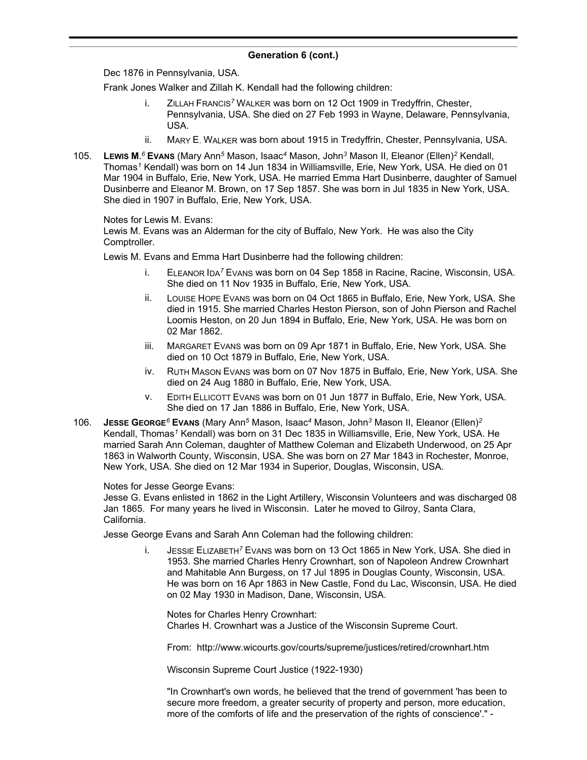## Generation 6 (cont.)

Dec 1876 in Pennsylvania, USA.

Frank Jones Walker and Zillah K. Kendall had the following children:

- i. ZILLAH FRANCIS[7] WALKER was born on 12 Oct 1909 in Tredyffrin, Chester, Pennsylvania, USA. She died on 27 Feb 1993 in Wayne, Delaware, Pennsylvania, USA.
- ii. MARY E. WALKER was born about 1915 in Tredyffrin, Chester, Pennsylvania, USA.

105. **LEWIS M.[6] EVANS** (Mary Ann[5] Mason, Isaac[4] Mason, John[3] Mason II, Eleanor (Ellen)[2] Kendall, Thomas[1] Kendall) was born on 14 Jun 1834 in Williamsville, Erie, New York, USA. He died on 01 Mar 1904 in Buffalo, Erie, New York, USA. He married Emma Hart Dusinberre, daughter of Samuel Dusinberre and Eleanor M. Brown, on 17 Sep 1857. She was born in Jul 1835 in New York, USA. She died in 1907 in Buffalo, Erie, New York, USA.

Notes for Lewis M. Evans:
Lewis M. Evans was an Alderman for the city of Buffalo, New York. He was also the City Comptroller.

Lewis M. Evans and Emma Hart Dusinberre had the following children:

- i. ELEANOR IDA[7] EVANS was born on 04 Sep 1858 in Racine, Racine, Wisconsin, USA. She died on 11 Nov 1935 in Buffalo, Erie, New York, USA.
- ii. LOUISE HOPE EVANS was born on 04 Oct 1865 in Buffalo, Erie, New York, USA. She died in 1915. She married Charles Heston Pierson, son of John Pierson and Rachel Loomis Heston, on 20 Jun 1894 in Buffalo, Erie, New York, USA. He was born on 02 Mar 1862.
- iii. MARGARET EVANS was born on 09 Apr 1871 in Buffalo, Erie, New York, USA. She died on 10 Oct 1879 in Buffalo, Erie, New York, USA.
- iv. RUTH MASON EVANS was born on 07 Nov 1875 in Buffalo, Erie, New York, USA. She died on 24 Aug 1880 in Buffalo, Erie, New York, USA.
- v. EDITH ELLICOTT EVANS was born on 01 Jun 1877 in Buffalo, Erie, New York, USA. She died on 17 Jan 1886 in Buffalo, Erie, New York, USA.

106. **JESSE GEORGE[6] EVANS** (Mary Ann[5] Mason, Isaac[4] Mason, John[3] Mason II, Eleanor (Ellen)[2] Kendall, Thomas[1] Kendall) was born on 31 Dec 1835 in Williamsville, Erie, New York, USA. He married Sarah Ann Coleman, daughter of Matthew Coleman and Elizabeth Underwood, on 25 Apr 1863 in Walworth County, Wisconsin, USA. She was born on 27 Mar 1843 in Rochester, Monroe, New York, USA. She died on 12 Mar 1934 in Superior, Douglas, Wisconsin, USA.

Notes for Jesse George Evans:
Jesse G. Evans enlisted in 1862 in the Light Artillery, Wisconsin Volunteers and was discharged 08 Jan 1865. For many years he lived in Wisconsin. Later he moved to Gilroy, Santa Clara, California.

Jesse George Evans and Sarah Ann Coleman had the following children:

- i. JESSIE ELIZABETH[7] EVANS was born on 13 Oct 1865 in New York, USA. She died in 1953. She married Charles Henry Crownhart, son of Napoleon Andrew Crownhart and Mahitable Ann Burgess, on 17 Jul 1895 in Douglas County, Wisconsin, USA. He was born on 16 Apr 1863 in New Castle, Fond du Lac, Wisconsin, USA. He died on 02 May 1930 in Madison, Dane, Wisconsin, USA.

  Notes for Charles Henry Crownhart:
  Charles H. Crownhart was a Justice of the Wisconsin Supreme Court.

  From: http://www.wicourts.gov/courts/supreme/justices/retired/crownhart.htm

  Wisconsin Supreme Court Justice (1922-1930)

  "In Crownhart's own words, he believed that the trend of government 'has been to secure more freedom, a greater security of property and person, more education, more of the comforts of life and the preservation of the rights of conscience'." -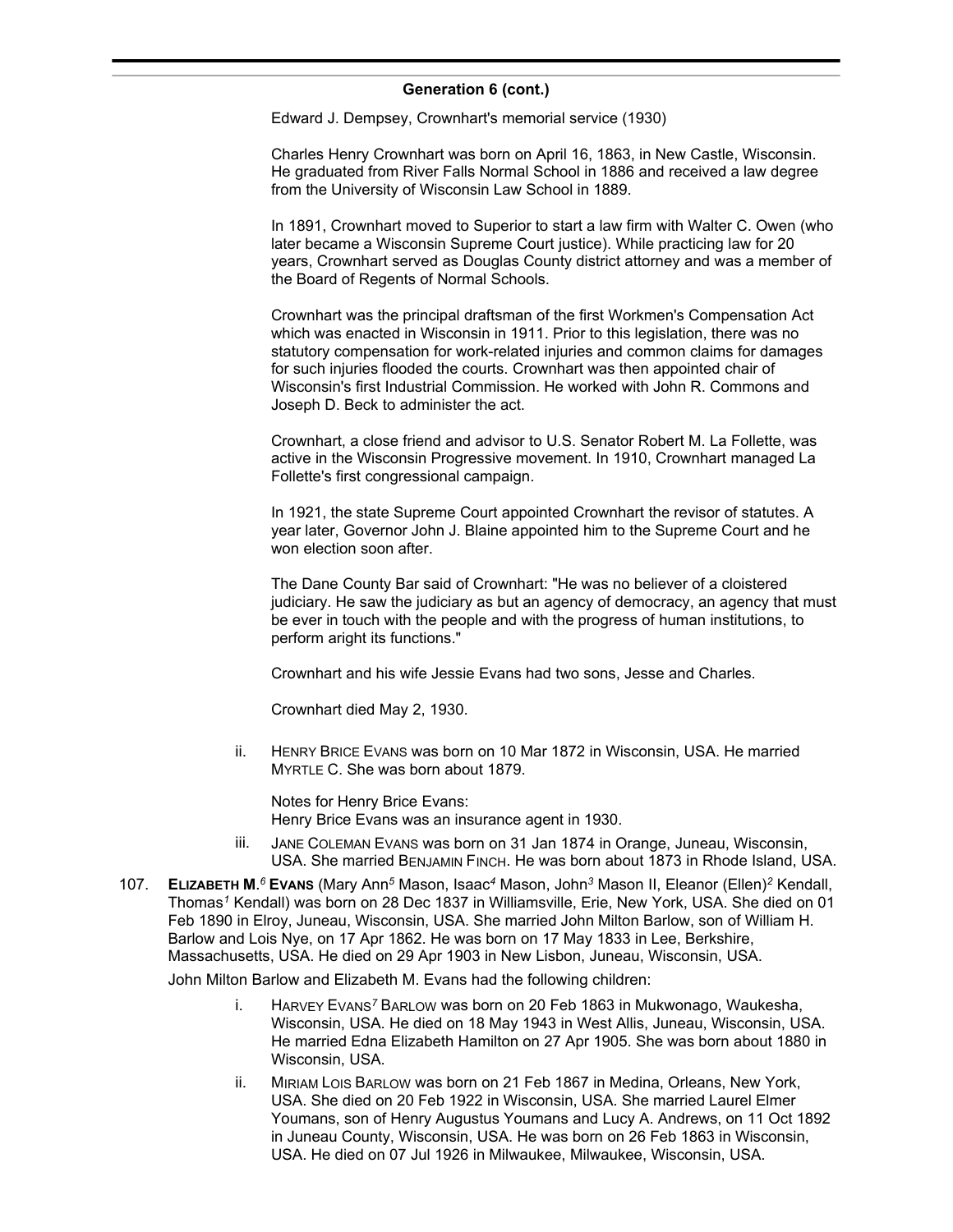## Generation 6 (cont.)

Edward J. Dempsey, Crownhart's memorial service (1930)

Charles Henry Crownhart was born on April 16, 1863, in New Castle, Wisconsin. He graduated from River Falls Normal School in 1886 and received a law degree from the University of Wisconsin Law School in 1889.

In 1891, Crownhart moved to Superior to start a law firm with Walter C. Owen (who later became a Wisconsin Supreme Court justice). While practicing law for 20 years, Crownhart served as Douglas County district attorney and was a member of the Board of Regents of Normal Schools.

Crownhart was the principal draftsman of the first Workmen's Compensation Act which was enacted in Wisconsin in 1911. Prior to this legislation, there was no statutory compensation for work-related injuries and common claims for damages for such injuries flooded the courts. Crownhart was then appointed chair of Wisconsin's first Industrial Commission. He worked with John R. Commons and Joseph D. Beck to administer the act.

Crownhart, a close friend and advisor to U.S. Senator Robert M. La Follette, was active in the Wisconsin Progressive movement. In 1910, Crownhart managed La Follette's first congressional campaign.

In 1921, the state Supreme Court appointed Crownhart the revisor of statutes. A year later, Governor John J. Blaine appointed him to the Supreme Court and he won election soon after.

The Dane County Bar said of Crownhart: "He was no believer of a cloistered judiciary. He saw the judiciary as but an agency of democracy, an agency that must be ever in touch with the people and with the progress of human institutions, to perform aright its functions."

Crownhart and his wife Jessie Evans had two sons, Jesse and Charles.

Crownhart died May 2, 1930.

ii. HENRY BRICE EVANS was born on 10 Mar 1872 in Wisconsin, USA. He married MYRTLE C. She was born about 1879.

Notes for Henry Brice Evans:
Henry Brice Evans was an insurance agent in 1930.

iii. JANE COLEMAN EVANS was born on 31 Jan 1874 in Orange, Juneau, Wisconsin, USA. She married BENJAMIN FINCH. He was born about 1873 in Rhode Island, USA.

107. **ELIZABETH M.[6] EVANS** (Mary Ann[5] Mason, Isaac[4] Mason, John[3] Mason II, Eleanor (Ellen)[2] Kendall, Thomas[1] Kendall) was born on 28 Dec 1837 in Williamsville, Erie, New York, USA. She died on 01 Feb 1890 in Elroy, Juneau, Wisconsin, USA. She married John Milton Barlow, son of William H. Barlow and Lois Nye, on 17 Apr 1862. He was born on 17 May 1833 in Lee, Berkshire, Massachusetts, USA. He died on 29 Apr 1903 in New Lisbon, Juneau, Wisconsin, USA.

John Milton Barlow and Elizabeth M. Evans had the following children:

i. HARVEY EVANS[7] BARLOW was born on 20 Feb 1863 in Mukwonago, Waukesha, Wisconsin, USA. He died on 18 May 1943 in West Allis, Juneau, Wisconsin, USA. He married Edna Elizabeth Hamilton on 27 Apr 1905. She was born about 1880 in Wisconsin, USA.

ii. MIRIAM LOIS BARLOW was born on 21 Feb 1867 in Medina, Orleans, New York, USA. She died on 20 Feb 1922 in Wisconsin, USA. She married Laurel Elmer Youmans, son of Henry Augustus Youmans and Lucy A. Andrews, on 11 Oct 1892 in Juneau County, Wisconsin, USA. He was born on 26 Feb 1863 in Wisconsin, USA. He died on 07 Jul 1926 in Milwaukee, Milwaukee, Wisconsin, USA.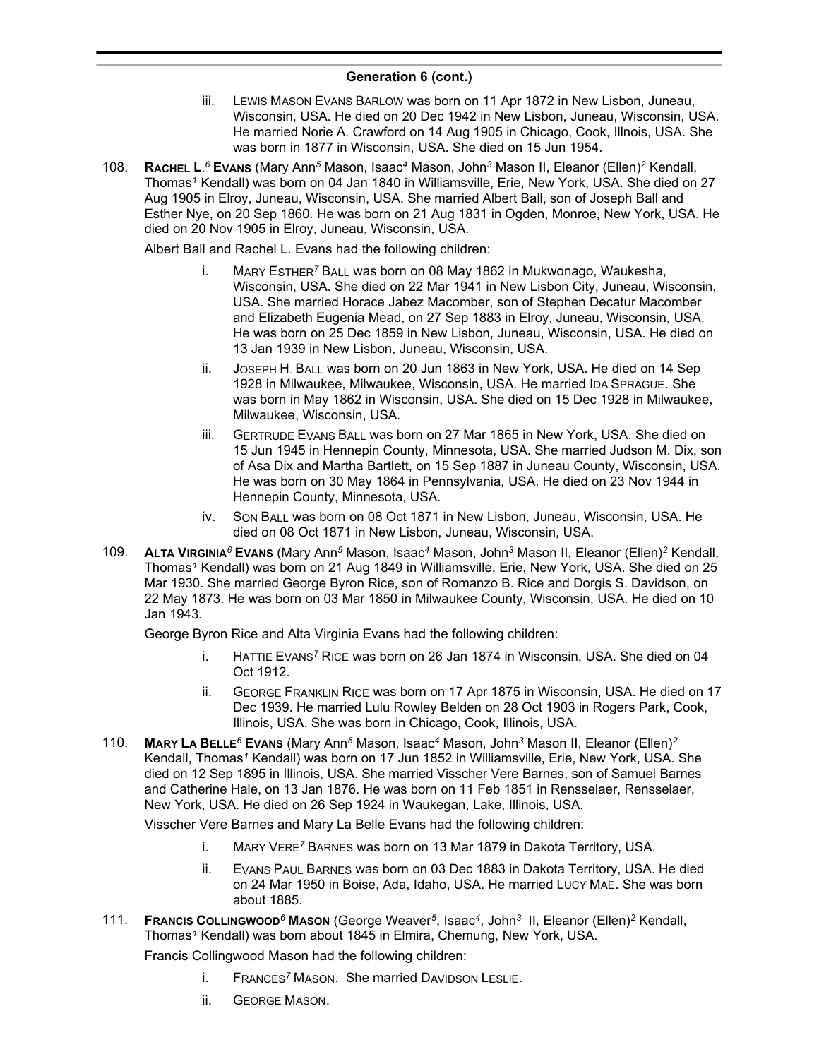## Generation 6 (cont.)

iii. Lewis Mason Evans Barlow was born on 11 Apr 1872 in New Lisbon, Juneau, Wisconsin, USA. He died on 20 Dec 1942 in New Lisbon, Juneau, Wisconsin, USA. He married Norie A. Crawford on 14 Aug 1905 in Chicago, Cook, Illnois, USA. She was born in 1877 in Wisconsin, USA. She died on 15 Jun 1954.

108. **Rachel L.**[6] **Evans** (Mary Ann[5] Mason, Isaac[4] Mason, John[3] Mason II, Eleanor (Ellen)[2] Kendall, Thomas[1] Kendall) was born on 04 Jan 1840 in Williamsville, Erie, New York, USA. She died on 27 Aug 1905 in Elroy, Juneau, Wisconsin, USA. She married Albert Ball, son of Joseph Ball and Esther Nye, on 20 Sep 1860. He was born on 21 Aug 1831 in Ogden, Monroe, New York, USA. He died on 20 Nov 1905 in Elroy, Juneau, Wisconsin, USA.

Albert Ball and Rachel L. Evans had the following children:

i. Mary Esther[7] Ball was born on 08 May 1862 in Mukwonago, Waukesha, Wisconsin, USA. She died on 22 Mar 1941 in New Lisbon City, Juneau, Wisconsin, USA. She married Horace Jabez Macomber, son of Stephen Decatur Macomber and Elizabeth Eugenia Mead, on 27 Sep 1883 in Elroy, Juneau, Wisconsin, USA. He was born on 25 Dec 1859 in New Lisbon, Juneau, Wisconsin, USA. He died on 13 Jan 1939 in New Lisbon, Juneau, Wisconsin, USA.

ii. Joseph H. Ball was born on 20 Jun 1863 in New York, USA. He died on 14 Sep 1928 in Milwaukee, Milwaukee, Wisconsin, USA. He married Ida Sprague. She was born in May 1862 in Wisconsin, USA. She died on 15 Dec 1928 in Milwaukee, Milwaukee, Wisconsin, USA.

iii. Gertrude Evans Ball was born on 27 Mar 1865 in New York, USA. She died on 15 Jun 1945 in Hennepin County, Minnesota, USA. She married Judson M. Dix, son of Asa Dix and Martha Bartlett, on 15 Sep 1887 in Juneau County, Wisconsin, USA. He was born on 30 May 1864 in Pennsylvania, USA. He died on 23 Nov 1944 in Hennepin County, Minnesota, USA.

iv. Son Ball was born on 08 Oct 1871 in New Lisbon, Juneau, Wisconsin, USA. He died on 08 Oct 1871 in New Lisbon, Juneau, Wisconsin, USA.

109. **Alta Virginia**[6] **Evans** (Mary Ann[5] Mason, Isaac[4] Mason, John[3] Mason II, Eleanor (Ellen)[2] Kendall, Thomas[1] Kendall) was born on 21 Aug 1849 in Williamsville, Erie, New York, USA. She died on 25 Mar 1930. She married George Byron Rice, son of Romanzo B. Rice and Dorgis S. Davidson, on 22 May 1873. He was born on 03 Mar 1850 in Milwaukee County, Wisconsin, USA. He died on 10 Jan 1943.

George Byron Rice and Alta Virginia Evans had the following children:

i. Hattie Evans[7] Rice was born on 26 Jan 1874 in Wisconsin, USA. She died on 04 Oct 1912.

ii. George Franklin Rice was born on 17 Apr 1875 in Wisconsin, USA. He died on 17 Dec 1939. He married Lulu Rowley Belden on 28 Oct 1903 in Rogers Park, Cook, Illinois, USA. She was born in Chicago, Cook, Illinois, USA.

110. **Mary La Belle**[6] **Evans** (Mary Ann[5] Mason, Isaac[4] Mason, John[3] Mason II, Eleanor (Ellen)[2] Kendall, Thomas[1] Kendall) was born on 17 Jun 1852 in Williamsville, Erie, New York, USA. She died on 12 Sep 1895 in Illinois, USA. She married Visscher Vere Barnes, son of Samuel Barnes and Catherine Hale, on 13 Jan 1876. He was born on 11 Feb 1851 in Rensselaer, Rensselaer, New York, USA. He died on 26 Sep 1924 in Waukegan, Lake, Illinois, USA.

Visscher Vere Barnes and Mary La Belle Evans had the following children:

i. Mary Vere[7] Barnes was born on 13 Mar 1879 in Dakota Territory, USA.

ii. Evans Paul Barnes was born on 03 Dec 1883 in Dakota Territory, USA. He died on 24 Mar 1950 in Boise, Ada, Idaho, USA. He married Lucy Mae. She was born about 1885.

111. **Francis Collingwood**[6] **Mason** (George Weaver[5], Isaac[4], John[3] II, Eleanor (Ellen)[2] Kendall, Thomas[1] Kendall) was born about 1845 in Elmira, Chemung, New York, USA.

Francis Collingwood Mason had the following children:

i. Frances[7] Mason. She married Davidson Leslie.

ii. George Mason.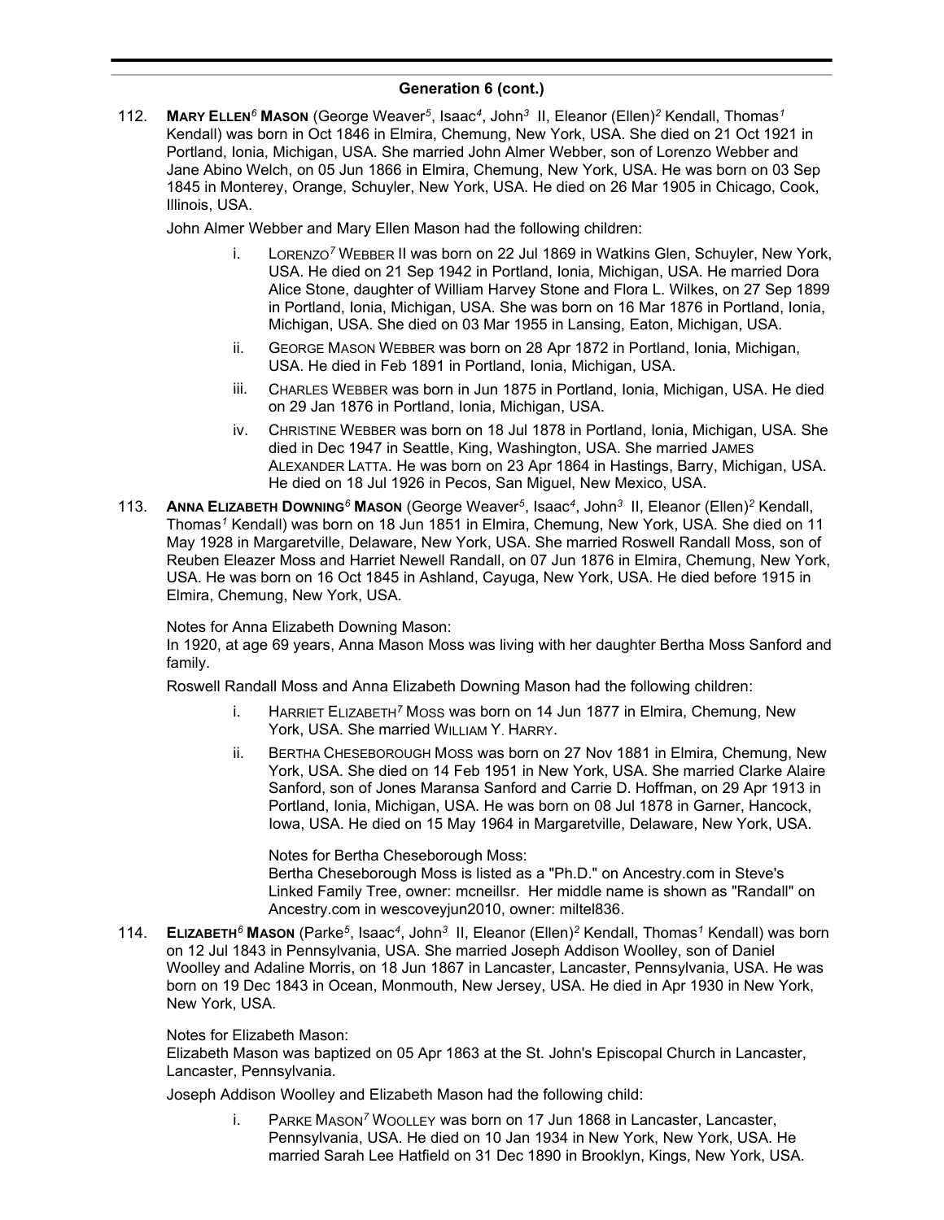## Generation 6 (cont.)

112. **Mary Ellen**[6] **Mason** (George Weaver[5], Isaac[4], John[3] II, Eleanor (Ellen)[2] Kendall, Thomas[1] Kendall) was born in Oct 1846 in Elmira, Chemung, New York, USA. She died on 21 Oct 1921 in Portland, Ionia, Michigan, USA. She married John Almer Webber, son of Lorenzo Webber and Jane Abino Welch, on 05 Jun 1866 in Elmira, Chemung, New York, USA. He was born on 03 Sep 1845 in Monterey, Orange, Schuyler, New York, USA. He died on 26 Mar 1905 in Chicago, Cook, Illinois, USA.

    John Almer Webber and Mary Ellen Mason had the following children:

    i. Lorenzo[7] Webber II was born on 22 Jul 1869 in Watkins Glen, Schuyler, New York, USA. He died on 21 Sep 1942 in Portland, Ionia, Michigan, USA. He married Dora Alice Stone, daughter of William Harvey Stone and Flora L. Wilkes, on 27 Sep 1899 in Portland, Ionia, Michigan, USA. She was born on 16 Mar 1876 in Portland, Ionia, Michigan, USA. She died on 03 Mar 1955 in Lansing, Eaton, Michigan, USA.

    ii. George Mason Webber was born on 28 Apr 1872 in Portland, Ionia, Michigan, USA. He died in Feb 1891 in Portland, Ionia, Michigan, USA.

    iii. Charles Webber was born in Jun 1875 in Portland, Ionia, Michigan, USA. He died on 29 Jan 1876 in Portland, Ionia, Michigan, USA.

    iv. Christine Webber was born on 18 Jul 1878 in Portland, Ionia, Michigan, USA. She died in Dec 1947 in Seattle, King, Washington, USA. She married James Alexander Latta. He was born on 23 Apr 1864 in Hastings, Barry, Michigan, USA. He died on 18 Jul 1926 in Pecos, San Miguel, New Mexico, USA.

113. **Anna Elizabeth Downing**[6] **Mason** (George Weaver[5], Isaac[4], John[3] II, Eleanor (Ellen)[2] Kendall, Thomas[1] Kendall) was born on 18 Jun 1851 in Elmira, Chemung, New York, USA. She died on 11 May 1928 in Margaretville, Delaware, New York, USA. She married Roswell Randall Moss, son of Reuben Eleazer Moss and Harriet Newell Randall, on 07 Jun 1876 in Elmira, Chemung, New York, USA. He was born on 16 Oct 1845 in Ashland, Cayuga, New York, USA. He died before 1915 in Elmira, Chemung, New York, USA.

    Notes for Anna Elizabeth Downing Mason:
    In 1920, at age 69 years, Anna Mason Moss was living with her daughter Bertha Moss Sanford and family.

    Roswell Randall Moss and Anna Elizabeth Downing Mason had the following children:

    i. Harriet Elizabeth[7] Moss was born on 14 Jun 1877 in Elmira, Chemung, New York, USA. She married William Y. Harry.

    ii. Bertha Cheseborough Moss was born on 27 Nov 1881 in Elmira, Chemung, New York, USA. She died on 14 Feb 1951 in New York, USA. She married Clarke Alaire Sanford, son of Jones Maransa Sanford and Carrie D. Hoffman, on 29 Apr 1913 in Portland, Ionia, Michigan, USA. He was born on 08 Jul 1878 in Garner, Hancock, Iowa, USA. He died on 15 May 1964 in Margaretville, Delaware, New York, USA.

        Notes for Bertha Cheseborough Moss:
        Bertha Cheseborough Moss is listed as a "Ph.D." on Ancestry.com in Steve's Linked Family Tree, owner: mcneillsr. Her middle name is shown as "Randall" on Ancestry.com in wescoveyjun2010, owner: miltel836.

114. **Elizabeth**[6] **Mason** (Parke[5], Isaac[4], John[3] II, Eleanor (Ellen)[2] Kendall, Thomas[1] Kendall) was born on 12 Jul 1843 in Pennsylvania, USA. She married Joseph Addison Woolley, son of Daniel Woolley and Adaline Morris, on 18 Jun 1867 in Lancaster, Lancaster, Pennsylvania, USA. He was born on 19 Dec 1843 in Ocean, Monmouth, New Jersey, USA. He died in Apr 1930 in New York, New York, USA.

    Notes for Elizabeth Mason:
    Elizabeth Mason was baptized on 05 Apr 1863 at the St. John's Episcopal Church in Lancaster, Lancaster, Pennsylvania.

    Joseph Addison Woolley and Elizabeth Mason had the following child:

    i. Parke Mason[7] Woolley was born on 17 Jun 1868 in Lancaster, Lancaster, Pennsylvania, USA. He died on 10 Jan 1934 in New York, New York, USA. He married Sarah Lee Hatfield on 31 Dec 1890 in Brooklyn, Kings, New York, USA.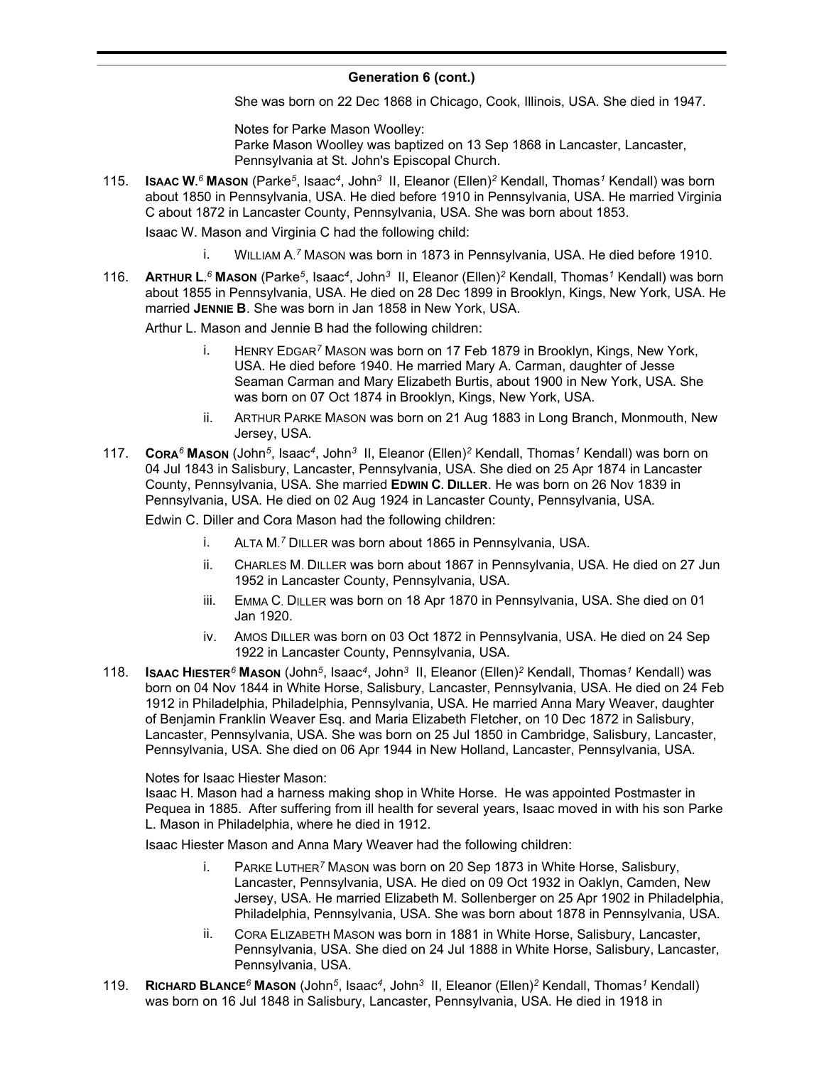## Generation 6 (cont.)

She was born on 22 Dec 1868 in Chicago, Cook, Illinois, USA. She died in 1947.

Notes for Parke Mason Woolley:
Parke Mason Woolley was baptized on 13 Sep 1868 in Lancaster, Lancaster, Pennsylvania at St. John's Episcopal Church.

115. **Isaac W.[6] Mason** (Parke[5], Isaac[4], John[3] II, Eleanor (Ellen)[2] Kendall, Thomas[1] Kendall) was born about 1850 in Pennsylvania, USA. He died before 1910 in Pennsylvania, USA. He married Virginia C about 1872 in Lancaster County, Pennsylvania, USA. She was born about 1853.

Isaac W. Mason and Virginia C had the following child:

i. William A.[7] Mason was born in 1873 in Pennsylvania, USA. He died before 1910.

116. **Arthur L.[6] Mason** (Parke[5], Isaac[4], John[3] II, Eleanor (Ellen)[2] Kendall, Thomas[1] Kendall) was born about 1855 in Pennsylvania, USA. He died on 28 Dec 1899 in Brooklyn, Kings, New York, USA. He married **Jennie B**. She was born in Jan 1858 in New York, USA.

Arthur L. Mason and Jennie B had the following children:

i. Henry Edgar[7] Mason was born on 17 Feb 1879 in Brooklyn, Kings, New York, USA. He died before 1940. He married Mary A. Carman, daughter of Jesse Seaman Carman and Mary Elizabeth Burtis, about 1900 in New York, USA. She was born on 07 Oct 1874 in Brooklyn, Kings, New York, USA.

ii. Arthur Parke Mason was born on 21 Aug 1883 in Long Branch, Monmouth, New Jersey, USA.

117. **Cora[6] Mason** (John[5], Isaac[4], John[3] II, Eleanor (Ellen)[2] Kendall, Thomas[1] Kendall) was born on 04 Jul 1843 in Salisbury, Lancaster, Pennsylvania, USA. She died on 25 Apr 1874 in Lancaster County, Pennsylvania, USA. She married **Edwin C. Diller**. He was born on 26 Nov 1839 in Pennsylvania, USA. He died on 02 Aug 1924 in Lancaster County, Pennsylvania, USA.

Edwin C. Diller and Cora Mason had the following children:

i. Alta M.[7] Diller was born about 1865 in Pennsylvania, USA.

ii. Charles M. Diller was born about 1867 in Pennsylvania, USA. He died on 27 Jun 1952 in Lancaster County, Pennsylvania, USA.

iii. Emma C. Diller was born on 18 Apr 1870 in Pennsylvania, USA. She died on 01 Jan 1920.

iv. Amos Diller was born on 03 Oct 1872 in Pennsylvania, USA. He died on 24 Sep 1922 in Lancaster County, Pennsylvania, USA.

118. **Isaac Hiester[6] Mason** (John[5], Isaac[4], John[3] II, Eleanor (Ellen)[2] Kendall, Thomas[1] Kendall) was born on 04 Nov 1844 in White Horse, Salisbury, Lancaster, Pennsylvania, USA. He died on 24 Feb 1912 in Philadelphia, Philadelphia, Pennsylvania, USA. He married Anna Mary Weaver, daughter of Benjamin Franklin Weaver Esq. and Maria Elizabeth Fletcher, on 10 Dec 1872 in Salisbury, Lancaster, Pennsylvania, USA. She was born on 25 Jul 1850 in Cambridge, Salisbury, Lancaster, Pennsylvania, USA. She died on 06 Apr 1944 in New Holland, Lancaster, Pennsylvania, USA.

Notes for Isaac Hiester Mason:
Isaac H. Mason had a harness making shop in White Horse. He was appointed Postmaster in Pequea in 1885. After suffering from ill health for several years, Isaac moved in with his son Parke L. Mason in Philadelphia, where he died in 1912.

Isaac Hiester Mason and Anna Mary Weaver had the following children:

i. Parke Luther[7] Mason was born on 20 Sep 1873 in White Horse, Salisbury, Lancaster, Pennsylvania, USA. He died on 09 Oct 1932 in Oaklyn, Camden, New Jersey, USA. He married Elizabeth M. Sollenberger on 25 Apr 1902 in Philadelphia, Philadelphia, Pennsylvania, USA. She was born about 1878 in Pennsylvania, USA.

ii. Cora Elizabeth Mason was born in 1881 in White Horse, Salisbury, Lancaster, Pennsylvania, USA. She died on 24 Jul 1888 in White Horse, Salisbury, Lancaster, Pennsylvania, USA.

119. **Richard Blance[6] Mason** (John[5], Isaac[4], John[3] II, Eleanor (Ellen)[2] Kendall, Thomas[1] Kendall) was born on 16 Jul 1848 in Salisbury, Lancaster, Pennsylvania, USA. He died in 1918 in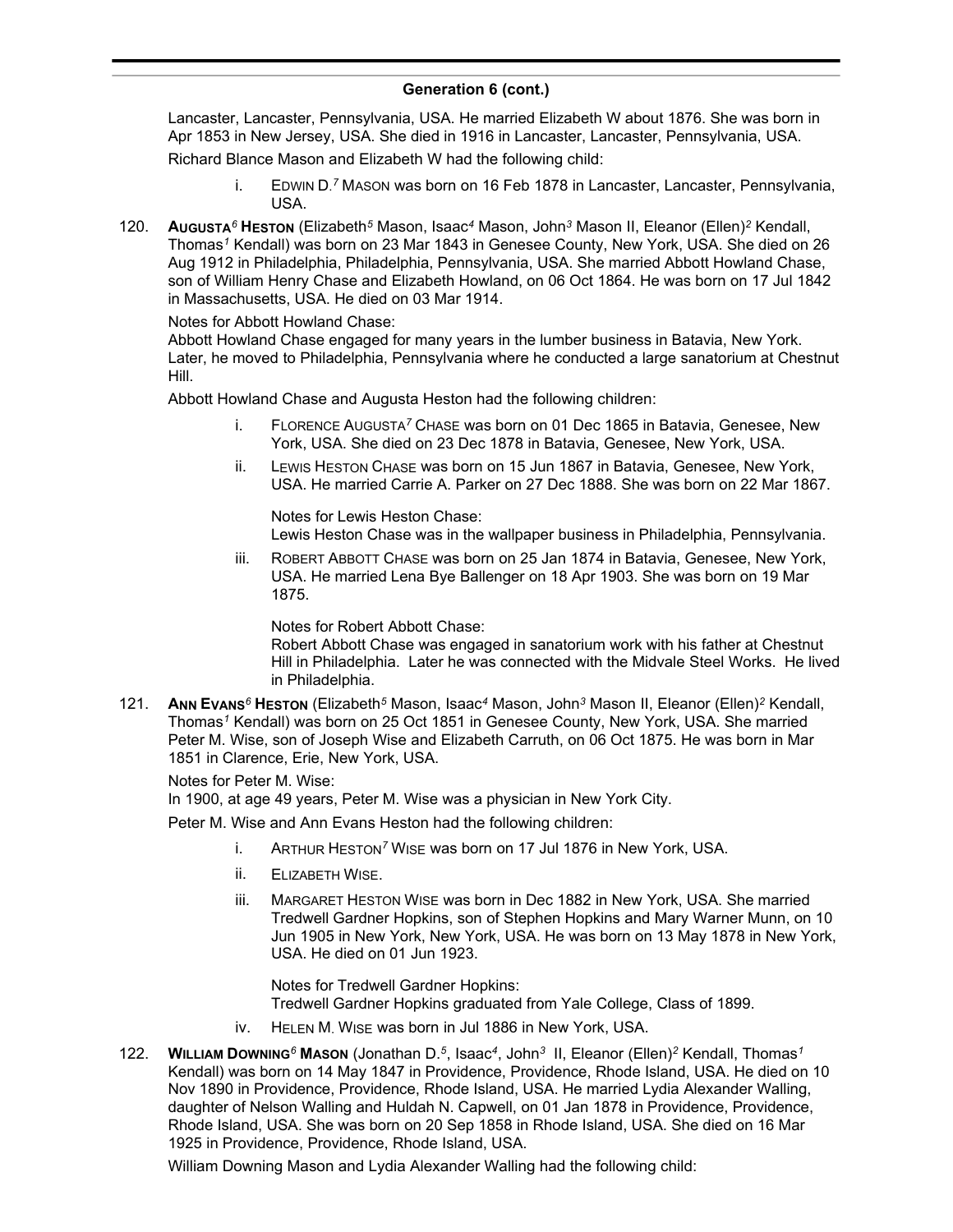## Generation 6 (cont.)

Lancaster, Lancaster, Pennsylvania, USA. He married Elizabeth W about 1876. She was born in Apr 1853 in New Jersey, USA. She died in 1916 in Lancaster, Lancaster, Pennsylvania, USA.

Richard Blance Mason and Elizabeth W had the following child:

i. EDWIN D.[7] MASON was born on 16 Feb 1878 in Lancaster, Lancaster, Pennsylvania, USA.

120. **AUGUSTA[6] HESTON** (Elizabeth[5] Mason, Isaac[4] Mason, John[3] Mason II, Eleanor (Ellen)[2] Kendall, Thomas[1] Kendall) was born on 23 Mar 1843 in Genesee County, New York, USA. She died on 26 Aug 1912 in Philadelphia, Philadelphia, Pennsylvania, USA. She married Abbott Howland Chase, son of William Henry Chase and Elizabeth Howland, on 06 Oct 1864. He was born on 17 Jul 1842 in Massachusetts, USA. He died on 03 Mar 1914.

Notes for Abbott Howland Chase:
Abbott Howland Chase engaged for many years in the lumber business in Batavia, New York. Later, he moved to Philadelphia, Pennsylvania where he conducted a large sanatorium at Chestnut Hill.

Abbott Howland Chase and Augusta Heston had the following children:

i. FLORENCE AUGUSTA[7] CHASE was born on 01 Dec 1865 in Batavia, Genesee, New York, USA. She died on 23 Dec 1878 in Batavia, Genesee, New York, USA.

ii. LEWIS HESTON CHASE was born on 15 Jun 1867 in Batavia, Genesee, New York, USA. He married Carrie A. Parker on 27 Dec 1888. She was born on 22 Mar 1867.

Notes for Lewis Heston Chase:
Lewis Heston Chase was in the wallpaper business in Philadelphia, Pennsylvania.

iii. ROBERT ABBOTT CHASE was born on 25 Jan 1874 in Batavia, Genesee, New York, USA. He married Lena Bye Ballenger on 18 Apr 1903. She was born on 19 Mar 1875.

Notes for Robert Abbott Chase:
Robert Abbott Chase was engaged in sanatorium work with his father at Chestnut Hill in Philadelphia. Later he was connected with the Midvale Steel Works. He lived in Philadelphia.

121. **ANN EVANS[6] HESTON** (Elizabeth[5] Mason, Isaac[4] Mason, John[3] Mason II, Eleanor (Ellen)[2] Kendall, Thomas[1] Kendall) was born on 25 Oct 1851 in Genesee County, New York, USA. She married Peter M. Wise, son of Joseph Wise and Elizabeth Carruth, on 06 Oct 1875. He was born in Mar 1851 in Clarence, Erie, New York, USA.

Notes for Peter M. Wise:
In 1900, at age 49 years, Peter M. Wise was a physician in New York City.

Peter M. Wise and Ann Evans Heston had the following children:

i. ARTHUR HESTON[7] WISE was born on 17 Jul 1876 in New York, USA.

ii. ELIZABETH WISE.

iii. MARGARET HESTON WISE was born in Dec 1882 in New York, USA. She married Tredwell Gardner Hopkins, son of Stephen Hopkins and Mary Warner Munn, on 10 Jun 1905 in New York, New York, USA. He was born on 13 May 1878 in New York, USA. He died on 01 Jun 1923.

Notes for Tredwell Gardner Hopkins:
Tredwell Gardner Hopkins graduated from Yale College, Class of 1899.

iv. HELEN M. WISE was born in Jul 1886 in New York, USA.

122. **WILLIAM DOWNING[6] MASON** (Jonathan D.[5], Isaac[4], John[3] II, Eleanor (Ellen)[2] Kendall, Thomas[1] Kendall) was born on 14 May 1847 in Providence, Providence, Rhode Island, USA. He died on 10 Nov 1890 in Providence, Providence, Rhode Island, USA. He married Lydia Alexander Walling, daughter of Nelson Walling and Huldah N. Capwell, on 01 Jan 1878 in Providence, Providence, Rhode Island, USA. She was born on 20 Sep 1858 in Rhode Island, USA. She died on 16 Mar 1925 in Providence, Providence, Rhode Island, USA.

William Downing Mason and Lydia Alexander Walling had the following child: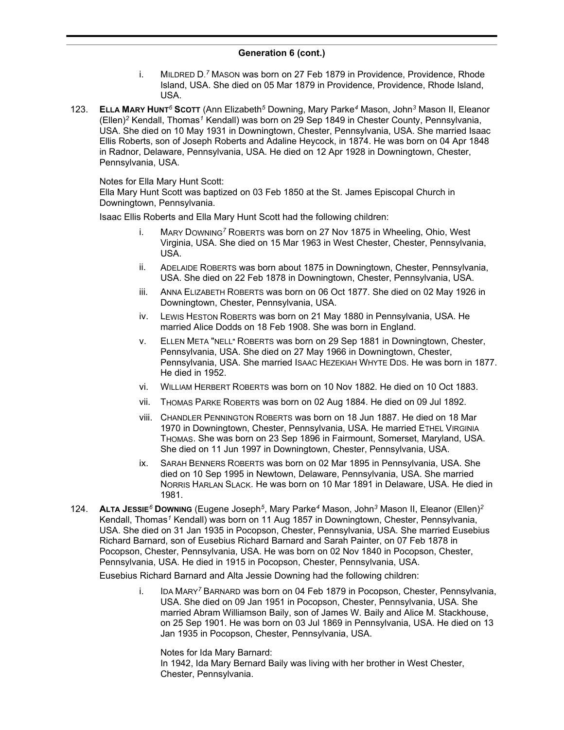## Generation 6 (cont.)

i. MILDRED D.[7] MASON was born on 27 Feb 1879 in Providence, Providence, Rhode Island, USA. She died on 05 Mar 1879 in Providence, Providence, Rhode Island, USA.

123. **ELLA MARY HUNT[6] SCOTT** (Ann Elizabeth[5] Downing, Mary Parke[4] Mason, John[3] Mason II, Eleanor (Ellen)[2] Kendall, Thomas[1] Kendall) was born on 29 Sep 1849 in Chester County, Pennsylvania, USA. She died on 10 May 1931 in Downingtown, Chester, Pennsylvania, USA. She married Isaac Ellis Roberts, son of Joseph Roberts and Adaline Heycock, in 1874. He was born on 04 Apr 1848 in Radnor, Delaware, Pennsylvania, USA. He died on 12 Apr 1928 in Downingtown, Chester, Pennsylvania, USA.

Notes for Ella Mary Hunt Scott:
Ella Mary Hunt Scott was baptized on 03 Feb 1850 at the St. James Episcopal Church in Downingtown, Pennsylvania.

Isaac Ellis Roberts and Ella Mary Hunt Scott had the following children:

i. MARY DOWNING[7] ROBERTS was born on 27 Nov 1875 in Wheeling, Ohio, West Virginia, USA. She died on 15 Mar 1963 in West Chester, Chester, Pennsylvania, USA.

ii. ADELAIDE ROBERTS was born about 1875 in Downingtown, Chester, Pennsylvania, USA. She died on 22 Feb 1878 in Downingtown, Chester, Pennsylvania, USA.

iii. ANNA ELIZABETH ROBERTS was born on 06 Oct 1877. She died on 02 May 1926 in Downingtown, Chester, Pennsylvania, USA.

iv. LEWIS HESTON ROBERTS was born on 21 May 1880 in Pennsylvania, USA. He married Alice Dodds on 18 Feb 1908. She was born in England.

v. ELLEN META "NELL" ROBERTS was born on 29 Sep 1881 in Downingtown, Chester, Pennsylvania, USA. She died on 27 May 1966 in Downingtown, Chester, Pennsylvania, USA. She married ISAAC HEZEKIAH WHYTE DDS. He was born in 1877. He died in 1952.

vi. WILLIAM HERBERT ROBERTS was born on 10 Nov 1882. He died on 10 Oct 1883.

vii. THOMAS PARKE ROBERTS was born on 02 Aug 1884. He died on 09 Jul 1892.

viii. CHANDLER PENNINGTON ROBERTS was born on 18 Jun 1887. He died on 18 Mar 1970 in Downingtown, Chester, Pennsylvania, USA. He married ETHEL VIRGINIA THOMAS. She was born on 23 Sep 1896 in Fairmount, Somerset, Maryland, USA. She died on 11 Jun 1997 in Downingtown, Chester, Pennsylvania, USA.

ix. SARAH BENNERS ROBERTS was born on 02 Mar 1895 in Pennsylvania, USA. She died on 10 Sep 1995 in Newtown, Delaware, Pennsylvania, USA. She married NORRIS HARLAN SLACK. He was born on 10 Mar 1891 in Delaware, USA. He died in 1981.

124. **ALTA JESSIE[6] DOWNING** (Eugene Joseph[5], Mary Parke[4] Mason, John[3] Mason II, Eleanor (Ellen)[2] Kendall, Thomas[1] Kendall) was born on 11 Aug 1857 in Downingtown, Chester, Pennsylvania, USA. She died on 31 Jan 1935 in Pocopson, Chester, Pennsylvania, USA. She married Eusebius Richard Barnard, son of Eusebius Richard Barnard and Sarah Painter, on 07 Feb 1878 in Pocopson, Chester, Pennsylvania, USA. He was born on 02 Nov 1840 in Pocopson, Chester, Pennsylvania, USA. He died in 1915 in Pocopson, Chester, Pennsylvania, USA.

Eusebius Richard Barnard and Alta Jessie Downing had the following children:

i. IDA MARY[7] BARNARD was born on 04 Feb 1879 in Pocopson, Chester, Pennsylvania, USA. She died on 09 Jan 1951 in Pocopson, Chester, Pennsylvania, USA. She married Abram Williamson Baily, son of James W. Baily and Alice M. Stackhouse, on 25 Sep 1901. He was born on 03 Jul 1869 in Pennsylvania, USA. He died on 13 Jan 1935 in Pocopson, Chester, Pennsylvania, USA.

Notes for Ida Mary Barnard:
In 1942, Ida Mary Bernard Baily was living with her brother in West Chester, Chester, Pennsylvania.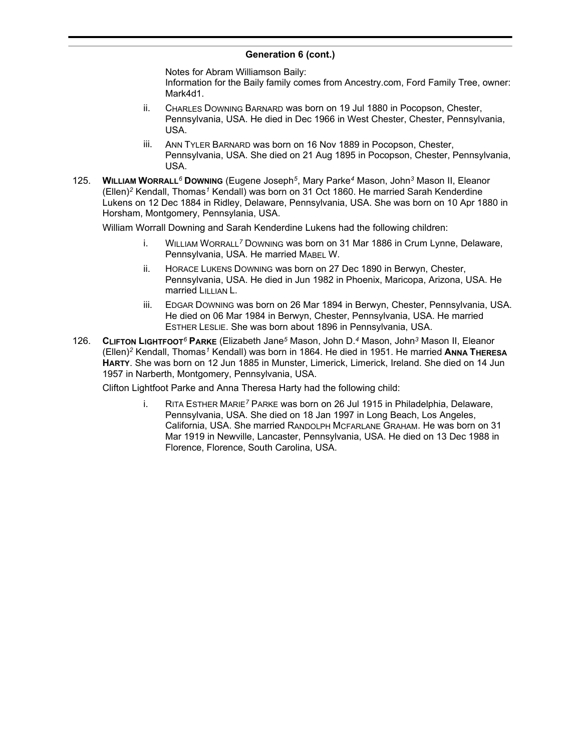## Generation 6 (cont.)

Notes for Abram Williamson Baily:
Information for the Baily family comes from Ancestry.com, Ford Family Tree, owner: Mark4d1.

- ii. CHARLES DOWNING BARNARD was born on 19 Jul 1880 in Pocopson, Chester, Pennsylvania, USA. He died in Dec 1966 in West Chester, Chester, Pennsylvania, USA.
- iii. ANN TYLER BARNARD was born on 16 Nov 1889 in Pocopson, Chester, Pennsylvania, USA. She died on 21 Aug 1895 in Pocopson, Chester, Pennsylvania, USA.

125. **WILLIAM WORRALL[6] DOWNING** (Eugene Joseph[5], Mary Parke[4] Mason, John[3] Mason II, Eleanor (Ellen)[2] Kendall, Thomas[1] Kendall) was born on 31 Oct 1860. He married Sarah Kenderdine Lukens on 12 Dec 1884 in Ridley, Delaware, Pennsylvania, USA. She was born on 10 Apr 1880 in Horsham, Montgomery, Pennsylania, USA.

William Worrall Downing and Sarah Kenderdine Lukens had the following children:

- i. WILLIAM WORRALL[7] DOWNING was born on 31 Mar 1886 in Crum Lynne, Delaware, Pennsylvania, USA. He married MABEL W.
- ii. HORACE LUKENS DOWNING was born on 27 Dec 1890 in Berwyn, Chester, Pennsylvania, USA. He died in Jun 1982 in Phoenix, Maricopa, Arizona, USA. He married LILLIAN L.
- iii. EDGAR DOWNING was born on 26 Mar 1894 in Berwyn, Chester, Pennsylvania, USA. He died on 06 Mar 1984 in Berwyn, Chester, Pennsylvania, USA. He married ESTHER LESLIE. She was born about 1896 in Pennsylvania, USA.

126. **CLIFTON LIGHTFOOT[6] PARKE** (Elizabeth Jane[5] Mason, John D.[4] Mason, John[3] Mason II, Eleanor (Ellen)[2] Kendall, Thomas[1] Kendall) was born in 1864. He died in 1951. He married **ANNA THERESA HARTY**. She was born on 12 Jun 1885 in Munster, Limerick, Limerick, Ireland. She died on 14 Jun 1957 in Narberth, Montgomery, Pennsylvania, USA.

Clifton Lightfoot Parke and Anna Theresa Harty had the following child:

- i. RITA ESTHER MARIE[7] PARKE was born on 26 Jul 1915 in Philadelphia, Delaware, Pennsylvania, USA. She died on 18 Jan 1997 in Long Beach, Los Angeles, California, USA. She married RANDOLPH MCFARLANE GRAHAM. He was born on 31 Mar 1919 in Newville, Lancaster, Pennsylvania, USA. He died on 13 Dec 1988 in Florence, Florence, South Carolina, USA.